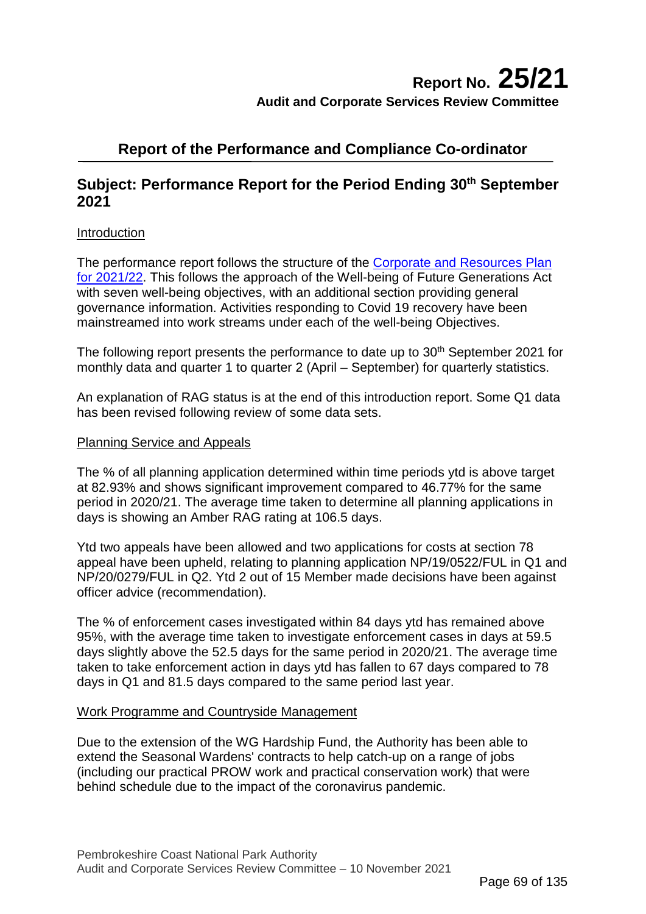# Report No. 25/21

**Audit and Corporate Services Review Committee**

## Report of the Performance and Compliance Co-ordinator

## Subject: Performance Report for the Period Ending 30th September 2021

Introduction

The performance report follows the structure of the Corporate and Resources Plan for 2021/22. This follows the approach of the Well-being of Future Generations Act with seven well-being objectives, with an additional section providing general governance information. Activities responding to Covid 19 recovery have been mainstreamed into work streams under each of the well-being Objectives.

The following report presents the performance to date up to 30th September 2021 for monthly data and quarter 1 to quarter 2 (April – September) for quarterly statistics.

An explanation of RAG status is at the end of this introduction report. Some Q1 data has been revised following review of some data sets.

Planning Service and Appeals

The % of all planning application determined within time periods ytd is above target at 82.93% and shows significant improvement compared to 46.77% for the same period in 2020/21. The average time taken to determine all planning applications in days is showing an Amber RAG rating at 106.5 days.

Ytd two appeals have been allowed and two applications for costs at section 78 appeal have been upheld, relating to planning application NP/19/0522/FUL in Q1 and NP/20/0279/FUL in Q2. Ytd 2 out of 15 Member made decisions have been against officer advice (recommendation).

The % of enforcement cases investigated within 84 days ytd has remained above 95%, with the average time taken to investigate enforcement cases in days at 59.5 days slightly above the 52.5 days for the same period in 2020/21. The average time taken to take enforcement action in days ytd has fallen to 67 days compared to 78 days in Q1 and 81.5 days compared to the same period last year.

Work Programme and Countryside Management

Due to the extension of the WG Hardship Fund, the Authority has been able to extend the Seasonal Wardens' contracts to help catch-up on a range of jobs (including our practical PROW work and practical conservation work) that were behind schedule due to the impact of the coronavirus pandemic.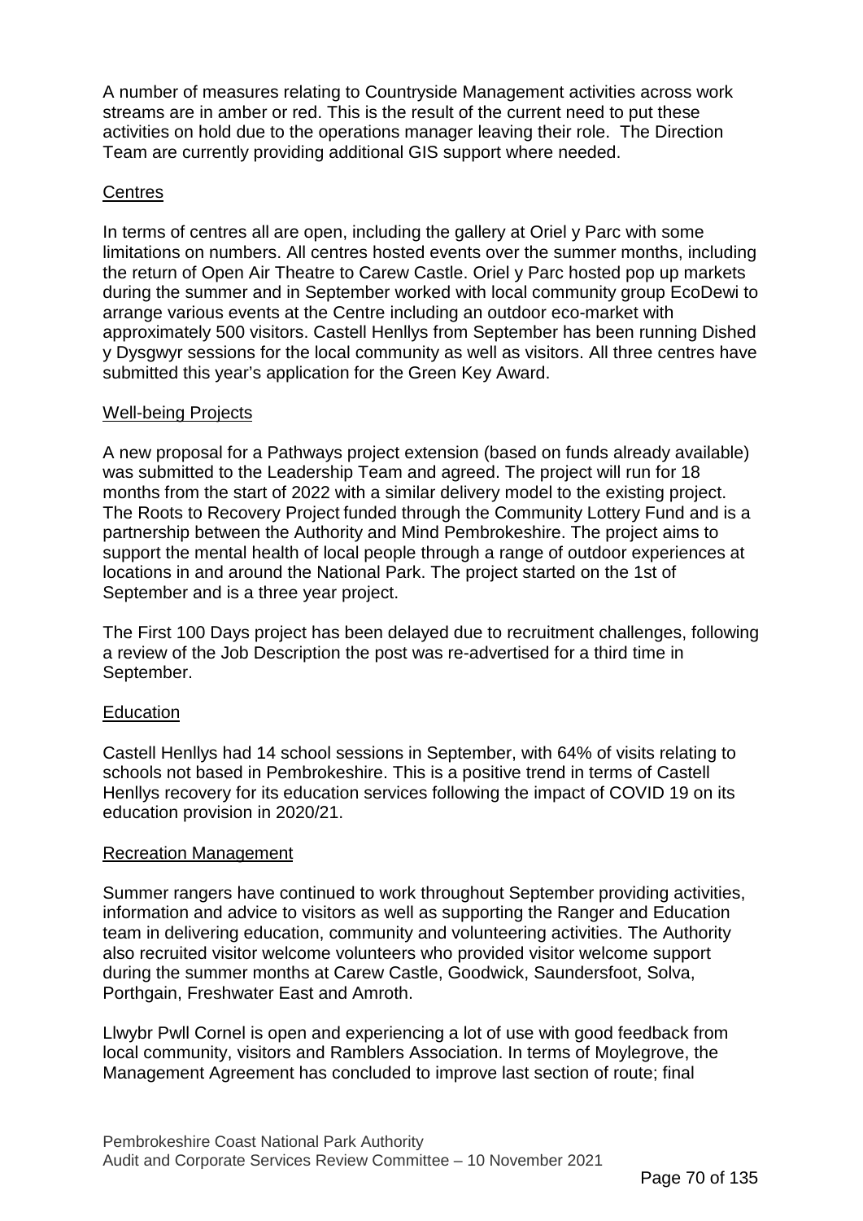A number of measures relating to Countryside Management activities across work streams are in amber or red. This is the result of the current need to put these activities on hold due to the operations manager leaving their role. The Direction Team are currently providing additional GIS support where needed.

## Centres

In terms of centres all are open, including the gallery at Oriel y Parc with some limitations on numbers. All centres hosted events over the summer months, including the return of Open Air Theatre to Carew Castle. Oriel y Parc hosted pop up markets during the summer and in September worked with local community group EcoDewi to arrange various events at the Centre including an outdoor eco-market with approximately 500 visitors. Castell Henllys from September has been running Dished y Dysgwyr sessions for the local community as well as visitors. All three centres have submitted this year's application for the Green Key Award.

## Well-being Projects

A new proposal for a Pathways project extension (based on funds already available) was submitted to the Leadership Team and agreed. The project will run for 18 months from the start of 2022 with a similar delivery model to the existing project. The Roots to Recovery Project funded through the Community Lottery Fund and is a partnership between the Authority and Mind Pembrokeshire. The project aims to support the mental health of local people through a range of outdoor experiences at locations in and around the National Park. The project started on the 1st of September and is a three year project.

The First 100 Days project has been delayed due to recruitment challenges, following a review of the Job Description the post was re-advertised for a third time in September.

## Education

Castell Henllys had 14 school sessions in September, with 64% of visits relating to schools not based in Pembrokeshire. This is a positive trend in terms of Castell Henllys recovery for its education services following the impact of COVID 19 on its education provision in 2020/21.

## Recreation Management

Summer rangers have continued to work throughout September providing activities, information and advice to visitors as well as supporting the Ranger and Education team in delivering education, community and volunteering activities. The Authority also recruited visitor welcome volunteers who provided visitor welcome support during the summer months at Carew Castle, Goodwick, Saundersfoot, Solva, Porthgain, Freshwater East and Amroth.

Llwybr Pwll Cornel is open and experiencing a lot of use with good feedback from local community, visitors and Ramblers Association. In terms of Moylegrove, the Management Agreement has concluded to improve last section of route; final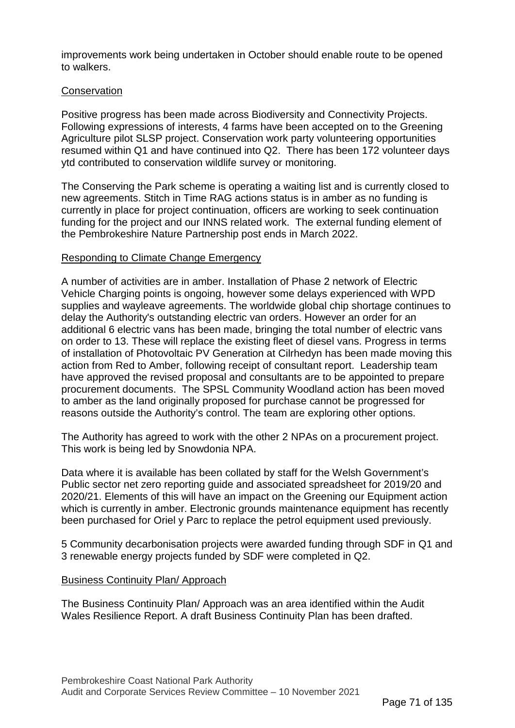improvements work being undertaken in October should enable route to be opened to walkers.

<u>Conservation</u>

Positive progress has been made across Biodiversity and Connectivity Projects. Following expressions of interests, 4 farms have been accepted on to the Greening Agriculture pilot SLSP project. Conservation work party volunteering opportunities resumed within Q1 and have continued into Q2. There has been 172 volunteer days ytd contributed to conservation wildlife survey or monitoring.

The Conserving the Park scheme is operating a waiting list and is currently closed to new agreements. Stitch in Time RAG actions status is in amber as no funding is currently in place for project continuation, officers are working to seek continuation funding for the project and our INNS related work. The external funding element of the Pembrokeshire Nature Partnership post ends in March 2022.

<u>Responding to Climate Change Emergency</u>

A number of activities are in amber. Installation of Phase 2 network of Electric Vehicle Charging points is ongoing, however some delays experienced with WPD supplies and wayleave agreements. The worldwide global chip shortage continues to delay the Authority's outstanding electric van orders. However an order for an additional 6 electric vans has been made, bringing the total number of electric vans on order to 13. These will replace the existing fleet of diesel vans. Progress in terms of installation of Photovoltaic PV Generation at Cilrhedyn has been made moving this action from Red to Amber, following receipt of consultant report. Leadership team have approved the revised proposal and consultants are to be appointed to prepare procurement documents. The SPSL Community Woodland action has been moved to amber as the land originally proposed for purchase cannot be progressed for reasons outside the Authority's control. The team are exploring other options.

The Authority has agreed to work with the other 2 NPAs on a procurement project. This work is being led by Snowdonia NPA.

Data where it is available has been collated by staff for the Welsh Government's Public sector net zero reporting guide and associated spreadsheet for 2019/20 and 2020/21. Elements of this will have an impact on the Greening our Equipment action which is currently in amber. Electronic grounds maintenance equipment has recently been purchased for Oriel y Parc to replace the petrol equipment used previously.

5 Community decarbonisation projects were awarded funding through SDF in Q1 and 3 renewable energy projects funded by SDF were completed in Q2.

<u>Business Continuity Plan/ Approach</u>

The Business Continuity Plan/ Approach was an area identified within the Audit Wales Resilience Report. A draft Business Continuity Plan has been drafted.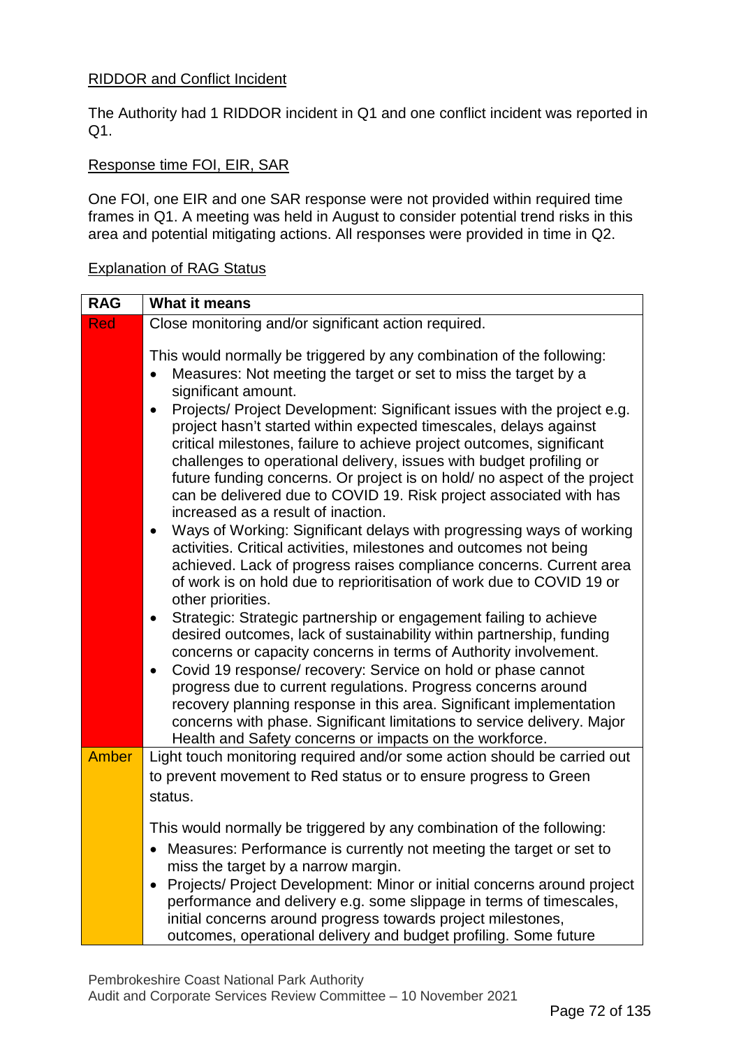<u>RIDDOR and Conflict Incident</u>

The Authority had 1 RIDDOR incident in Q1 and one conflict incident was reported in Q1.

<u>Response time FOI, EIR, SAR</u>

One FOI, one EIR and one SAR response were not provided within required time frames in Q1. A meeting was held in August to consider potential trend risks in this area and potential mitigating actions. All responses were provided in time in Q2.

<u>Explanation of RAG Status</u>

| RAG | What it means |
|---|---|
| Red | Close monitoring and/or significant action required.<br><br>This would normally be triggered by any combination of the following:<br>• Measures: Not meeting the target or set to miss the target by a significant amount.<br>• Projects/ Project Development: Significant issues with the project e.g. project hasn't started within expected timescales, delays against critical milestones, failure to achieve project outcomes, significant challenges to operational delivery, issues with budget profiling or future funding concerns. Or project is on hold/ no aspect of the project can be delivered due to COVID 19. Risk project associated with has increased as a result of inaction.<br>• Ways of Working: Significant delays with progressing ways of working activities. Critical activities, milestones and outcomes not being achieved. Lack of progress raises compliance concerns. Current area of work is on hold due to reprioritisation of work due to COVID 19 or other priorities.<br>• Strategic: Strategic partnership or engagement failing to achieve desired outcomes, lack of sustainability within partnership, funding concerns or capacity concerns in terms of Authority involvement.<br>• Covid 19 response/ recovery: Service on hold or phase cannot progress due to current regulations. Progress concerns around recovery planning response in this area. Significant implementation concerns with phase. Significant limitations to service delivery. Major Health and Safety concerns or impacts on the workforce. |
| Amber | Light touch monitoring required and/or some action should be carried out to prevent movement to Red status or to ensure progress to Green status.<br><br>This would normally be triggered by any combination of the following:<br>• Measures: Performance is currently not meeting the target or set to miss the target by a narrow margin.<br>• Projects/ Project Development: Minor or initial concerns around project performance and delivery e.g. some slippage in terms of timescales, initial concerns around progress towards project milestones, outcomes, operational delivery and budget profiling. Some future |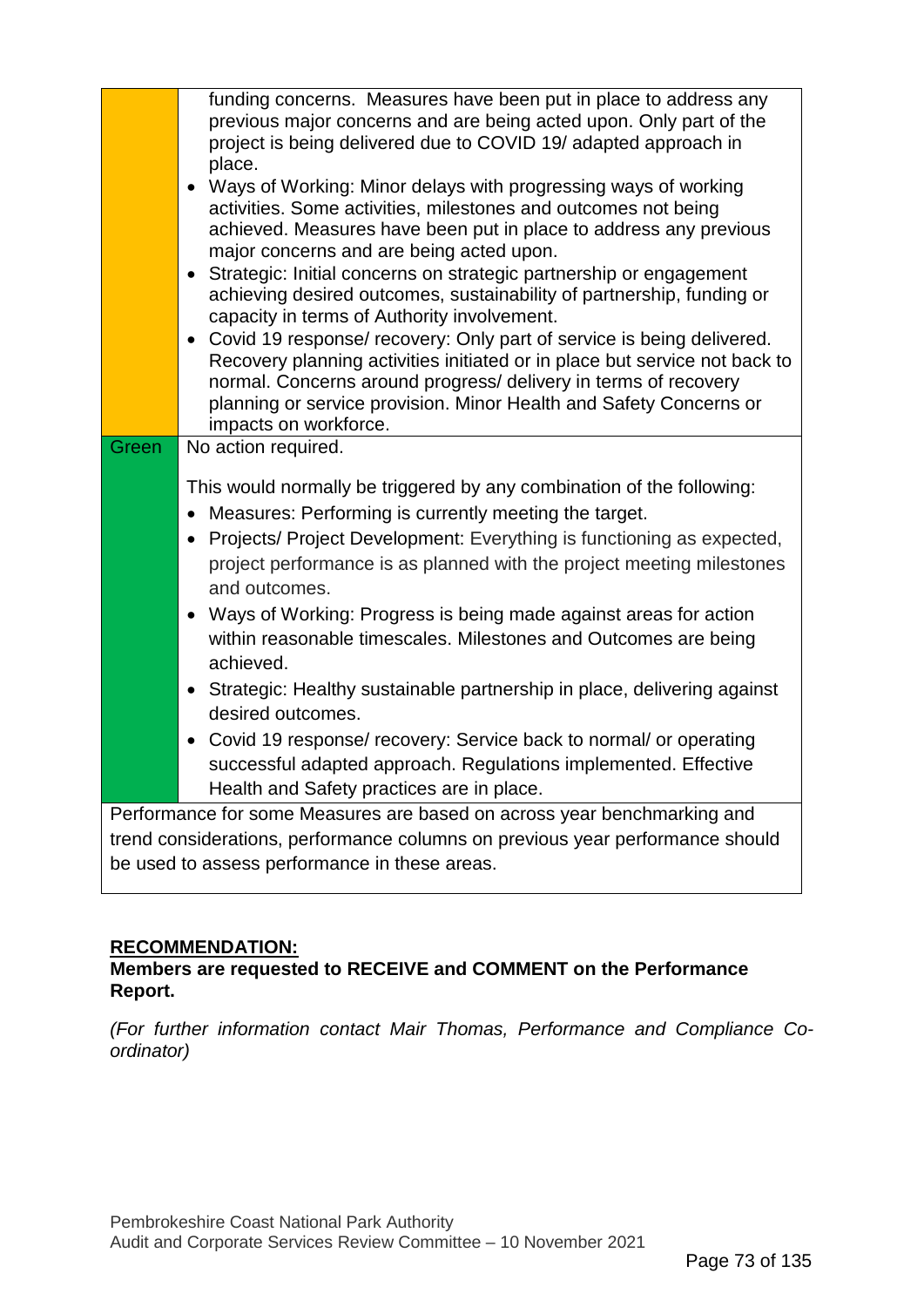| | |
|---|---|
| | funding concerns. Measures have been put in place to address any previous major concerns and are being acted upon. Only part of the project is being delivered due to COVID 19/ adapted approach in place.<br>• Ways of Working: Minor delays with progressing ways of working activities. Some activities, milestones and outcomes not being achieved. Measures have been put in place to address any previous major concerns and are being acted upon.<br>• Strategic: Initial concerns on strategic partnership or engagement achieving desired outcomes, sustainability of partnership, funding or capacity in terms of Authority involvement.<br>• Covid 19 response/ recovery: Only part of service is being delivered. Recovery planning activities initiated or in place but service not back to normal. Concerns around progress/ delivery in terms of recovery planning or service provision. Minor Health and Safety Concerns or impacts on workforce. |
| Green | No action required.<br><br>This would normally be triggered by any combination of the following:<br>• Measures: Performing is currently meeting the target.<br>• Projects/ Project Development: Everything is functioning as expected, project performance is as planned with the project meeting milestones and outcomes.<br>• Ways of Working: Progress is being made against areas for action within reasonable timescales. Milestones and Outcomes are being achieved.<br>• Strategic: Healthy sustainable partnership in place, delivering against desired outcomes.<br>• Covid 19 response/ recovery: Service back to normal/ or operating successful adapted approach. Regulations implemented. Effective Health and Safety practices are in place. |
| Performance for some Measures are based on across year benchmarking and trend considerations, performance columns on previous year performance should be used to assess performance in these areas. | |

**RECOMMENDATION:**

**Members are requested to RECEIVE and COMMENT on the Performance Report.**

*(For further information contact Mair Thomas, Performance and Compliance Co-ordinator)*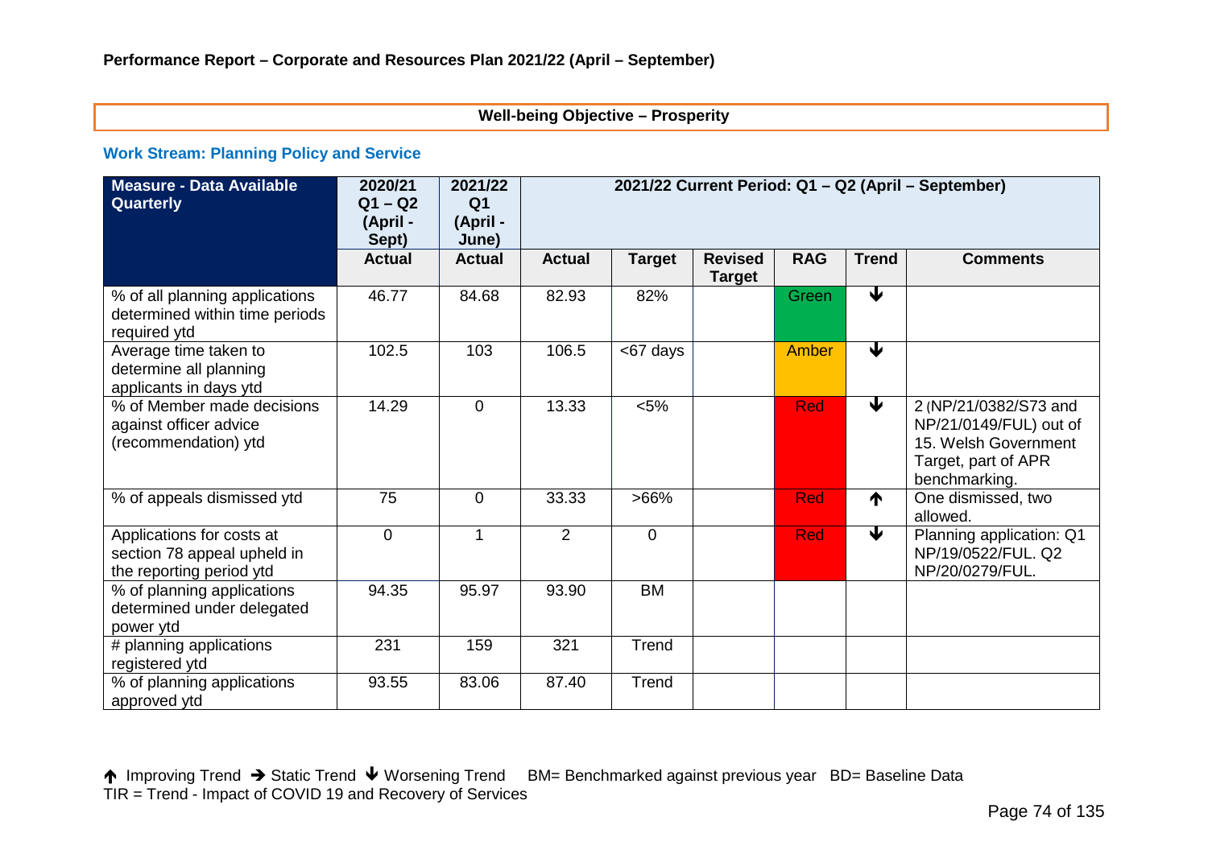**Performance Report – Corporate and Resources Plan 2021/22 (April – September)**

**Well-being Objective – Prosperity**

### Work Stream: Planning Policy and Service

| Measure - Data Available Quarterly | 2020/21 Q1 – Q2 (April - Sept) | 2021/22 Q1 (April - June) | 2021/22 Current Period: Q1 – Q2 (April – September) | | | | | |
|---|---|---|---|---|---|---|---|---|
| | Actual | Actual | Actual | Target | Revised Target | RAG | Trend | Comments |
| % of all planning applications determined within time periods required ytd | 46.77 | 84.68 | 82.93 | 82% | | Green | ↓ | |
| Average time taken to determine all planning applicants in days ytd | 102.5 | 103 | 106.5 | <67 days | | Amber | ↓ | |
| % of Member made decisions against officer advice (recommendation) ytd | 14.29 | 0 | 13.33 | <5% | | Red | ↓ | 2 (NP/21/0382/S73 and NP/21/0149/FUL) out of 15. Welsh Government Target, part of APR benchmarking. |
| % of appeals dismissed ytd | 75 | 0 | 33.33 | >66% | | Red | ↑ | One dismissed, two allowed. |
| Applications for costs at section 78 appeal upheld in the reporting period ytd | 0 | 1 | 2 | 0 | | Red | ↓ | Planning application: Q1 NP/19/0522/FUL. Q2 NP/20/0279/FUL. |
| % of planning applications determined under delegated power ytd | 94.35 | 95.97 | 93.90 | BM | | | | |
| # planning applications registered ytd | 231 | 159 | 321 | Trend | | | | |
| % of planning applications approved ytd | 93.55 | 83.06 | 87.40 | Trend | | | | |

↑ Improving Trend → Static Trend ↓ Worsening Trend BM= Benchmarked against previous year BD= Baseline Data
TIR = Trend - Impact of COVID 19 and Recovery of Services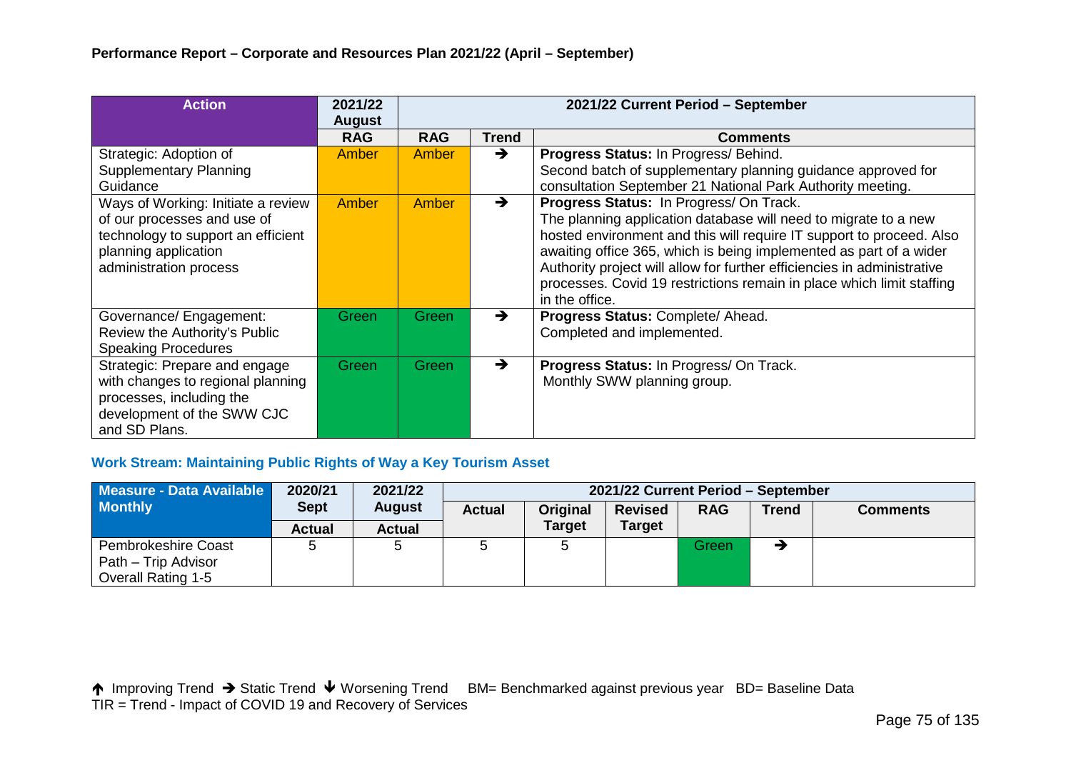**Performance Report – Corporate and Resources Plan 2021/22 (April – September)**

| Action | 2021/22 August | 2021/22 Current Period – September | | |
|---|---|---|---|---|
| | RAG | RAG | Trend | Comments |
| Strategic: Adoption of Supplementary Planning Guidance | Amber | Amber | ➔ | **Progress Status:** In Progress/ Behind. Second batch of supplementary planning guidance approved for consultation September 21 National Park Authority meeting. |
| Ways of Working: Initiate a review of our processes and use of technology to support an efficient planning application administration process | Amber | Amber | ➔ | **Progress Status:** In Progress/ On Track. The planning application database will need to migrate to a new hosted environment and this will require IT support to proceed. Also awaiting office 365, which is being implemented as part of a wider Authority project will allow for further efficiencies in administrative processes. Covid 19 restrictions remain in place which limit staffing in the office. |
| Governance/ Engagement: Review the Authority's Public Speaking Procedures | Green | Green | ➔ | **Progress Status:** Complete/ Ahead. Completed and implemented. |
| Strategic: Prepare and engage with changes to regional planning processes, including the development of the SWW CJC and SD Plans. | Green | Green | ➔ | **Progress Status:** In Progress/ On Track. Monthly SWW planning group. |

### Work Stream: Maintaining Public Rights of Way a Key Tourism Asset

| Measure - Data Available Monthly | 2020/21 Sept | 2021/22 August | 2021/22 Current Period – September | | | | | |
|---|---|---|---|---|---|---|---|---|
| | Actual | Actual | Actual | Original Target | Revised Target | RAG | Trend | Comments |
| Pembrokeshire Coast Path – Trip Advisor Overall Rating 1-5 | 5 | 5 | 5 | 5 | | Green | ➔ | |

🡡 Improving Trend ➔ Static Trend 🡣 Worsening Trend BM= Benchmarked against previous year BD= Baseline Data
TIR = Trend - Impact of COVID 19 and Recovery of Services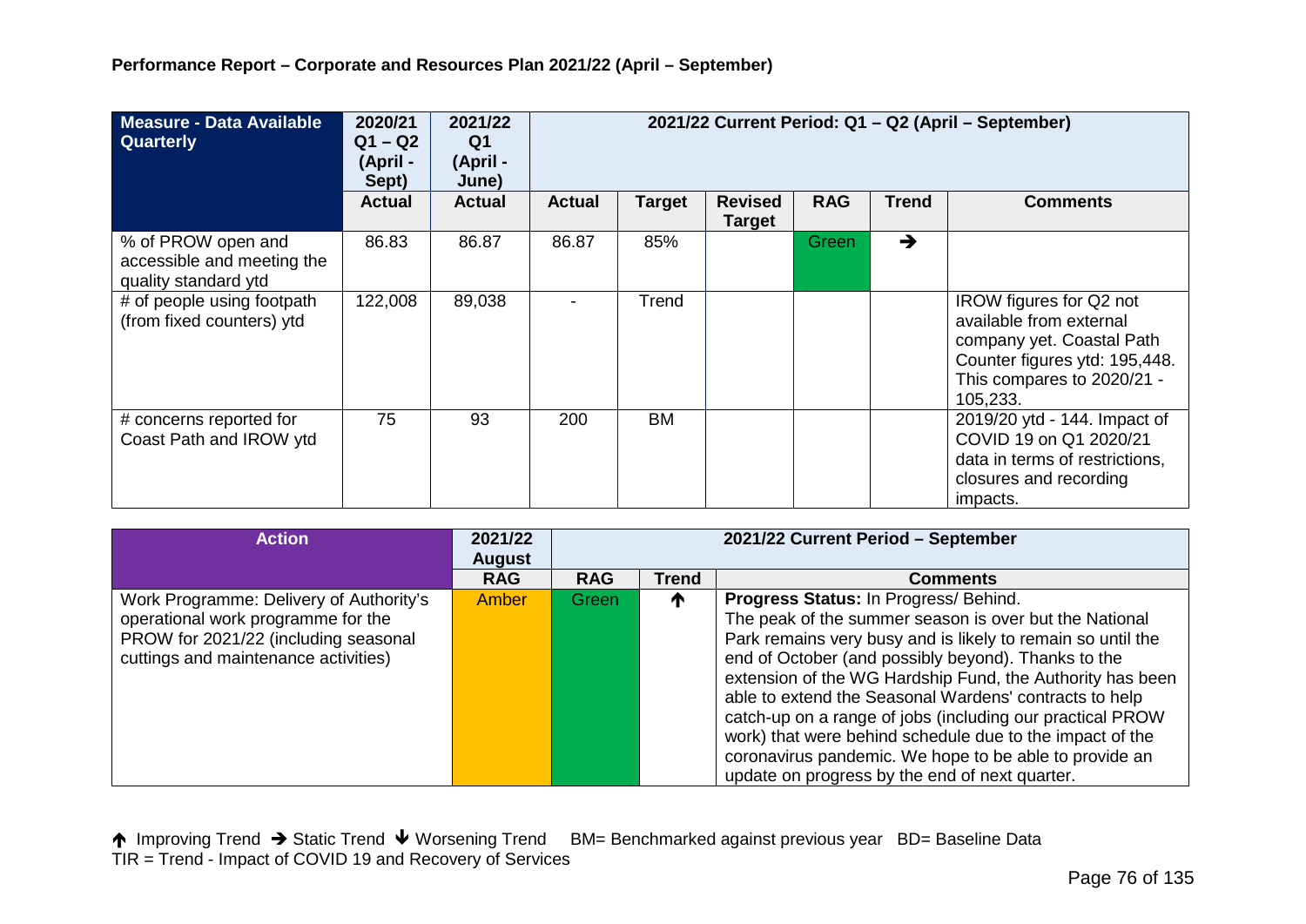**Performance Report – Corporate and Resources Plan 2021/22 (April – September)**

| Measure - Data Available Quarterly | 2020/21 Q1 – Q2 (April - Sept) | 2021/22 Q1 (April - June) | 2021/22 Current Period: Q1 – Q2 (April – September) | | | | | |
|---|---|---|---|---|---|---|---|---|
| | Actual | Actual | Actual | Target | Revised Target | RAG | Trend | Comments |
| % of PROW open and accessible and meeting the quality standard ytd | 86.83 | 86.87 | 86.87 | 85% | | Green | ➔ | |
| # of people using footpath (from fixed counters) ytd | 122,008 | 89,038 | - | Trend | | | | IROW figures for Q2 not available from external company yet. Coastal Path Counter figures ytd: 195,448. This compares to 2020/21 - 105,233. |
| # concerns reported for Coast Path and IROW ytd | 75 | 93 | 200 | BM | | | | 2019/20 ytd - 144. Impact of COVID 19 on Q1 2020/21 data in terms of restrictions, closures and recording impacts. |

| Action | 2021/22 August | 2021/22 Current Period – September | | |
|---|---|---|---|---|
| | RAG | RAG | Trend | Comments |
| Work Programme: Delivery of Authority's operational work programme for the PROW for 2021/22 (including seasonal cuttings and maintenance activities) | Amber | Green | ↑ | **Progress Status:** In Progress/ Behind. The peak of the summer season is over but the National Park remains very busy and is likely to remain so until the end of October (and possibly beyond). Thanks to the extension of the WG Hardship Fund, the Authority has been able to extend the Seasonal Wardens' contracts to help catch-up on a range of jobs (including our practical PROW work) that were behind schedule due to the impact of the coronavirus pandemic. We hope to be able to provide an update on progress by the end of next quarter. |

↑ Improving Trend ➔ Static Trend ↓ Worsening Trend BM= Benchmarked against previous year BD= Baseline Data
TIR = Trend - Impact of COVID 19 and Recovery of Services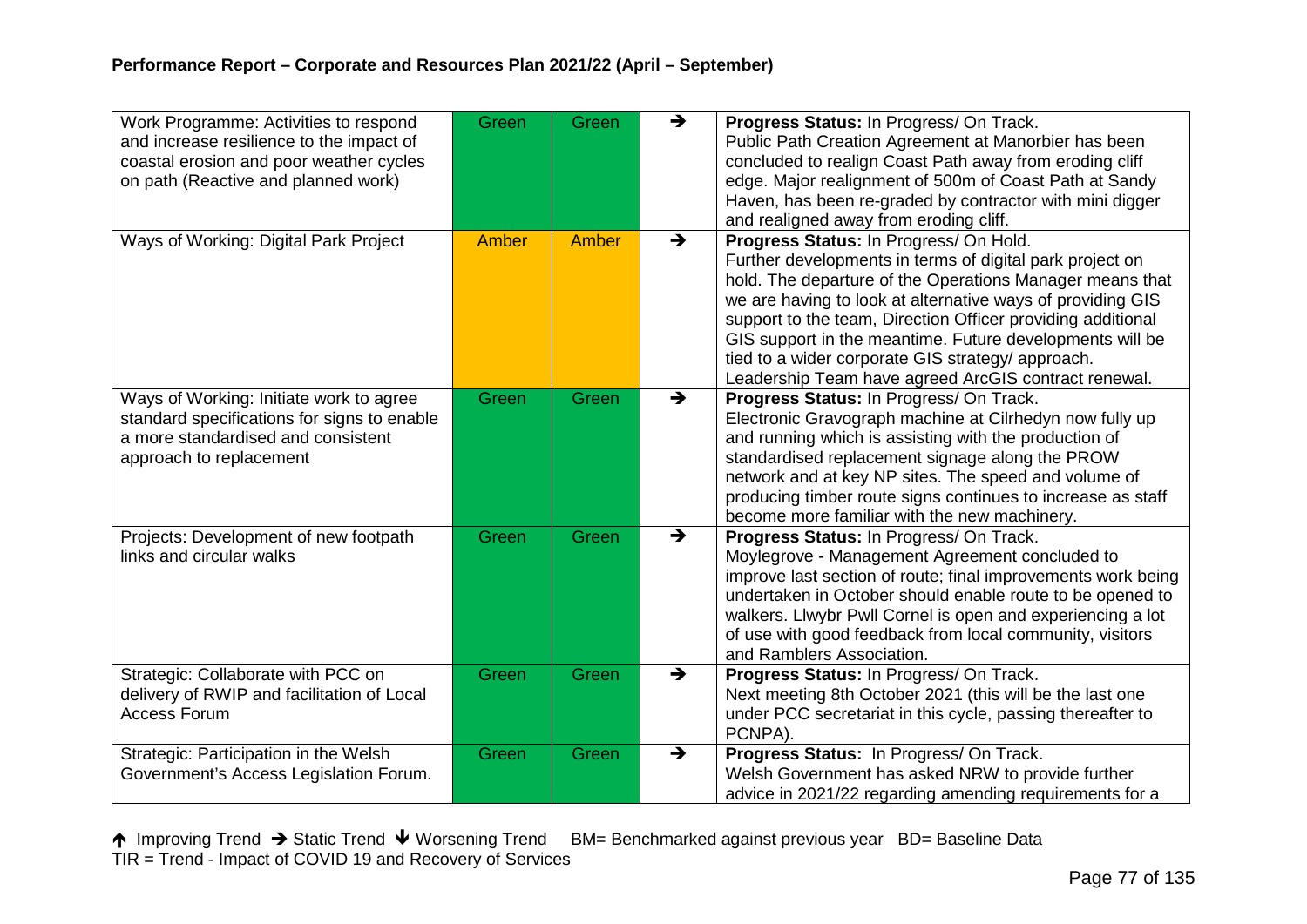**Performance Report – Corporate and Resources Plan 2021/22 (April – September)**

| | | | | |
|---|---|---|---|---|
| Work Programme: Activities to respond and increase resilience to the impact of coastal erosion and poor weather cycles on path (Reactive and planned work) | Green | Green | → | **Progress Status:** In Progress/ On Track. Public Path Creation Agreement at Manorbier has been concluded to realign Coast Path away from eroding cliff edge. Major realignment of 500m of Coast Path at Sandy Haven, has been re-graded by contractor with mini digger and realigned away from eroding cliff. |
| Ways of Working: Digital Park Project | Amber | Amber | → | **Progress Status:** In Progress/ On Hold. Further developments in terms of digital park project on hold. The departure of the Operations Manager means that we are having to look at alternative ways of providing GIS support to the team, Direction Officer providing additional GIS support in the meantime. Future developments will be tied to a wider corporate GIS strategy/ approach. Leadership Team have agreed ArcGIS contract renewal. |
| Ways of Working: Initiate work to agree standard specifications for signs to enable a more standardised and consistent approach to replacement | Green | Green | → | **Progress Status:** In Progress/ On Track. Electronic Gravograph machine at Cilrhedyn now fully up and running which is assisting with the production of standardised replacement signage along the PROW network and at key NP sites. The speed and volume of producing timber route signs continues to increase as staff become more familiar with the new machinery. |
| Projects: Development of new footpath links and circular walks | Green | Green | → | **Progress Status:** In Progress/ On Track. Moylegrove - Management Agreement concluded to improve last section of route; final improvements work being undertaken in October should enable route to be opened to walkers. Llwybr Pwll Cornel is open and experiencing a lot of use with good feedback from local community, visitors and Ramblers Association. |
| Strategic: Collaborate with PCC on delivery of RWIP and facilitation of Local Access Forum | Green | Green | → | **Progress Status:** In Progress/ On Track. Next meeting 8th October 2021 (this will be the last one under PCC secretariat in this cycle, passing thereafter to PCNPA). |
| Strategic: Participation in the Welsh Government's Access Legislation Forum. | Green | Green | → | **Progress Status:** In Progress/ On Track. Welsh Government has asked NRW to provide further advice in 2021/22 regarding amending requirements for a |

↑ Improving Trend → Static Trend ↓ Worsening Trend BM= Benchmarked against previous year BD= Baseline Data
TIR = Trend - Impact of COVID 19 and Recovery of Services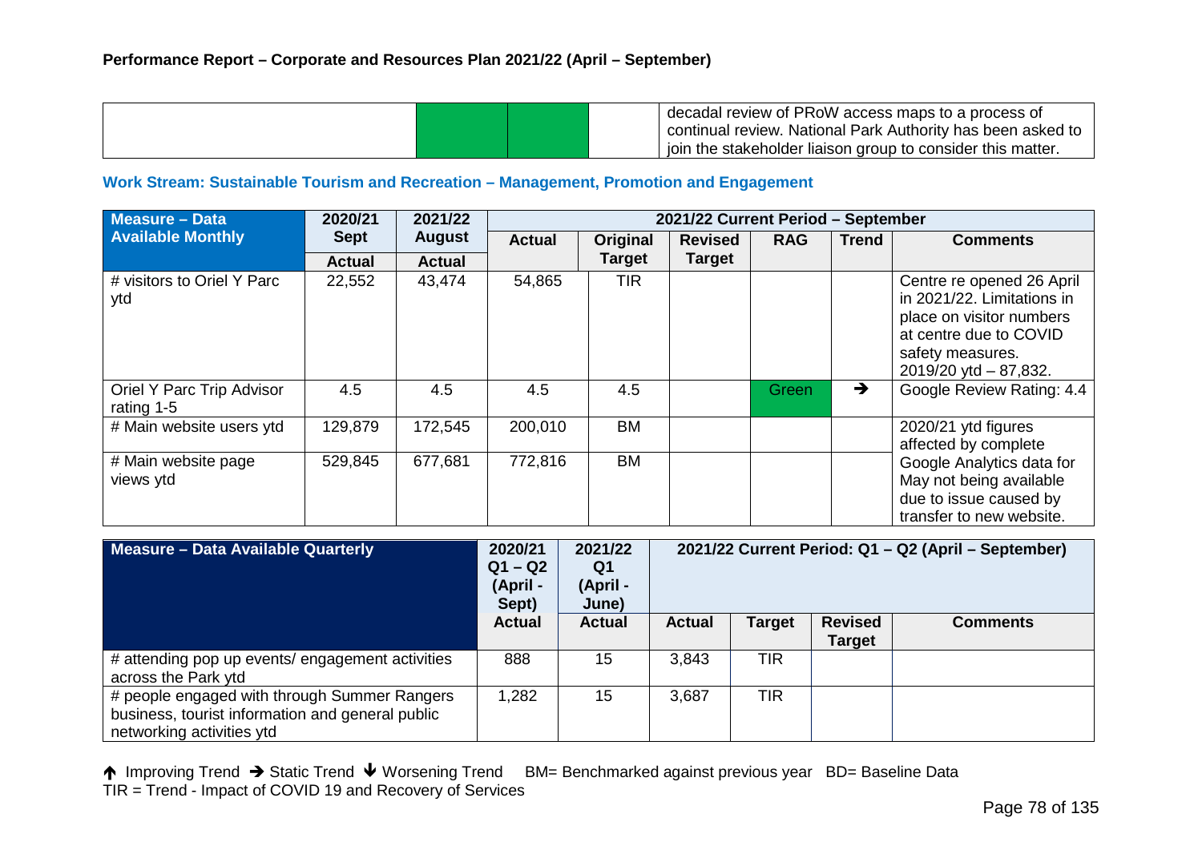| | | | | decadal review of PRoW access maps to a process of continual review. National Park Authority has been asked to join the stakeholder liaison group to consider this matter. |
|---|---|---|---|---|

### Work Stream: Sustainable Tourism and Recreation – Management, Promotion and Engagement

| Measure – Data Available Monthly | 2020/21 Sept | 2021/22 August | 2021/22 Current Period – September | | | | | |
|---|---|---|---|---|---|---|---|---|
| | Actual | Actual | Actual | Original Target | Revised Target | RAG | Trend | Comments |
| # visitors to Oriel Y Parc ytd | 22,552 | 43,474 | 54,865 | TIR | | | | Centre re opened 26 April in 2021/22. Limitations in place on visitor numbers at centre due to COVID safety measures. 2019/20 ytd – 87,832. |
| Oriel Y Parc Trip Advisor rating 1-5 | 4.5 | 4.5 | 4.5 | 4.5 | | Green | → | Google Review Rating: 4.4 |
| # Main website users ytd | 129,879 | 172,545 | 200,010 | BM | | | | 2020/21 ytd figures affected by complete Google Analytics data for May not being available due to issue caused by transfer to new website. |
| # Main website page views ytd | 529,845 | 677,681 | 772,816 | BM | | | | |

| Measure – Data Available Quarterly | 2020/21 Q1 – Q2 (April - Sept) | 2021/22 Q1 (April - June) | 2021/22 Current Period: Q1 – Q2 (April – September) | | | |
|---|---|---|---|---|---|---|
| | Actual | Actual | Actual | Target | Revised Target | Comments |
| # attending pop up events/ engagement activities across the Park ytd | 888 | 15 | 3,843 | TIR | | |
| # people engaged with through Summer Rangers business, tourist information and general public networking activities ytd | 1,282 | 15 | 3,687 | TIR | | |

↑ Improving Trend → Static Trend ↓ Worsening Trend BM= Benchmarked against previous year BD= Baseline Data
TIR = Trend - Impact of COVID 19 and Recovery of Services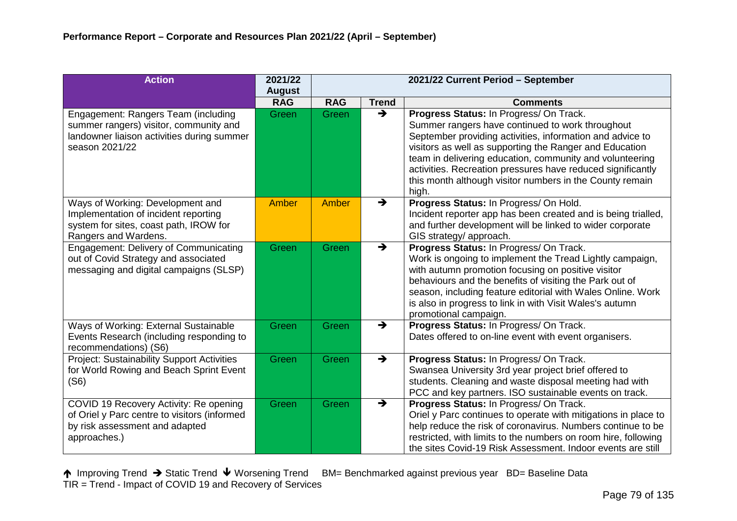### Performance Report – Corporate and Resources Plan 2021/22 (April – September)

| Action | 2021/22 August | 2021/22 Current Period – September | | |
|---|---|---|---|---|
| | RAG | RAG | Trend | Comments |
| Engagement: Rangers Team (including summer rangers) visitor, community and landowner liaison activities during summer season 2021/22 | Green | Green | → | **Progress Status:** In Progress/ On Track. Summer rangers have continued to work throughout September providing activities, information and advice to visitors as well as supporting the Ranger and Education team in delivering education, community and volunteering activities. Recreation pressures have reduced significantly this month although visitor numbers in the County remain high. |
| Ways of Working: Development and Implementation of incident reporting system for sites, coast path, IROW for Rangers and Wardens. | Amber | Amber | → | **Progress Status:** In Progress/ On Hold. Incident reporter app has been created and is being trialled, and further development will be linked to wider corporate GIS strategy/ approach. |
| Engagement: Delivery of Communicating out of Covid Strategy and associated messaging and digital campaigns (SLSP) | Green | Green | → | **Progress Status:** In Progress/ On Track. Work is ongoing to implement the Tread Lightly campaign, with autumn promotion focusing on positive visitor behaviours and the benefits of visiting the Park out of season, including feature editorial with Wales Online. Work is also in progress to link in with Visit Wales's autumn promotional campaign. |
| Ways of Working: External Sustainable Events Research (including responding to recommendations) (S6) | Green | Green | → | **Progress Status:** In Progress/ On Track. Dates offered to on-line event with event organisers. |
| Project: Sustainability Support Activities for World Rowing and Beach Sprint Event (S6) | Green | Green | → | **Progress Status:** In Progress/ On Track. Swansea University 3rd year project brief offered to students. Cleaning and waste disposal meeting had with PCC and key partners. ISO sustainable events on track. |
| COVID 19 Recovery Activity: Re opening of Oriel y Parc centre to visitors (informed by risk assessment and adapted approaches.) | Green | Green | → | **Progress Status:** In Progress/ On Track. Oriel y Parc continues to operate with mitigations in place to help reduce the risk of coronavirus. Numbers continue to be restricted, with limits to the numbers on room hire, following the sites Covid-19 Risk Assessment. Indoor events are still |

↑ Improving Trend → Static Trend ↓ Worsening Trend BM= Benchmarked against previous year BD= Baseline Data
TIR = Trend - Impact of COVID 19 and Recovery of Services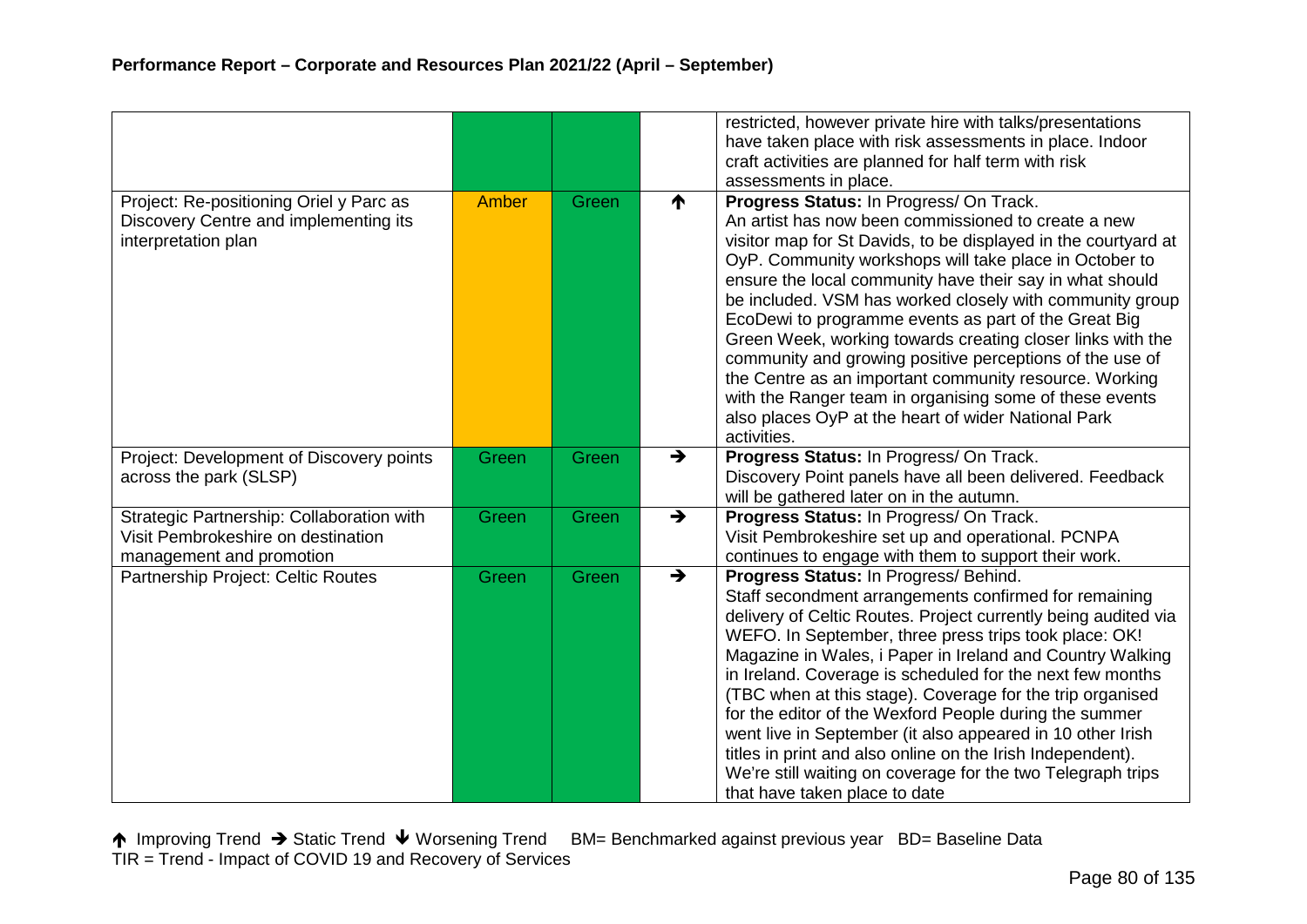## Performance Report – Corporate and Resources Plan 2021/22 (April – September)

| | | | | |
|---|---|---|---|---|
| | Green | Green | | restricted, however private hire with talks/presentations have taken place with risk assessments in place. Indoor craft activities are planned for half term with risk assessments in place. |
| Project: Re-positioning Oriel y Parc as Discovery Centre and implementing its interpretation plan | Amber | Green | ↑ | **Progress Status:** In Progress/ On Track. An artist has now been commissioned to create a new visitor map for St Davids, to be displayed in the courtyard at OyP. Community workshops will take place in October to ensure the local community have their say in what should be included. VSM has worked closely with community group EcoDewi to programme events as part of the Great Big Green Week, working towards creating closer links with the community and growing positive perceptions of the use of the Centre as an important community resource. Working with the Ranger team in organising some of these events also places OyP at the heart of wider National Park activities. |
| Project: Development of Discovery points across the park (SLSP) | Green | Green | → | **Progress Status:** In Progress/ On Track. Discovery Point panels have all been delivered. Feedback will be gathered later on in the autumn. |
| Strategic Partnership: Collaboration with Visit Pembrokeshire on destination management and promotion | Green | Green | → | **Progress Status:** In Progress/ On Track. Visit Pembrokeshire set up and operational. PCNPA continues to engage with them to support their work. |
| Partnership Project: Celtic Routes | Green | Green | → | **Progress Status:** In Progress/ Behind. Staff secondment arrangements confirmed for remaining delivery of Celtic Routes. Project currently being audited via WEFO. In September, three press trips took place: OK! Magazine in Wales, i Paper in Ireland and Country Walking in Ireland. Coverage is scheduled for the next few months (TBC when at this stage). Coverage for the trip organised for the editor of the Wexford People during the summer went live in September (it also appeared in 10 other Irish titles in print and also online on the Irish Independent). We're still waiting on coverage for the two Telegraph trips that have taken place to date |

↑ Improving Trend → Static Trend ↓ Worsening Trend BM= Benchmarked against previous year BD= Baseline Data
TIR = Trend - Impact of COVID 19 and Recovery of Services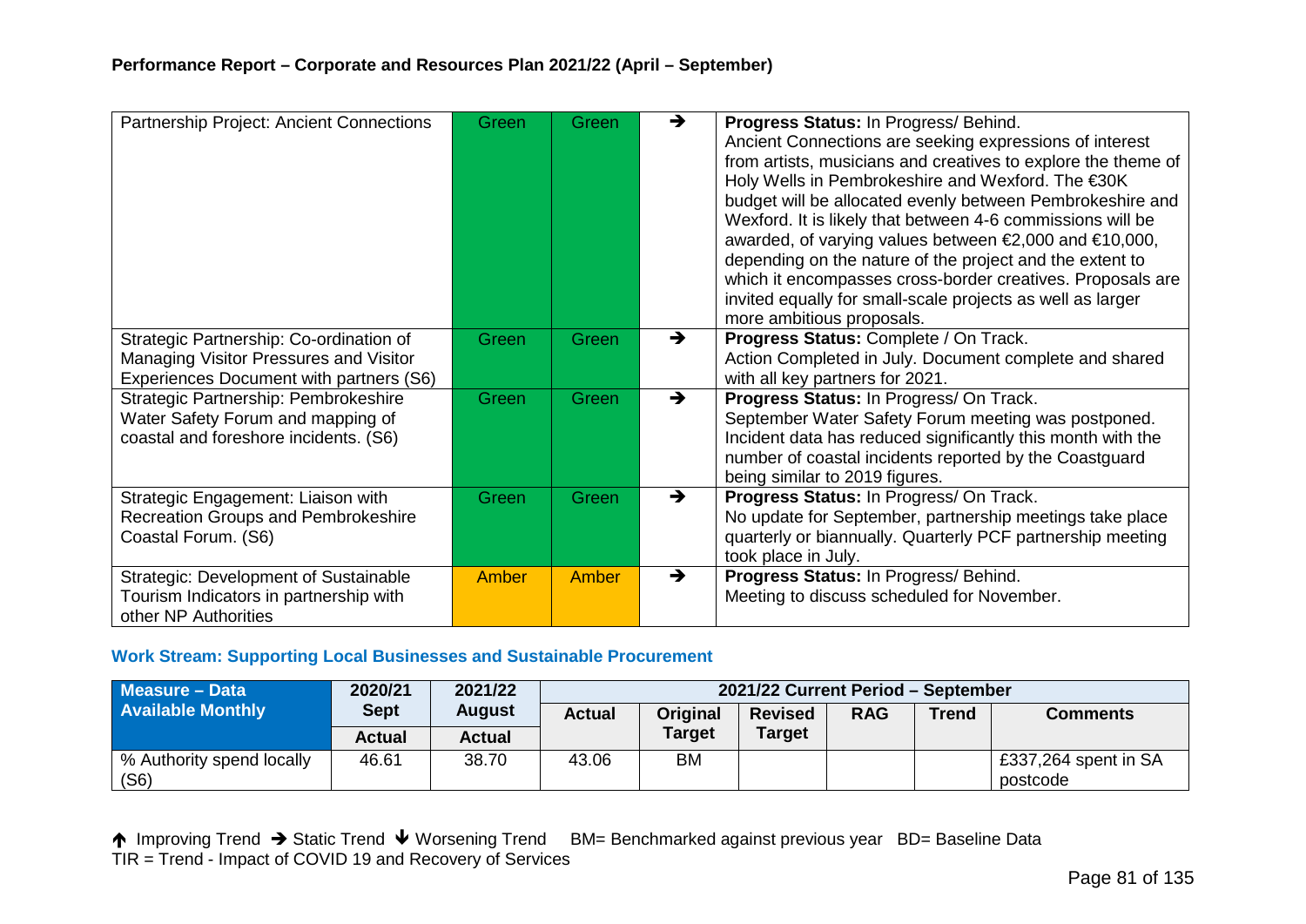## Performance Report – Corporate and Resources Plan 2021/22 (April – September)

| | | | | |
|---|---|---|---|---|
| Partnership Project: Ancient Connections | Green | Green | ➔ | **Progress Status:** In Progress/ Behind. Ancient Connections are seeking expressions of interest from artists, musicians and creatives to explore the theme of Holy Wells in Pembrokeshire and Wexford. The €30K budget will be allocated evenly between Pembrokeshire and Wexford. It is likely that between 4-6 commissions will be awarded, of varying values between €2,000 and €10,000, depending on the nature of the project and the extent to which it encompasses cross-border creatives. Proposals are invited equally for small-scale projects as well as larger more ambitious proposals. |
| Strategic Partnership: Co-ordination of Managing Visitor Pressures and Visitor Experiences Document with partners (S6) | Green | Green | ➔ | **Progress Status:** Complete / On Track. Action Completed in July. Document complete and shared with all key partners for 2021. |
| Strategic Partnership: Pembrokeshire Water Safety Forum and mapping of coastal and foreshore incidents. (S6) | Green | Green | ➔ | **Progress Status:** In Progress/ On Track. September Water Safety Forum meeting was postponed. Incident data has reduced significantly this month with the number of coastal incidents reported by the Coastguard being similar to 2019 figures. |
| Strategic Engagement: Liaison with Recreation Groups and Pembrokeshire Coastal Forum. (S6) | Green | Green | ➔ | **Progress Status:** In Progress/ On Track. No update for September, partnership meetings take place quarterly or biannually. Quarterly PCF partnership meeting took place in July. |
| Strategic: Development of Sustainable Tourism Indicators in partnership with other NP Authorities | Amber | Amber | ➔ | **Progress Status:** In Progress/ Behind. Meeting to discuss scheduled for November. |

### Work Stream: Supporting Local Businesses and Sustainable Procurement

| Measure – Data Available Monthly | 2020/21 Sept | 2021/22 August | 2021/22 Current Period – September | | | | | |
|---|---|---|---|---|---|---|---|---|
| | Actual | Actual | Actual | Original Target | Revised Target | RAG | Trend | Comments |
| % Authority spend locally (S6) | 46.61 | 38.70 | 43.06 | BM | | | | £337,264 spent in SA postcode |

↑ Improving Trend ➔ Static Trend ↓ Worsening Trend BM= Benchmarked against previous year BD= Baseline Data
TIR = Trend - Impact of COVID 19 and Recovery of Services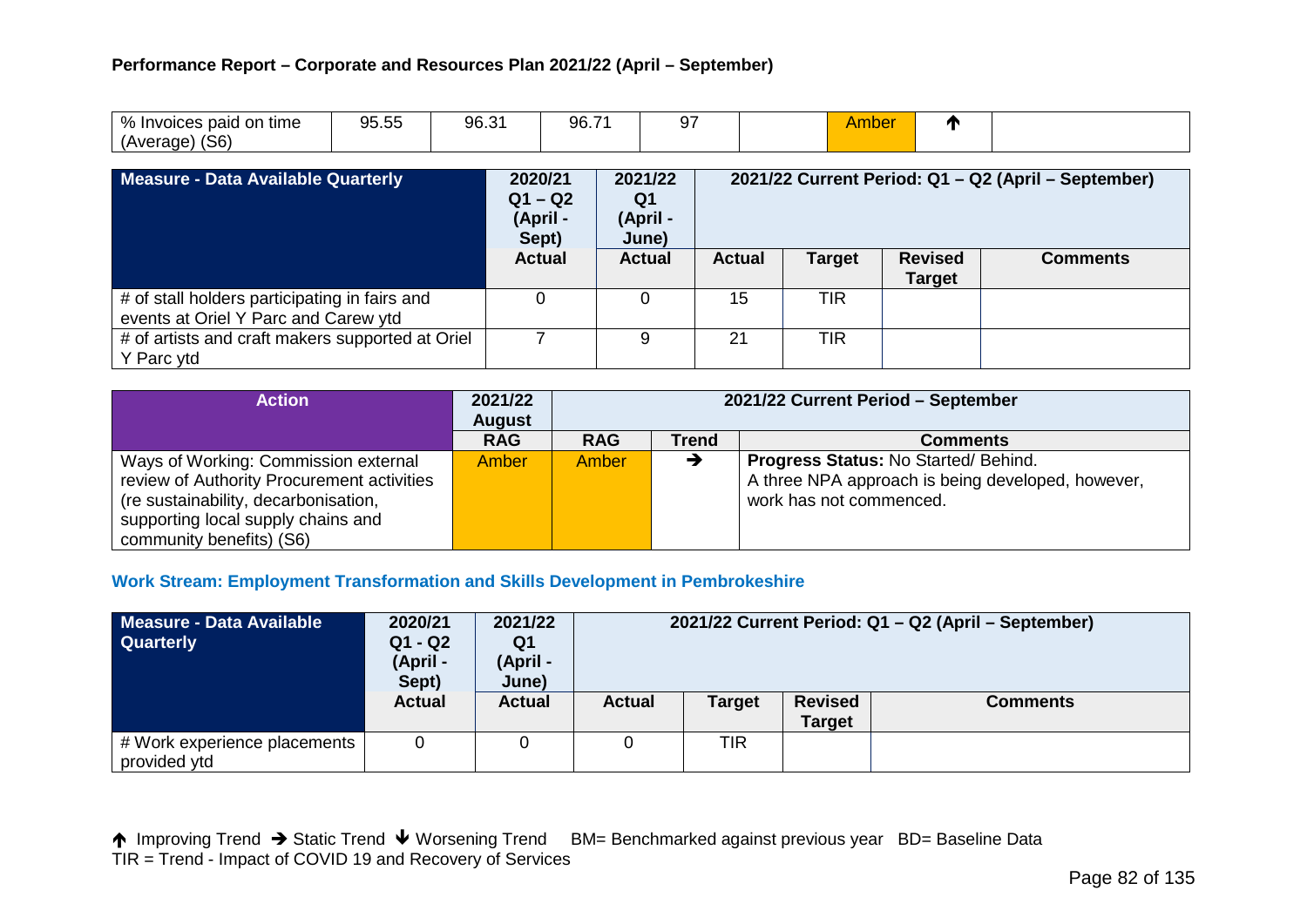**Performance Report – Corporate and Resources Plan 2021/22 (April – September)**

| % Invoices paid on time (Average) (S6) | 95.55 | 96.31 | 96.71 | 97 | | Amber | ↑ | |
|---|---|---|---|---|---|---|---|---|

| Measure - Data Available Quarterly | 2020/21 Q1 – Q2 (April - Sept) | 2021/22 Q1 (April - June) | 2021/22 Current Period: Q1 – Q2 (April – September) | | | |
|---|---|---|---|---|---|---|
| | Actual | Actual | Actual | Target | Revised Target | Comments |
| # of stall holders participating in fairs and events at Oriel Y Parc and Carew ytd | 0 | 0 | 15 | TIR | | |
| # of artists and craft makers supported at Oriel Y Parc ytd | 7 | 9 | 21 | TIR | | |

| Action | 2021/22 August | 2021/22 Current Period – September | | |
|---|---|---|---|---|
| | RAG | RAG | Trend | Comments |
| Ways of Working: Commission external review of Authority Procurement activities (re sustainability, decarbonisation, supporting local supply chains and community benefits) (S6) | Amber | Amber | → | **Progress Status:** No Started/ Behind. A three NPA approach is being developed, however, work has not commenced. |

### Work Stream: Employment Transformation and Skills Development in Pembrokeshire

| Measure - Data Available Quarterly | 2020/21 Q1 - Q2 (April - Sept) | 2021/22 Q1 (April - June) | 2021/22 Current Period: Q1 – Q2 (April – September) | | | |
|---|---|---|---|---|---|---|
| | Actual | Actual | Actual | Target | Revised Target | Comments |
| # Work experience placements provided ytd | 0 | 0 | 0 | TIR | | |

↑ Improving Trend → Static Trend ↓ Worsening Trend  BM= Benchmarked against previous year  BD= Baseline Data
TIR = Trend - Impact of COVID 19 and Recovery of Services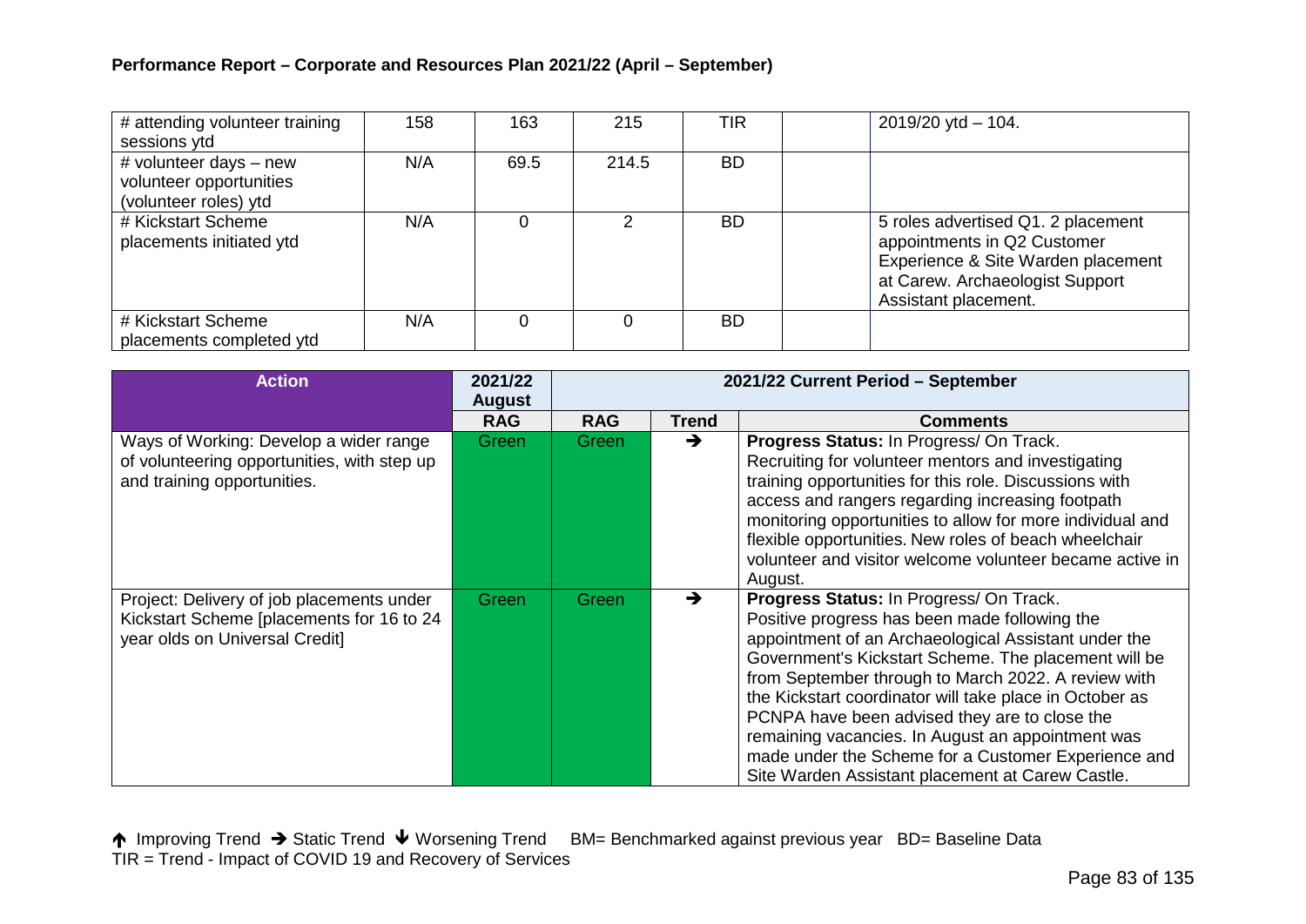**Performance Report – Corporate and Resources Plan 2021/22 (April – September)**

| | | | | | | |
|---|---|---|---|---|---|---|
| # attending volunteer training sessions ytd | 158 | 163 | 215 | TIR | | 2019/20 ytd – 104. |
| # volunteer days – new volunteer opportunities (volunteer roles) ytd | N/A | 69.5 | 214.5 | BD | | |
| # Kickstart Scheme placements initiated ytd | N/A | 0 | 2 | BD | | 5 roles advertised Q1. 2 placement appointments in Q2 Customer Experience & Site Warden placement at Carew. Archaeologist Support Assistant placement. |
| # Kickstart Scheme placements completed ytd | N/A | 0 | 0 | BD | | |

| Action | 2021/22 August | 2021/22 Current Period – September | | |
|---|---|---|---|---|
| | RAG | RAG | Trend | Comments |
| Ways of Working: Develop a wider range of volunteering opportunities, with step up and training opportunities. | Green | Green | → | **Progress Status:** In Progress/ On Track. Recruiting for volunteer mentors and investigating training opportunities for this role. Discussions with access and rangers regarding increasing footpath monitoring opportunities to allow for more individual and flexible opportunities. New roles of beach wheelchair volunteer and visitor welcome volunteer became active in August. |
| Project: Delivery of job placements under Kickstart Scheme [placements for 16 to 24 year olds on Universal Credit] | Green | Green | → | **Progress Status:** In Progress/ On Track. Positive progress has been made following the appointment of an Archaeological Assistant under the Government's Kickstart Scheme. The placement will be from September through to March 2022. A review with the Kickstart coordinator will take place in October as PCNPA have been advised they are to close the remaining vacancies. In August an appointment was made under the Scheme for a Customer Experience and Site Warden Assistant placement at Carew Castle. |

↑ Improving Trend → Static Trend ↓ Worsening Trend BM= Benchmarked against previous year BD= Baseline Data
TIR = Trend - Impact of COVID 19 and Recovery of Services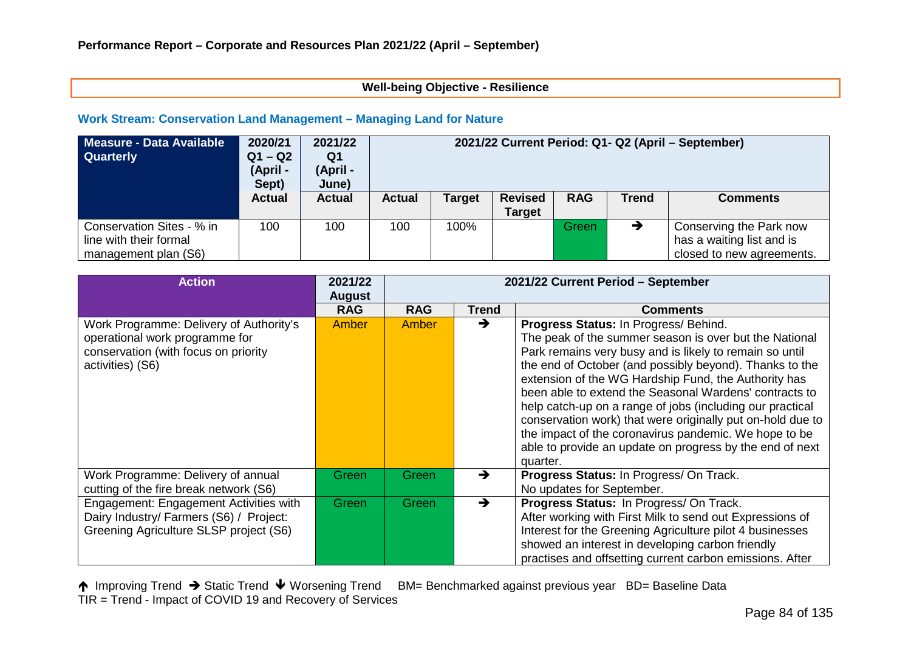**Performance Report – Corporate and Resources Plan 2021/22 (April – September)**

**Well-being Objective - Resilience**

### Work Stream: Conservation Land Management – Managing Land for Nature

| Measure - Data Available Quarterly | 2020/21 Q1 – Q2 (April - Sept) | 2021/22 Q1 (April - June) | 2021/22 Current Period: Q1- Q2 (April – September) | | | | | |
|---|---|---|---|---|---|---|---|---|
| | Actual | Actual | Actual | Target | Revised Target | RAG | Trend | Comments |
| Conservation Sites - % in line with their formal management plan (S6) | 100 | 100 | 100 | 100% | | Green | ➔ | Conserving the Park now has a waiting list and is closed to new agreements. |

| Action | 2021/22 August | 2021/22 Current Period – September | | |
|---|---|---|---|---|
| | RAG | RAG | Trend | Comments |
| Work Programme: Delivery of Authority's operational work programme for conservation (with focus on priority activities) (S6) | Amber | Amber | ➔ | **Progress Status:** In Progress/ Behind. The peak of the summer season is over but the National Park remains very busy and is likely to remain so until the end of October (and possibly beyond). Thanks to the extension of the WG Hardship Fund, the Authority has been able to extend the Seasonal Wardens' contracts to help catch-up on a range of jobs (including our practical conservation work) that were originally put on-hold due to the impact of the coronavirus pandemic. We hope to be able to provide an update on progress by the end of next quarter. |
| Work Programme: Delivery of annual cutting of the fire break network (S6) | Green | Green | ➔ | **Progress Status:** In Progress/ On Track. No updates for September. |
| Engagement: Engagement Activities with Dairy Industry/ Farmers (S6) / Project: Greening Agriculture SLSP project (S6) | Green | Green | ➔ | **Progress Status:** In Progress/ On Track. After working with First Milk to send out Expressions of Interest for the Greening Agriculture pilot 4 businesses showed an interest in developing carbon friendly practises and offsetting current carbon emissions. After |

↑ Improving Trend ➔ Static Trend ↓ Worsening Trend BM= Benchmarked against previous year BD= Baseline Data
TIR = Trend - Impact of COVID 19 and Recovery of Services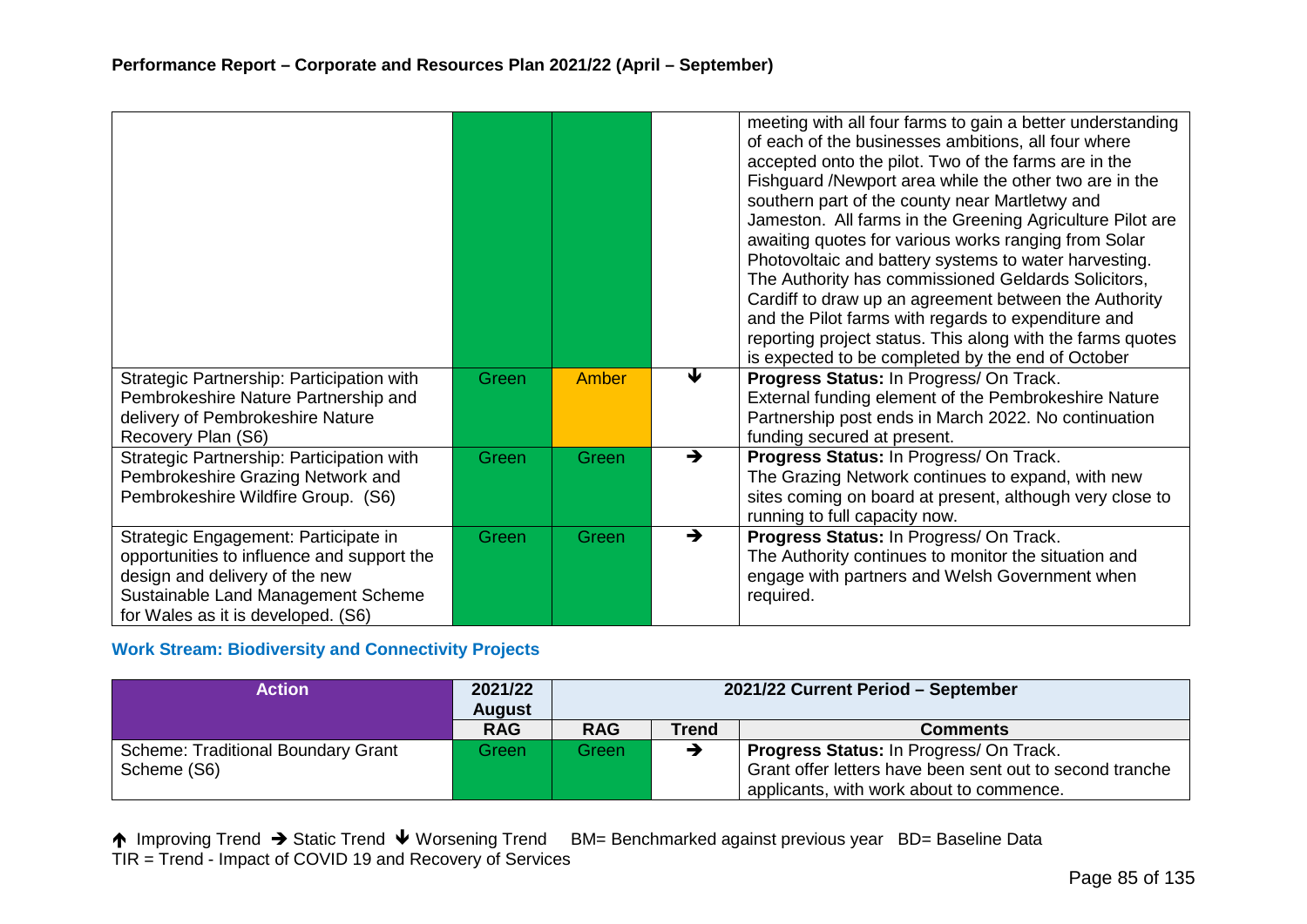# Performance Report – Corporate and Resources Plan 2021/22 (April – September)

| | | | | |
|---|---|---|---|---|
| | Green | Green | | meeting with all four farms to gain a better understanding of each of the businesses ambitions, all four where accepted onto the pilot. Two of the farms are in the Fishguard /Newport area while the other two are in the southern part of the county near Martletwy and Jameston. All farms in the Greening Agriculture Pilot are awaiting quotes for various works ranging from Solar Photovoltaic and battery systems to water harvesting. The Authority has commissioned Geldards Solicitors, Cardiff to draw up an agreement between the Authority and the Pilot farms with regards to expenditure and reporting project status. This along with the farms quotes is expected to be completed by the end of October |
| Strategic Partnership: Participation with Pembrokeshire Nature Partnership and delivery of Pembrokeshire Nature Recovery Plan (S6) | Green | Amber | ↓ | **Progress Status:** In Progress/ On Track. External funding element of the Pembrokeshire Nature Partnership post ends in March 2022. No continuation funding secured at present. |
| Strategic Partnership: Participation with Pembrokeshire Grazing Network and Pembrokeshire Wildfire Group. (S6) | Green | Green | → | **Progress Status:** In Progress/ On Track. The Grazing Network continues to expand, with new sites coming on board at present, although very close to running to full capacity now. |
| Strategic Engagement: Participate in opportunities to influence and support the design and delivery of the new Sustainable Land Management Scheme for Wales as it is developed. (S6) | Green | Green | → | **Progress Status:** In Progress/ On Track. The Authority continues to monitor the situation and engage with partners and Welsh Government when required. |

### Work Stream: Biodiversity and Connectivity Projects

| Action | 2021/22 August | 2021/22 Current Period – September | | |
|---|---|---|---|---|
| | RAG | RAG | Trend | Comments |
| Scheme: Traditional Boundary Grant Scheme (S6) | Green | Green | → | **Progress Status:** In Progress/ On Track. Grant offer letters have been sent out to second tranche applicants, with work about to commence. |

↑ Improving Trend → Static Trend ↓ Worsening Trend BM= Benchmarked against previous year BD= Baseline Data
TIR = Trend - Impact of COVID 19 and Recovery of Services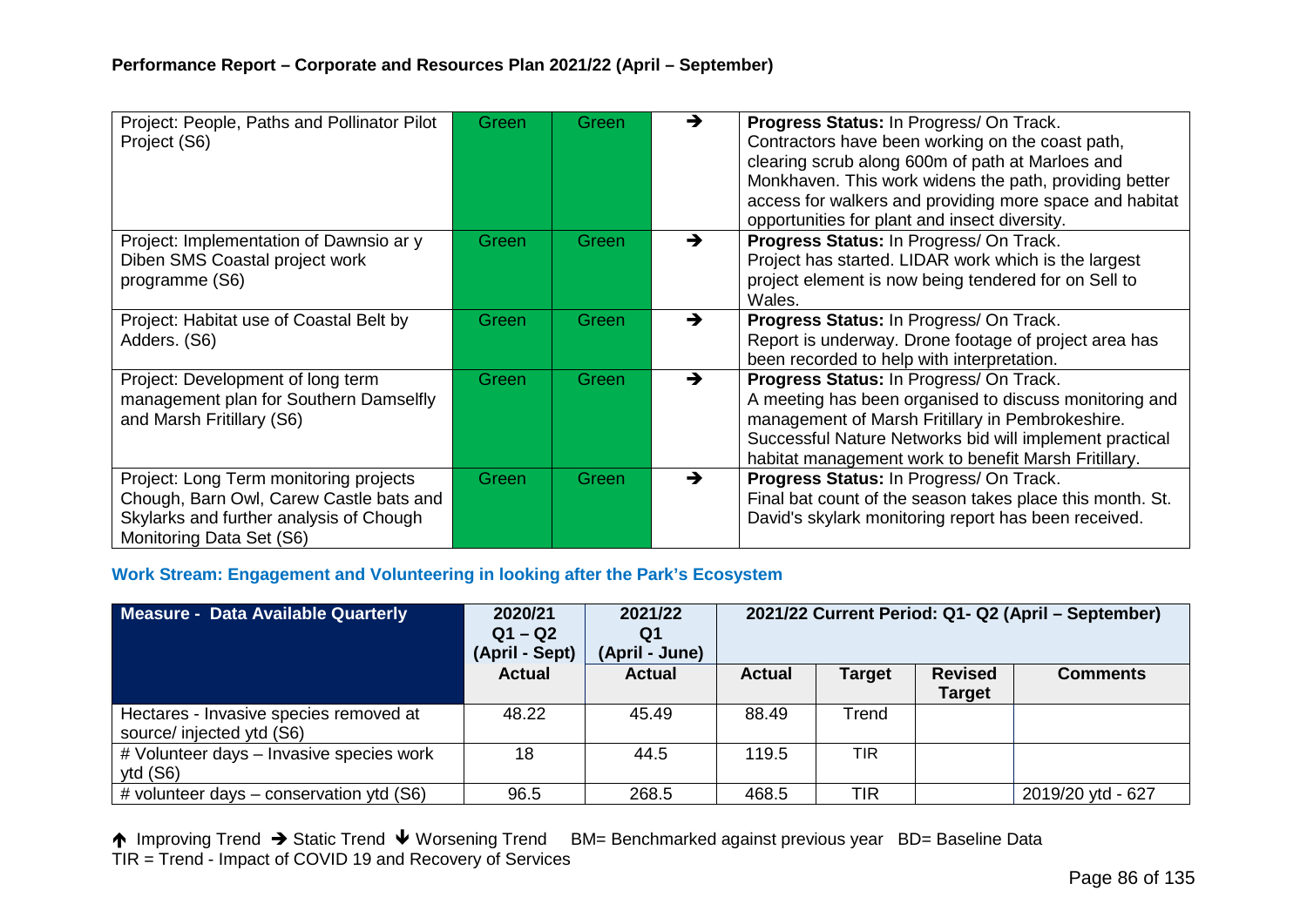**Performance Report – Corporate and Resources Plan 2021/22 (April – September)**

| | | | | |
|---|---|---|---|---|
| Project: People, Paths and Pollinator Pilot Project (S6) | Green | Green | ➔ | **Progress Status:** In Progress/ On Track. Contractors have been working on the coast path, clearing scrub along 600m of path at Marloes and Monkhaven. This work widens the path, providing better access for walkers and providing more space and habitat opportunities for plant and insect diversity. |
| Project: Implementation of Dawnsio ar y Diben SMS Coastal project work programme (S6) | Green | Green | ➔ | **Progress Status:** In Progress/ On Track. Project has started. LIDAR work which is the largest project element is now being tendered for on Sell to Wales. |
| Project: Habitat use of Coastal Belt by Adders. (S6) | Green | Green | ➔ | **Progress Status:** In Progress/ On Track. Report is underway. Drone footage of project area has been recorded to help with interpretation. |
| Project: Development of long term management plan for Southern Damselfly and Marsh Fritillary (S6) | Green | Green | ➔ | **Progress Status:** In Progress/ On Track. A meeting has been organised to discuss monitoring and management of Marsh Fritillary in Pembrokeshire. Successful Nature Networks bid will implement practical habitat management work to benefit Marsh Fritillary. |
| Project: Long Term monitoring projects Chough, Barn Owl, Carew Castle bats and Skylarks and further analysis of Chough Monitoring Data Set (S6) | Green | Green | ➔ | **Progress Status:** In Progress/ On Track. Final bat count of the season takes place this month. St. David's skylark monitoring report has been received. |

### Work Stream: Engagement and Volunteering in looking after the Park's Ecosystem

| Measure - Data Available Quarterly | 2020/21 Q1 – Q2 (April - Sept) | 2021/22 Q1 (April - June) | 2021/22 Current Period: Q1- Q2 (April – September) | | | |
|---|---|---|---|---|---|---|
| | Actual | Actual | Actual | Target | Revised Target | Comments |
| Hectares - Invasive species removed at source/ injected ytd (S6) | 48.22 | 45.49 | 88.49 | Trend | | |
| # Volunteer days – Invasive species work ytd (S6) | 18 | 44.5 | 119.5 | TIR | | |
| # volunteer days – conservation ytd (S6) | 96.5 | 268.5 | 468.5 | TIR | | 2019/20 ytd - 627 |

🡡 Improving Trend ➔ Static Trend 🡣 Worsening Trend BM= Benchmarked against previous year BD= Baseline Data
TIR = Trend - Impact of COVID 19 and Recovery of Services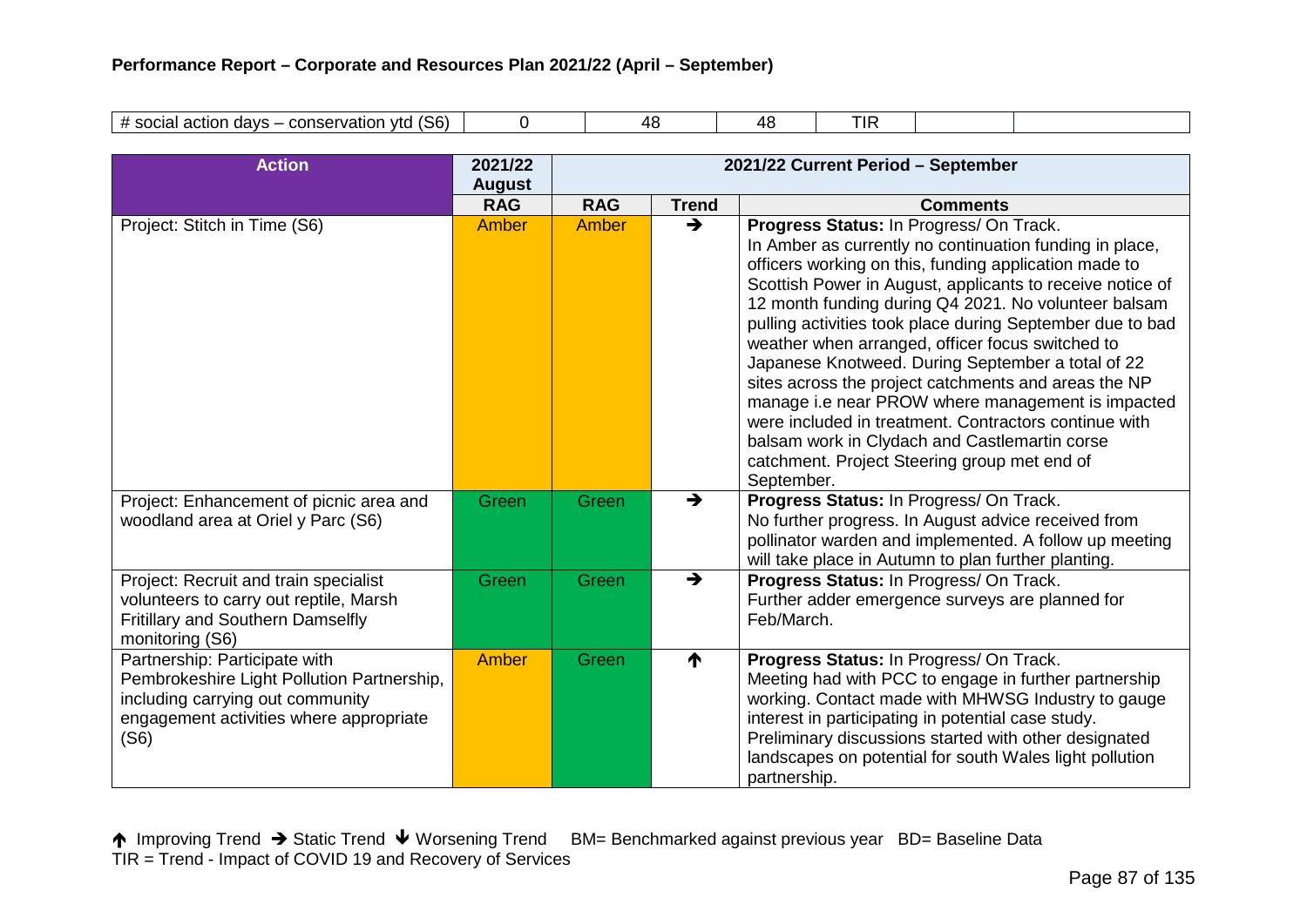**Performance Report – Corporate and Resources Plan 2021/22 (April – September)**

| # social action days – conservation ytd (S6) | 0 | 48 | 48 | TIR | | |
|---|---|---|---|---|---|---|

| Action | 2021/22 August | 2021/22 Current Period – September | | |
|---|---|---|---|---|
| | RAG | RAG | Trend | Comments |
| Project: Stitch in Time (S6) | Amber | Amber | ➔ | **Progress Status:** In Progress/ On Track. In Amber as currently no continuation funding in place, officers working on this, funding application made to Scottish Power in August, applicants to receive notice of 12 month funding during Q4 2021. No volunteer balsam pulling activities took place during September due to bad weather when arranged, officer focus switched to Japanese Knotweed. During September a total of 22 sites across the project catchments and areas the NP manage i.e near PROW where management is impacted were included in treatment. Contractors continue with balsam work in Clydach and Castlemartin corse catchment. Project Steering group met end of September. |
| Project: Enhancement of picnic area and woodland area at Oriel y Parc (S6) | Green | Green | ➔ | **Progress Status:** In Progress/ On Track. No further progress. In August advice received from pollinator warden and implemented. A follow up meeting will take place in Autumn to plan further planting. |
| Project: Recruit and train specialist volunteers to carry out reptile, Marsh Fritillary and Southern Damselfly monitoring (S6) | Green | Green | ➔ | **Progress Status:** In Progress/ On Track. Further adder emergence surveys are planned for Feb/March. |
| Partnership: Participate with Pembrokeshire Light Pollution Partnership, including carrying out community engagement activities where appropriate (S6) | Amber | Green | ↑ | **Progress Status:** In Progress/ On Track. Meeting had with PCC to engage in further partnership working. Contact made with MHWSG Industry to gauge interest in participating in potential case study. Preliminary discussions started with other designated landscapes on potential for south Wales light pollution partnership. |

↑ Improving Trend ➔ Static Trend ↓ Worsening Trend BM= Benchmarked against previous year BD= Baseline Data
TIR = Trend - Impact of COVID 19 and Recovery of Services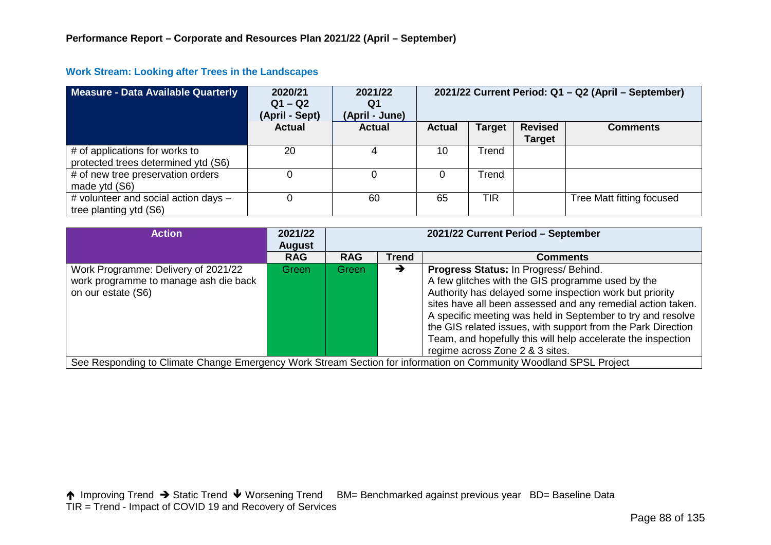**Performance Report – Corporate and Resources Plan 2021/22 (April – September)**

### Work Stream: Looking after Trees in the Landscapes

| Measure - Data Available Quarterly | 2020/21 Q1 – Q2 (April - Sept) | 2021/22 Q1 (April - June) | 2021/22 Current Period: Q1 – Q2 (April – September) | | | |
|---|---|---|---|---|---|---|
| | Actual | Actual | Actual | Target | Revised Target | Comments |
| # of applications for works to protected trees determined ytd (S6) | 20 | 4 | 10 | Trend | | |
| # of new tree preservation orders made ytd (S6) | 0 | 0 | 0 | Trend | | |
| # volunteer and social action days – tree planting ytd (S6) | 0 | 60 | 65 | TIR | | Tree Matt fitting focused |

| Action | 2021/22 August | 2021/22 Current Period – September | | |
|---|---|---|---|---|
| | RAG | RAG | Trend | Comments |
| Work Programme: Delivery of 2021/22 work programme to manage ash die back on our estate (S6) | Green | Green | ➔ | **Progress Status:** In Progress/ Behind. A few glitches with the GIS programme used by the Authority has delayed some inspection work but priority sites have all been assessed and any remedial action taken. A specific meeting was held in September to try and resolve the GIS related issues, with support from the Park Direction Team, and hopefully this will help accelerate the inspection regime across Zone 2 & 3 sites. |
| See Responding to Climate Change Emergency Work Stream Section for information on Community Woodland SPSL Project | | | | |

↑ Improving Trend ➔ Static Trend ↓ Worsening Trend BM= Benchmarked against previous year BD= Baseline Data
TIR = Trend - Impact of COVID 19 and Recovery of Services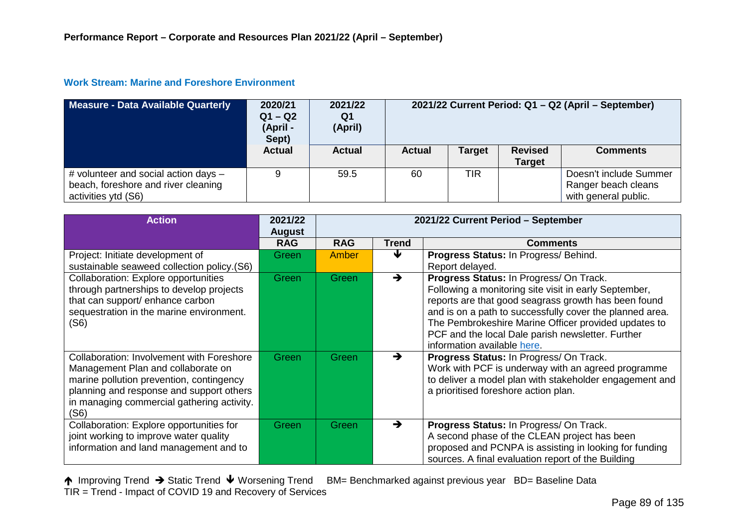**Performance Report – Corporate and Resources Plan 2021/22 (April – September)**

### Work Stream: Marine and Foreshore Environment

| Measure - Data Available Quarterly | 2020/21 Q1 – Q2 (April - Sept) | 2021/22 Q1 (April) | 2021/22 Current Period: Q1 – Q2 (April – September) | | | |
|---|---|---|---|---|---|---|
| | Actual | Actual | Actual | Target | Revised Target | Comments |
| # volunteer and social action days – beach, foreshore and river cleaning activities ytd (S6) | 9 | 59.5 | 60 | TIR | | Doesn't include Summer Ranger beach cleans with general public. |

| Action | 2021/22 August | 2021/22 Current Period – September | | |
|---|---|---|---|---|
| | RAG | RAG | Trend | Comments |
| Project: Initiate development of sustainable seaweed collection policy.(S6) | Green | Amber | ↓ | **Progress Status:** In Progress/ Behind. Report delayed. |
| Collaboration: Explore opportunities through partnerships to develop projects that can support/ enhance carbon sequestration in the marine environment. (S6) | Green | Green | → | **Progress Status:** In Progress/ On Track. Following a monitoring site visit in early September, reports are that good seagrass growth has been found and is on a path to successfully cover the planned area. The Pembrokeshire Marine Officer provided updates to PCF and the local Dale parish newsletter. Further information available here. |
| Collaboration: Involvement with Foreshore Management Plan and collaborate on marine pollution prevention, contingency planning and response and support others in managing commercial gathering activity. (S6) | Green | Green | → | **Progress Status:** In Progress/ On Track. Work with PCF is underway with an agreed programme to deliver a model plan with stakeholder engagement and a prioritised foreshore action plan. |
| Collaboration: Explore opportunities for joint working to improve water quality information and land management and to | Green | Green | → | **Progress Status:** In Progress/ On Track. A second phase of the CLEAN project has been proposed and PCNPA is assisting in looking for funding sources. A final evaluation report of the Building |

↑ Improving Trend → Static Trend ↓ Worsening Trend BM= Benchmarked against previous year BD= Baseline Data
TIR = Trend - Impact of COVID 19 and Recovery of Services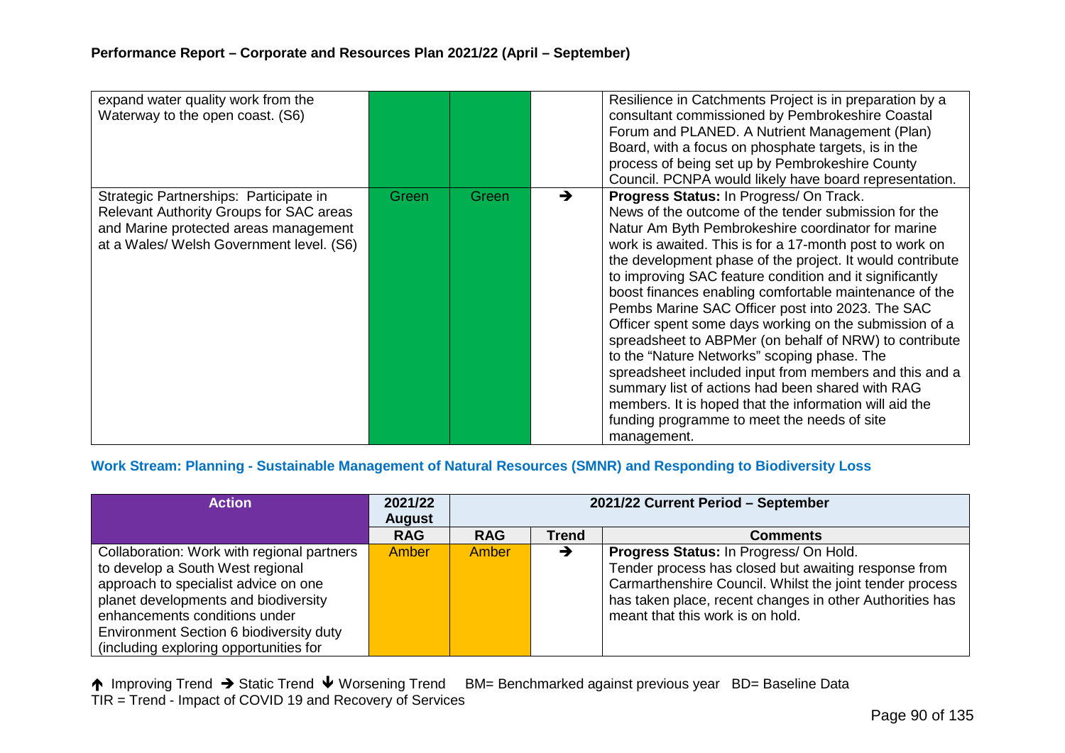| | | | | |
|---|---|---|---|---|
| expand water quality work from the Waterway to the open coast. (S6) | | | | Resilience in Catchments Project is in preparation by a consultant commissioned by Pembrokeshire Coastal Forum and PLANED. A Nutrient Management (Plan) Board, with a focus on phosphate targets, is in the process of being set up by Pembrokeshire County Council. PCNPA would likely have board representation. |
| Strategic Partnerships: Participate in Relevant Authority Groups for SAC areas and Marine protected areas management at a Wales/ Welsh Government level. (S6) | Green | Green | ➔ | **Progress Status:** In Progress/ On Track. News of the outcome of the tender submission for the Natur Am Byth Pembrokeshire coordinator for marine work is awaited. This is for a 17-month post to work on the development phase of the project. It would contribute to improving SAC feature condition and it significantly boost finances enabling comfortable maintenance of the Pembs Marine SAC Officer post into 2023. The SAC Officer spent some days working on the submission of a spreadsheet to ABPMer (on behalf of NRW) to contribute to the "Nature Networks" scoping phase. The spreadsheet included input from members and this and a summary list of actions had been shared with RAG members. It is hoped that the information will aid the funding programme to meet the needs of site management. |

**Work Stream: Planning - Sustainable Management of Natural Resources (SMNR) and Responding to Biodiversity Loss**

| Action | 2021/22 August | 2021/22 Current Period – September | | |
|---|---|---|---|---|
| | **RAG** | **RAG** | **Trend** | **Comments** |
| Collaboration: Work with regional partners to develop a South West regional approach to specialist advice on one planet developments and biodiversity enhancements conditions under Environment Section 6 biodiversity duty (including exploring opportunities for | Amber | Amber | ➔ | **Progress Status:** In Progress/ On Hold. Tender process has closed but awaiting response from Carmarthenshire Council. Whilst the joint tender process has taken place, recent changes in other Authorities has meant that this work is on hold. |

↑ Improving Trend ➔ Static Trend ↓ Worsening Trend BM= Benchmarked against previous year BD= Baseline Data
TIR = Trend - Impact of COVID 19 and Recovery of Services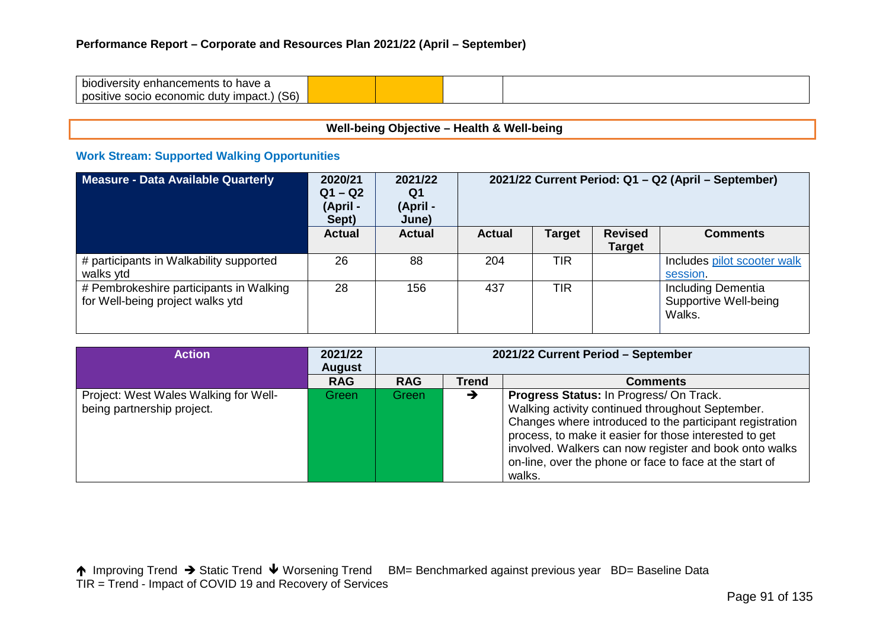| biodiversity enhancements to have a positive socio economic duty impact.) (S6) | | | | |
|---|---|---|---|---|

**Well-being Objective – Health & Well-being**

### Work Stream: Supported Walking Opportunities

| Measure - Data Available Quarterly | 2020/21 Q1 – Q2 (April - Sept) | 2021/22 Q1 (April - June) | 2021/22 Current Period: Q1 – Q2 (April – September) | | | |
|---|---|---|---|---|---|---|
| | Actual | Actual | Actual | Target | Revised Target | Comments |
| # participants in Walkability supported walks ytd | 26 | 88 | 204 | TIR | | Includes pilot scooter walk session. |
| # Pembrokeshire participants in Walking for Well-being project walks ytd | 28 | 156 | 437 | TIR | | Including Dementia Supportive Well-being Walks. |

| Action | 2021/22 August | 2021/22 Current Period – September | | |
|---|---|---|---|---|
| | RAG | RAG | Trend | Comments |
| Project: West Wales Walking for Well-being partnership project. | Green | Green | → | **Progress Status:** In Progress/ On Track. Walking activity continued throughout September. Changes where introduced to the participant registration process, to make it easier for those interested to get involved. Walkers can now register and book onto walks on-line, over the phone or face to face at the start of walks. |

↑ Improving Trend → Static Trend ↓ Worsening Trend BM= Benchmarked against previous year BD= Baseline Data
TIR = Trend - Impact of COVID 19 and Recovery of Services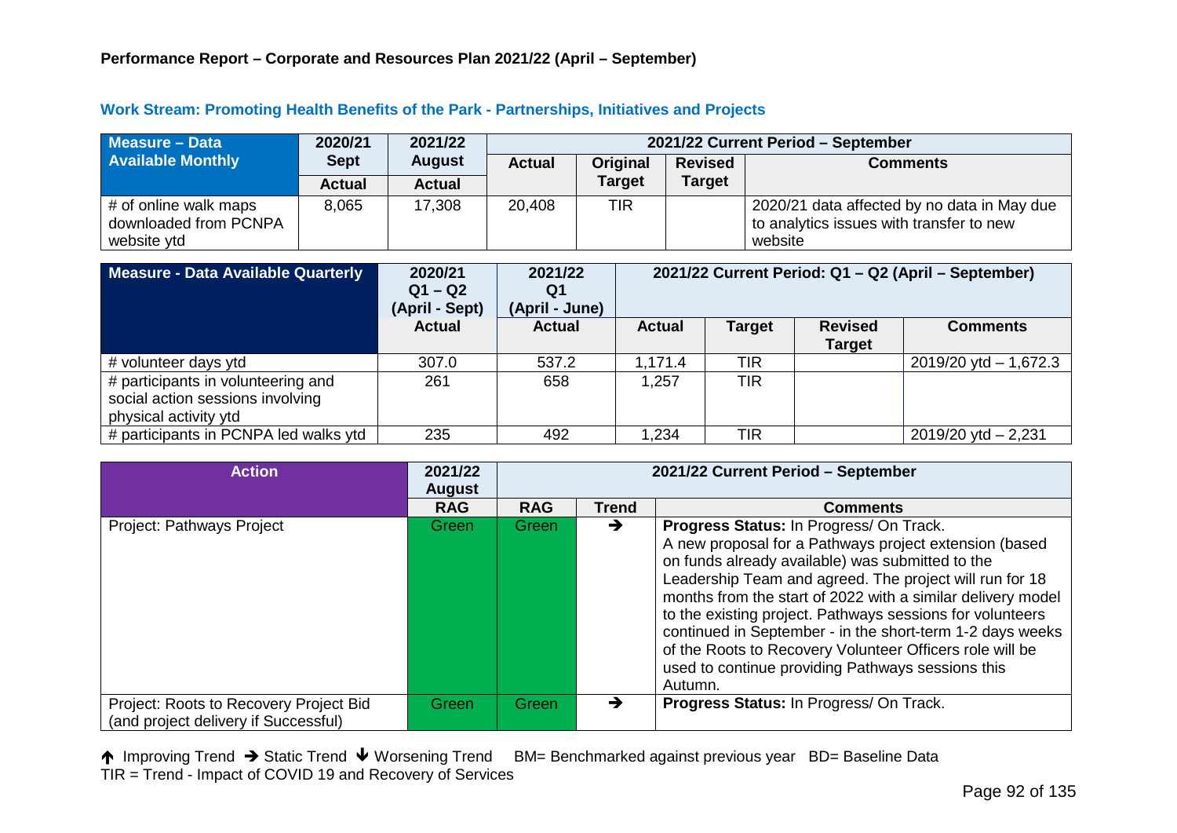## Performance Report – Corporate and Resources Plan 2021/22 (April – September)

### Work Stream: Promoting Health Benefits of the Park - Partnerships, Initiatives and Projects

| Measure – Data Available Monthly | 2020/21 Sept | 2021/22 August | 2021/22 Current Period – September | | | |
|---|---|---|---|---|---|---|
| | Actual | Actual | Actual | Original Target | Revised Target | Comments |
| # of online walk maps downloaded from PCNPA website ytd | 8,065 | 17,308 | 20,408 | TIR | | 2020/21 data affected by no data in May due to analytics issues with transfer to new website |

| Measure - Data Available Quarterly | 2020/21 Q1 – Q2 (April - Sept) | 2021/22 Q1 (April - June) | 2021/22 Current Period: Q1 – Q2 (April – September) | | | |
|---|---|---|---|---|---|---|
| | Actual | Actual | Actual | Target | Revised Target | Comments |
| # volunteer days ytd | 307.0 | 537.2 | 1,171.4 | TIR | | 2019/20 ytd – 1,672.3 |
| # participants in volunteering and social action sessions involving physical activity ytd | 261 | 658 | 1,257 | TIR | | |
| # participants in PCNPA led walks ytd | 235 | 492 | 1,234 | TIR | | 2019/20 ytd – 2,231 |

| Action | 2021/22 August | 2021/22 Current Period – September | | |
|---|---|---|---|---|
| | RAG | RAG | Trend | Comments |
| Project: Pathways Project | Green | Green | → | **Progress Status:** In Progress/ On Track. A new proposal for a Pathways project extension (based on funds already available) was submitted to the Leadership Team and agreed. The project will run for 18 months from the start of 2022 with a similar delivery model to the existing project. Pathways sessions for volunteers continued in September - in the short-term 1-2 days weeks of the Roots to Recovery Volunteer Officers role will be used to continue providing Pathways sessions this Autumn. |
| Project: Roots to Recovery Project Bid (and project delivery if Successful) | Green | Green | → | **Progress Status:** In Progress/ On Track. |

↑ Improving Trend → Static Trend ↓ Worsening Trend BM= Benchmarked against previous year BD= Baseline Data
TIR = Trend - Impact of COVID 19 and Recovery of Services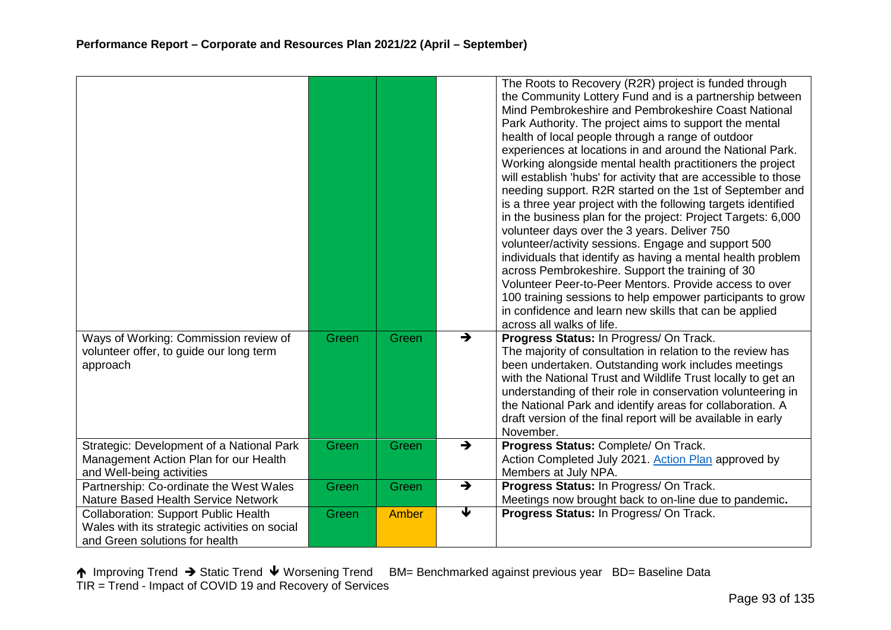## Performance Report – Corporate and Resources Plan 2021/22 (April – September)

| | | | | |
|---|---|---|---|---|
| | Green | Green | | The Roots to Recovery (R2R) project is funded through the Community Lottery Fund and is a partnership between Mind Pembrokeshire and Pembrokeshire Coast National Park Authority. The project aims to support the mental health of local people through a range of outdoor experiences at locations in and around the National Park. Working alongside mental health practitioners the project will establish 'hubs' for activity that are accessible to those needing support. R2R started on the 1st of September and is a three year project with the following targets identified in the business plan for the project: Project Targets: 6,000 volunteer days over the 3 years. Deliver 750 volunteer/activity sessions. Engage and support 500 individuals that identify as having a mental health problem across Pembrokeshire. Support the training of 30 Volunteer Peer-to-Peer Mentors. Provide access to over 100 training sessions to help empower participants to grow in confidence and learn new skills that can be applied across all walks of life. |
| Ways of Working: Commission review of volunteer offer, to guide our long term approach | Green | Green | ➔ | **Progress Status:** In Progress/ On Track. The majority of consultation in relation to the review has been undertaken. Outstanding work includes meetings with the National Trust and Wildlife Trust locally to get an understanding of their role in conservation volunteering in the National Park and identify areas for collaboration. A draft version of the final report will be available in early November. |
| Strategic: Development of a National Park Management Action Plan for our Health and Well-being activities | Green | Green | ➔ | **Progress Status:** Complete/ On Track. Action Completed July 2021. Action Plan approved by Members at July NPA. |
| Partnership: Co-ordinate the West Wales Nature Based Health Service Network | Green | Green | ➔ | **Progress Status:** In Progress/ On Track. Meetings now brought back to on-line due to pandemic**.** |
| Collaboration: Support Public Health Wales with its strategic activities on social and Green solutions for health | Green | Amber | ↓ | **Progress Status:** In Progress/ On Track. |

↑ Improving Trend ➔ Static Trend ↓ Worsening Trend BM= Benchmarked against previous year BD= Baseline Data
TIR = Trend - Impact of COVID 19 and Recovery of Services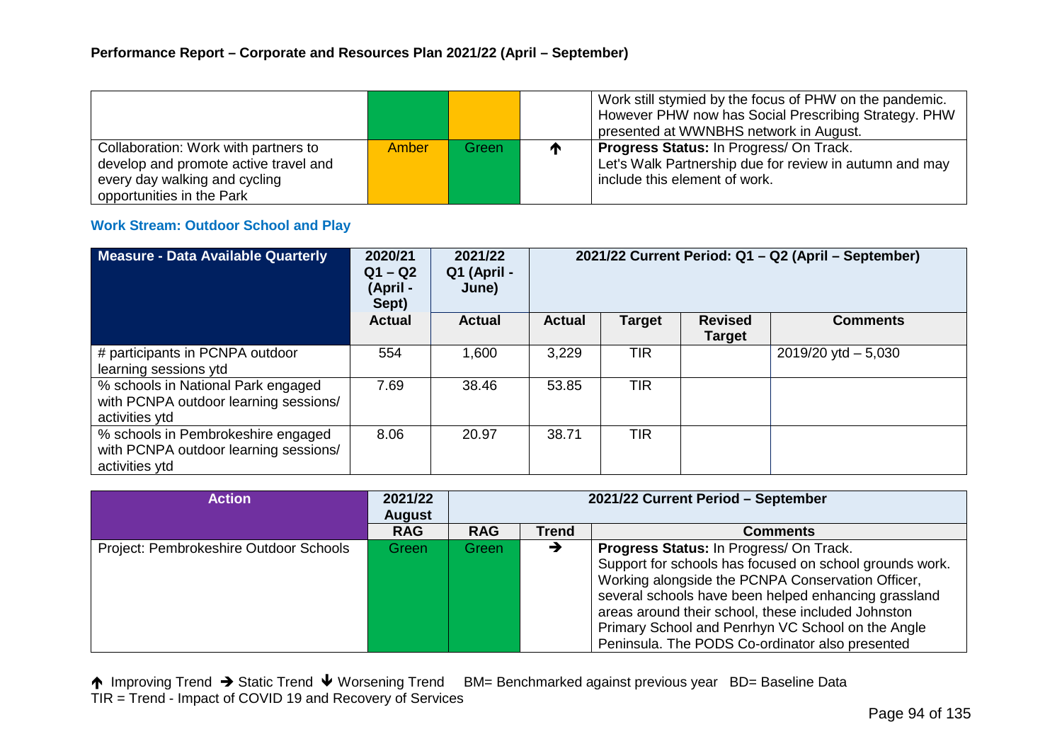| | | | | |
|---|---|---|---|---|
| | | | | Work still stymied by the focus of PHW on the pandemic. However PHW now has Social Prescribing Strategy. PHW presented at WWNBHS network in August. |
| Collaboration: Work with partners to develop and promote active travel and every day walking and cycling opportunities in the Park | Amber | Green | ↑ | **Progress Status:** In Progress/ On Track. Let's Walk Partnership due for review in autumn and may include this element of work. |

### Work Stream: Outdoor School and Play

| Measure - Data Available Quarterly | 2020/21 Q1 – Q2 (April - Sept) | 2021/22 Q1 (April - June) | 2021/22 Current Period: Q1 – Q2 (April – September) | | | |
|---|---|---|---|---|---|---|
| | Actual | Actual | Actual | Target | Revised Target | Comments |
| # participants in PCNPA outdoor learning sessions ytd | 554 | 1,600 | 3,229 | TIR | | 2019/20 ytd – 5,030 |
| % schools in National Park engaged with PCNPA outdoor learning sessions/ activities ytd | 7.69 | 38.46 | 53.85 | TIR | | |
| % schools in Pembrokeshire engaged with PCNPA outdoor learning sessions/ activities ytd | 8.06 | 20.97 | 38.71 | TIR | | |

| Action | 2021/22 August | 2021/22 Current Period – September | | |
|---|---|---|---|---|
| | RAG | RAG | Trend | Comments |
| Project: Pembrokeshire Outdoor Schools | Green | Green | → | **Progress Status:** In Progress/ On Track. Support for schools has focused on school grounds work. Working alongside the PCNPA Conservation Officer, several schools have been helped enhancing grassland areas around their school, these included Johnston Primary School and Penrhyn VC School on the Angle Peninsula. The PODS Co-ordinator also presented |

↑ Improving Trend → Static Trend ↓ Worsening Trend BM= Benchmarked against previous year BD= Baseline Data
TIR = Trend - Impact of COVID 19 and Recovery of Services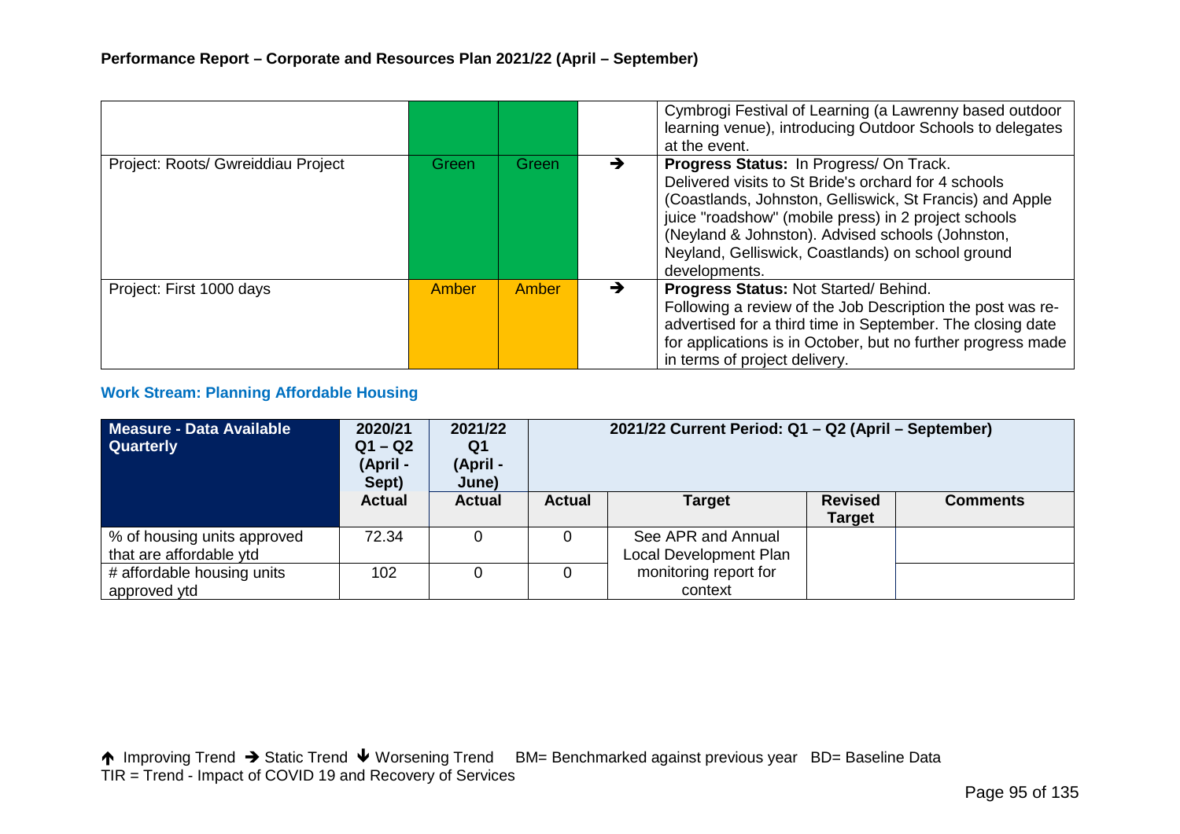**Performance Report – Corporate and Resources Plan 2021/22 (April – September)**

| | | | | |
|---|---|---|---|---|
| | | | | Cymbrogi Festival of Learning (a Lawrenny based outdoor learning venue), introducing Outdoor Schools to delegates at the event. |
| Project: Roots/ Gwreiddiau Project | Green | Green | → | **Progress Status:** In Progress/ On Track. Delivered visits to St Bride's orchard for 4 schools (Coastlands, Johnston, Gelliswick, St Francis) and Apple juice "roadshow" (mobile press) in 2 project schools (Neyland & Johnston). Advised schools (Johnston, Neyland, Gelliswick, Coastlands) on school ground developments. |
| Project: First 1000 days | Amber | Amber | → | **Progress Status:** Not Started/ Behind. Following a review of the Job Description the post was re-advertised for a third time in September. The closing date for applications is in October, but no further progress made in terms of project delivery. |

### Work Stream: Planning Affordable Housing

| Measure - Data Available Quarterly | 2020/21 Q1 – Q2 (April - Sept) | 2021/22 Q1 (April - June) | 2021/22 Current Period: Q1 – Q2 (April – September) | | | |
|---|---|---|---|---|---|---|
| | Actual | Actual | Actual | Target | Revised Target | Comments |
| % of housing units approved that are affordable ytd | 72.34 | 0 | 0 | See APR and Annual Local Development Plan monitoring report for context | | |
| # affordable housing units approved ytd | 102 | 0 | 0 | | | |

↑ Improving Trend → Static Trend ↓ Worsening Trend BM= Benchmarked against previous year BD= Baseline Data
TIR = Trend - Impact of COVID 19 and Recovery of Services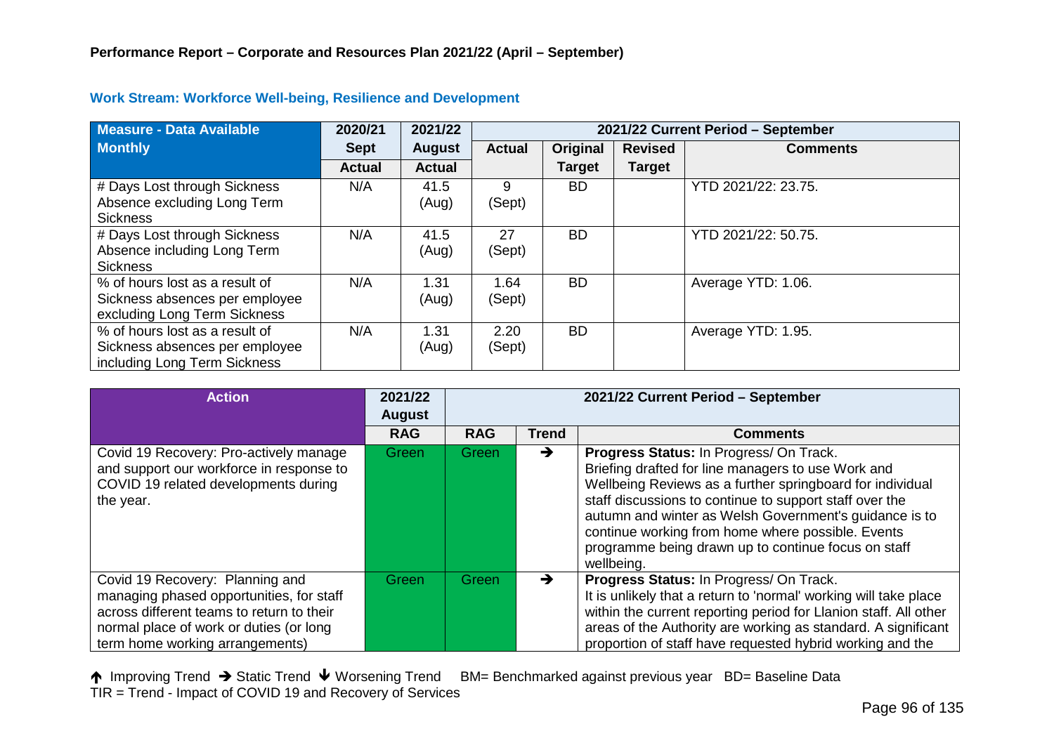**Performance Report – Corporate and Resources Plan 2021/22 (April – September)**

### Work Stream: Workforce Well-being, Resilience and Development

| Measure - Data Available Monthly | 2020/21 Sept Actual | 2021/22 August Actual | 2021/22 Current Period – September | | | |
|---|---|---|---|---|---|---|
| | | | Actual | Original Target | Revised Target | Comments |
| # Days Lost through Sickness Absence excluding Long Term Sickness | N/A | 41.5 (Aug) | 9 (Sept) | BD | | YTD 2021/22: 23.75. |
| # Days Lost through Sickness Absence including Long Term Sickness | N/A | 41.5 (Aug) | 27 (Sept) | BD | | YTD 2021/22: 50.75. |
| % of hours lost as a result of Sickness absences per employee excluding Long Term Sickness | N/A | 1.31 (Aug) | 1.64 (Sept) | BD | | Average YTD: 1.06. |
| % of hours lost as a result of Sickness absences per employee including Long Term Sickness | N/A | 1.31 (Aug) | 2.20 (Sept) | BD | | Average YTD: 1.95. |

| Action | 2021/22 August RAG | 2021/22 Current Period – September | | |
|---|---|---|---|---|
| | | RAG | Trend | Comments |
| Covid 19 Recovery: Pro-actively manage and support our workforce in response to COVID 19 related developments during the year. | Green | Green | → | **Progress Status:** In Progress/ On Track. Briefing drafted for line managers to use Work and Wellbeing Reviews as a further springboard for individual staff discussions to continue to support staff over the autumn and winter as Welsh Government's guidance is to continue working from home where possible. Events programme being drawn up to continue focus on staff wellbeing. |
| Covid 19 Recovery: Planning and managing phased opportunities, for staff across different teams to return to their normal place of work or duties (or long term home working arrangements) | Green | Green | → | **Progress Status:** In Progress/ On Track. It is unlikely that a return to 'normal' working will take place within the current reporting period for Llanion staff. All other areas of the Authority are working as standard. A significant proportion of staff have requested hybrid working and the |

↑ Improving Trend → Static Trend ↓ Worsening Trend BM= Benchmarked against previous year BD= Baseline Data
TIR = Trend - Impact of COVID 19 and Recovery of Services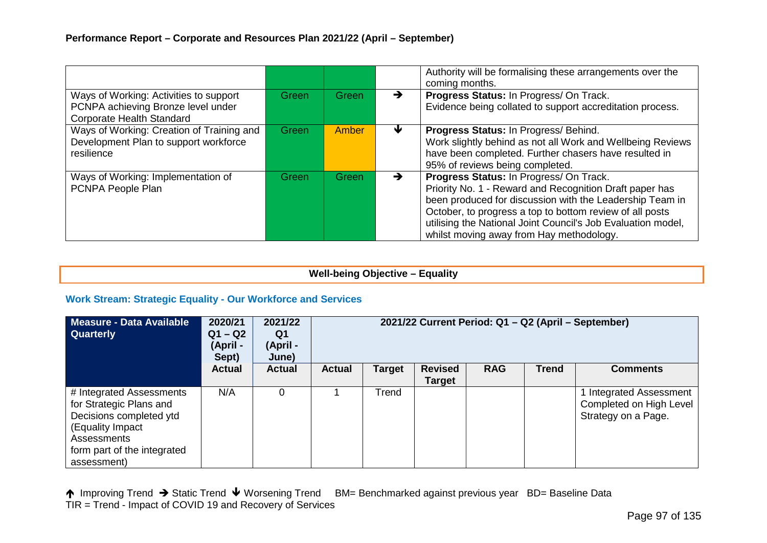**Performance Report – Corporate and Resources Plan 2021/22 (April – September)**

| | | | | |
|---|---|---|---|---|
| | | | | Authority will be formalising these arrangements over the coming months. |
| Ways of Working: Activities to support PCNPA achieving Bronze level under Corporate Health Standard | Green | Green | → | **Progress Status:** In Progress/ On Track. Evidence being collated to support accreditation process. |
| Ways of Working: Creation of Training and Development Plan to support workforce resilience | Green | Amber | ↓ | **Progress Status:** In Progress/ Behind. Work slightly behind as not all Work and Wellbeing Reviews have been completed. Further chasers have resulted in 95% of reviews being completed. |
| Ways of Working: Implementation of PCNPA People Plan | Green | Green | → | **Progress Status:** In Progress/ On Track. Priority No. 1 - Reward and Recognition Draft paper has been produced for discussion with the Leadership Team in October, to progress a top to bottom review of all posts utilising the National Joint Council's Job Evaluation model, whilst moving away from Hay methodology. |

**Well-being Objective – Equality**

### Work Stream: Strategic Equality - Our Workforce and Services

| Measure - Data Available Quarterly | 2020/21 Q1 – Q2 (April - Sept) | 2021/22 Q1 (April - June) | 2021/22 Current Period: Q1 – Q2 (April – September) | | | | | |
|---|---|---|---|---|---|---|---|---|
| | Actual | Actual | Actual | Target | Revised Target | RAG | Trend | Comments |
| # Integrated Assessments for Strategic Plans and Decisions completed ytd (Equality Impact Assessments form part of the integrated assessment) | N/A | 0 | 1 | Trend | | | | 1 Integrated Assessment Completed on High Level Strategy on a Page. |

↑ Improving Trend → Static Trend ↓ Worsening Trend BM= Benchmarked against previous year BD= Baseline Data
TIR = Trend - Impact of COVID 19 and Recovery of Services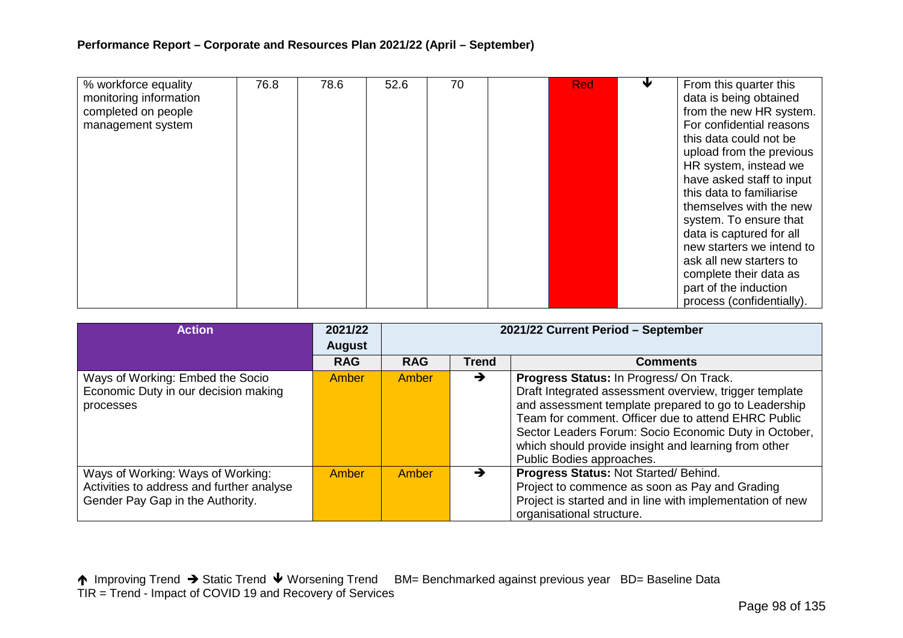## Performance Report – Corporate and Resources Plan 2021/22 (April – September)

| | | | | | | | | |
|---|---|---|---|---|---|---|---|---|
| % workforce equality monitoring information completed on people management system | 76.8 | 78.6 | 52.6 | 70 | | Red | ↓ | From this quarter this data is being obtained from the new HR system. For confidential reasons this data could not be upload from the previous HR system, instead we have asked staff to input this data to familiarise themselves with the new system. To ensure that data is captured for all new starters we intend to ask all new starters to complete their data as part of the induction process (confidentially). |

| Action | 2021/22 August | 2021/22 Current Period – September | | |
|---|---|---|---|---|
| | RAG | RAG | Trend | Comments |
| Ways of Working: Embed the Socio Economic Duty in our decision making processes | Amber | Amber | → | **Progress Status:** In Progress/ On Track. Draft Integrated assessment overview, trigger template and assessment template prepared to go to Leadership Team for comment. Officer due to attend EHRC Public Sector Leaders Forum: Socio Economic Duty in October, which should provide insight and learning from other Public Bodies approaches. |
| Ways of Working: Ways of Working: Activities to address and further analyse Gender Pay Gap in the Authority. | Amber | Amber | → | **Progress Status:** Not Started/ Behind. Project to commence as soon as Pay and Grading Project is started and in line with implementation of new organisational structure. |

↑ Improving Trend → Static Trend ↓ Worsening Trend BM= Benchmarked against previous year BD= Baseline Data
TIR = Trend - Impact of COVID 19 and Recovery of Services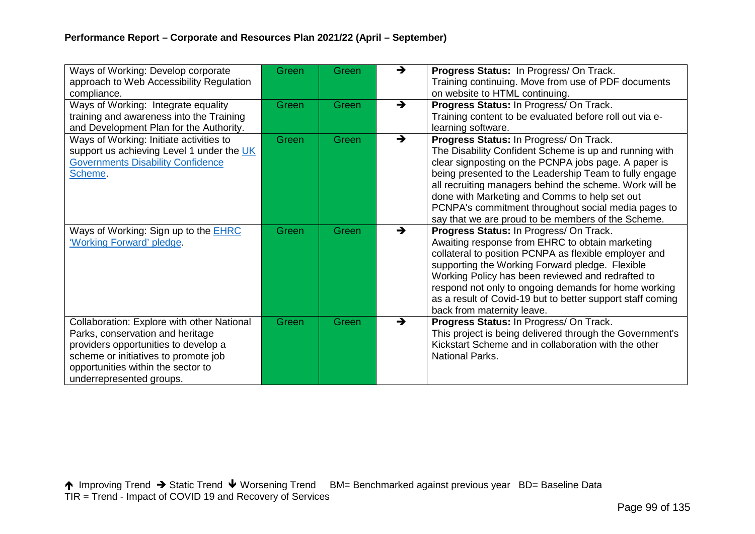**Performance Report – Corporate and Resources Plan 2021/22 (April – September)**

| | | | | |
|---|---|---|---|---|
| Ways of Working: Develop corporate approach to Web Accessibility Regulation compliance. | Green | Green | → | **Progress Status:** In Progress/ On Track. Training continuing. Move from use of PDF documents on website to HTML continuing. |
| Ways of Working: Integrate equality training and awareness into the Training and Development Plan for the Authority. | Green | Green | → | **Progress Status:** In Progress/ On Track. Training content to be evaluated before roll out via e-learning software. |
| Ways of Working: Initiate activities to support us achieving Level 1 under the UK Governments Disability Confidence Scheme. | Green | Green | → | **Progress Status:** In Progress/ On Track. The Disability Confident Scheme is up and running with clear signposting on the PCNPA jobs page. A paper is being presented to the Leadership Team to fully engage all recruiting managers behind the scheme. Work will be done with Marketing and Comms to help set out PCNPA's commitment throughout social media pages to say that we are proud to be members of the Scheme. |
| Ways of Working: Sign up to the EHRC 'Working Forward' pledge. | Green | Green | → | **Progress Status:** In Progress/ On Track. Awaiting response from EHRC to obtain marketing collateral to position PCNPA as flexible employer and supporting the Working Forward pledge. Flexible Working Policy has been reviewed and redrafted to respond not only to ongoing demands for home working as a result of Covid-19 but to better support staff coming back from maternity leave. |
| Collaboration: Explore with other National Parks, conservation and heritage providers opportunities to develop a scheme or initiatives to promote job opportunities within the sector to underrepresented groups. | Green | Green | → | **Progress Status:** In Progress/ On Track. This project is being delivered through the Government's Kickstart Scheme and in collaboration with the other National Parks. |

↑ Improving Trend → Static Trend ↓ Worsening Trend BM= Benchmarked against previous year BD= Baseline Data
TIR = Trend - Impact of COVID 19 and Recovery of Services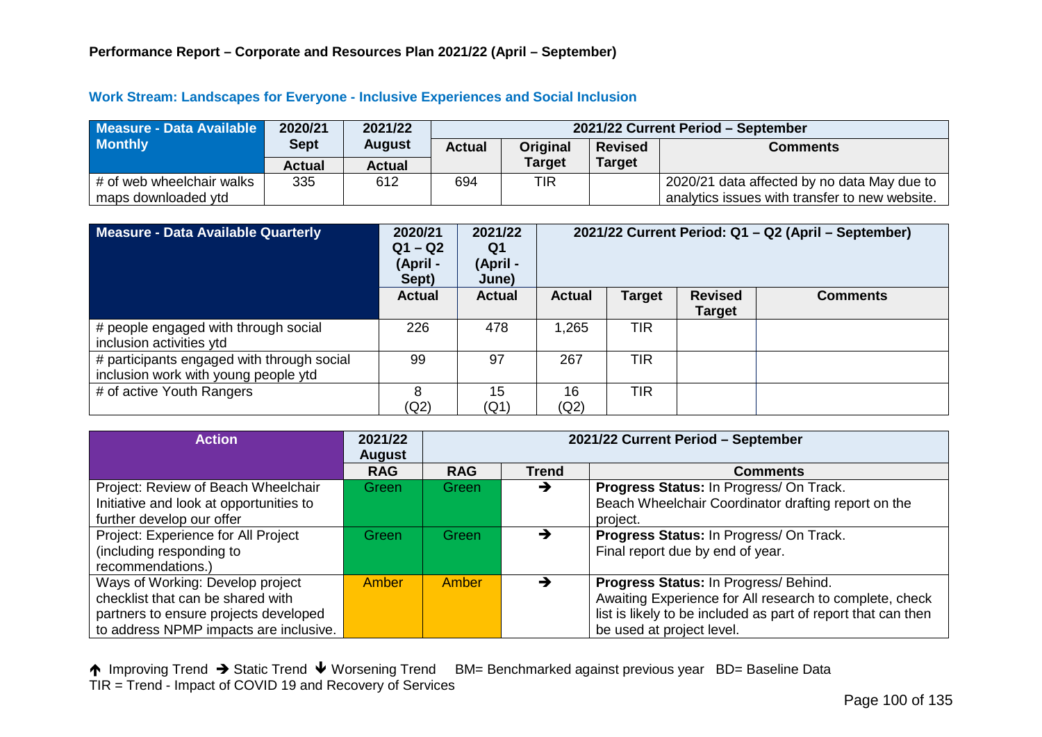**Performance Report – Corporate and Resources Plan 2021/22 (April – September)**

### Work Stream: Landscapes for Everyone - Inclusive Experiences and Social Inclusion

| Measure - Data Available Monthly | 2020/21 Sept | 2021/22 August | 2021/22 Current Period – September | | | |
|---|---|---|---|---|---|---|
| | Actual | Actual | Actual | Original Target | Revised Target | Comments |
| # of web wheelchair walks maps downloaded ytd | 335 | 612 | 694 | TIR | | 2020/21 data affected by no data May due to analytics issues with transfer to new website. |

| Measure - Data Available Quarterly | 2020/21 Q1 – Q2 (April - Sept) | 2021/22 Q1 (April - June) | 2021/22 Current Period: Q1 – Q2 (April – September) | | | |
|---|---|---|---|---|---|---|
| | Actual | Actual | Actual | Target | Revised Target | Comments |
| # people engaged with through social inclusion activities ytd | 226 | 478 | 1,265 | TIR | | |
| # participants engaged with through social inclusion work with young people ytd | 99 | 97 | 267 | TIR | | |
| # of active Youth Rangers | 8 (Q2) | 15 (Q1) | 16 (Q2) | TIR | | |

| Action | 2021/22 August | 2021/22 Current Period – September | | |
|---|---|---|---|---|
| | RAG | RAG | Trend | Comments |
| Project: Review of Beach Wheelchair Initiative and look at opportunities to further develop our offer | Green | Green | → | **Progress Status:** In Progress/ On Track. Beach Wheelchair Coordinator drafting report on the project. |
| Project: Experience for All Project (including responding to recommendations.) | Green | Green | → | **Progress Status:** In Progress/ On Track. Final report due by end of year. |
| Ways of Working: Develop project checklist that can be shared with partners to ensure projects developed to address NPMP impacts are inclusive. | Amber | Amber | → | **Progress Status:** In Progress/ Behind. Awaiting Experience for All research to complete, check list is likely to be included as part of report that can then be used at project level. |

↑ Improving Trend → Static Trend ↓ Worsening Trend  BM= Benchmarked against previous year  BD= Baseline Data
TIR = Trend - Impact of COVID 19 and Recovery of Services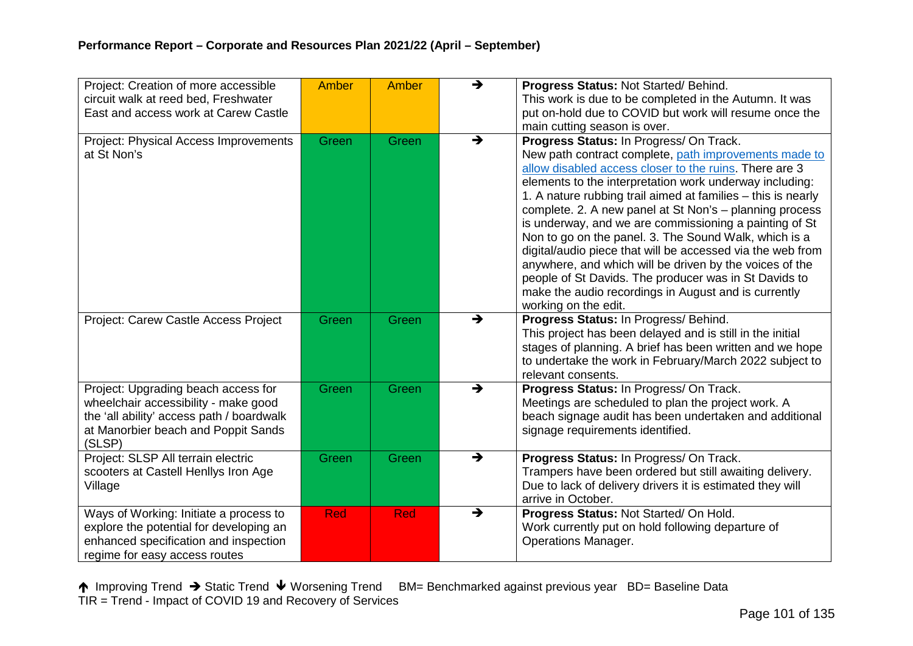## Performance Report – Corporate and Resources Plan 2021/22 (April – September)

| | | | | |
|---|---|---|---|---|
| Project: Creation of more accessible circuit walk at reed bed, Freshwater East and access work at Carew Castle | Amber | Amber | → | **Progress Status:** Not Started/ Behind. This work is due to be completed in the Autumn. It was put on-hold due to COVID but work will resume once the main cutting season is over. |
| Project: Physical Access Improvements at St Non's | Green | Green | → | **Progress Status:** In Progress/ On Track. New path contract complete, [path improvements made to allow disabled access closer to the ruins](). There are 3 elements to the interpretation work underway including: 1. A nature rubbing trail aimed at families – this is nearly complete. 2. A new panel at St Non's – planning process is underway, and we are commissioning a painting of St Non to go on the panel. 3. The Sound Walk, which is a digital/audio piece that will be accessed via the web from anywhere, and which will be driven by the voices of the people of St Davids. The producer was in St Davids to make the audio recordings in August and is currently working on the edit. |
| Project: Carew Castle Access Project | Green | Green | → | **Progress Status:** In Progress/ Behind. This project has been delayed and is still in the initial stages of planning. A brief has been written and we hope to undertake the work in February/March 2022 subject to relevant consents. |
| Project: Upgrading beach access for wheelchair accessibility - make good the 'all ability' access path / boardwalk at Manorbier beach and Poppit Sands (SLSP) | Green | Green | → | **Progress Status:** In Progress/ On Track. Meetings are scheduled to plan the project work. A beach signage audit has been undertaken and additional signage requirements identified. |
| Project: SLSP All terrain electric scooters at Castell Henllys Iron Age Village | Green | Green | → | **Progress Status:** In Progress/ On Track. Trampers have been ordered but still awaiting delivery. Due to lack of delivery drivers it is estimated they will arrive in October. |
| Ways of Working: Initiate a process to explore the potential for developing an enhanced specification and inspection regime for easy access routes | Red | Red | → | **Progress Status:** Not Started/ On Hold. Work currently put on hold following departure of Operations Manager. |

↑ Improving Trend → Static Trend ↓ Worsening Trend BM= Benchmarked against previous year BD= Baseline Data
TIR = Trend - Impact of COVID 19 and Recovery of Services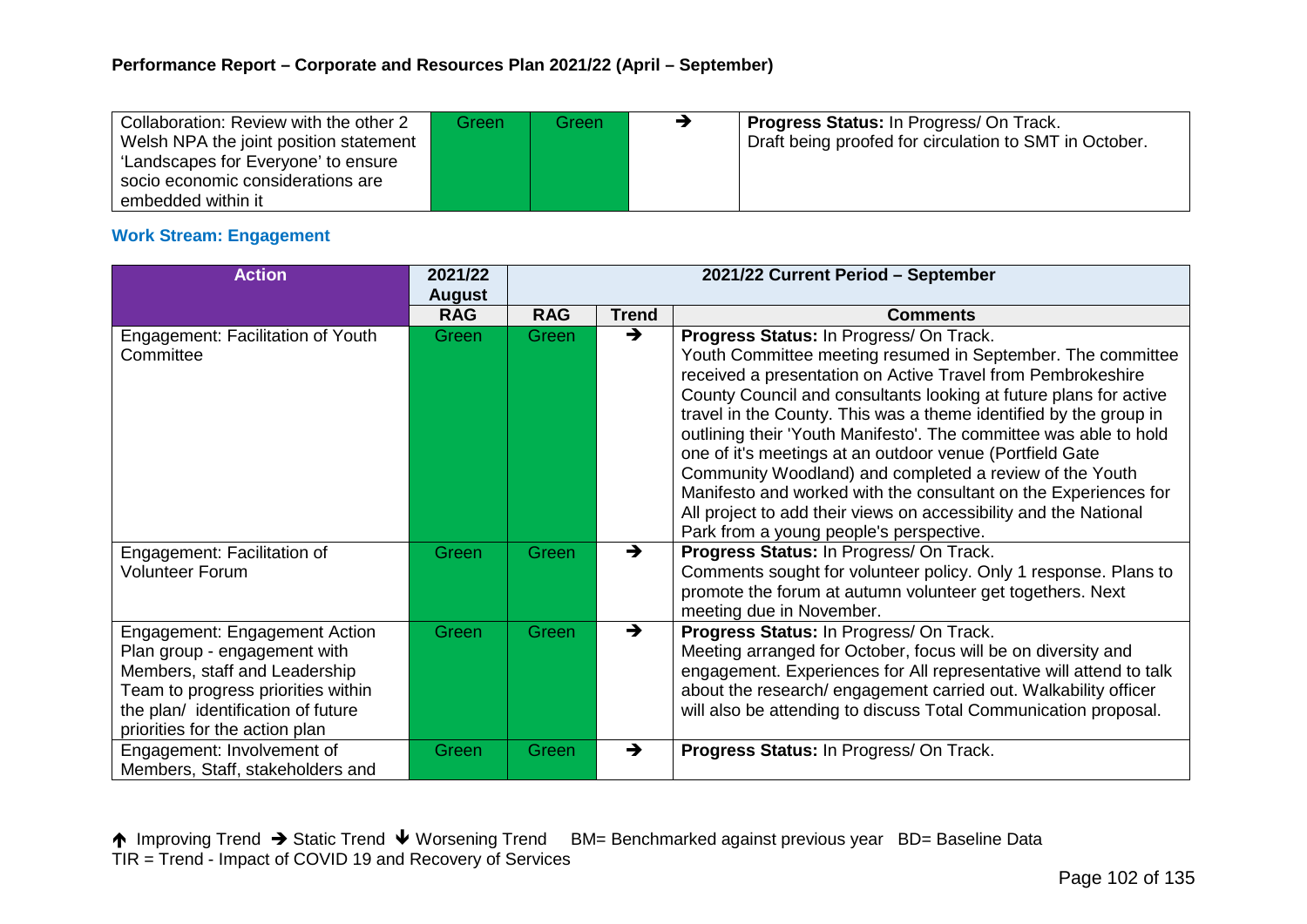| Collaboration: Review with the other 2 Welsh NPA the joint position statement 'Landscapes for Everyone' to ensure socio economic considerations are embedded within it | Green | Green | ➔ | **Progress Status:** In Progress/ On Track. Draft being proofed for circulation to SMT in October. |
|---|---|---|---|---|

### Work Stream: Engagement

| Action | 2021/22 August | 2021/22 Current Period – September | | |
|---|---|---|---|---|
| | RAG | RAG | Trend | Comments |
| Engagement: Facilitation of Youth Committee | Green | Green | ➔ | **Progress Status:** In Progress/ On Track. Youth Committee meeting resumed in September. The committee received a presentation on Active Travel from Pembrokeshire County Council and consultants looking at future plans for active travel in the County. This was a theme identified by the group in outlining their 'Youth Manifesto'. The committee was able to hold one of it's meetings at an outdoor venue (Portfield Gate Community Woodland) and completed a review of the Youth Manifesto and worked with the consultant on the Experiences for All project to add their views on accessibility and the National Park from a young people's perspective. |
| Engagement: Facilitation of Volunteer Forum | Green | Green | ➔ | **Progress Status:** In Progress/ On Track. Comments sought for volunteer policy. Only 1 response. Plans to promote the forum at autumn volunteer get togethers. Next meeting due in November. |
| Engagement: Engagement Action Plan group - engagement with Members, staff and Leadership Team to progress priorities within the plan/ identification of future priorities for the action plan | Green | Green | ➔ | **Progress Status:** In Progress/ On Track. Meeting arranged for October, focus will be on diversity and engagement. Experiences for All representative will attend to talk about the research/ engagement carried out. Walkability officer will also be attending to discuss Total Communication proposal. |
| Engagement: Involvement of Members, Staff, stakeholders and | Green | Green | ➔ | **Progress Status:** In Progress/ On Track. |

↑ Improving Trend ➔ Static Trend ↓ Worsening Trend BM= Benchmarked against previous year BD= Baseline Data
TIR = Trend - Impact of COVID 19 and Recovery of Services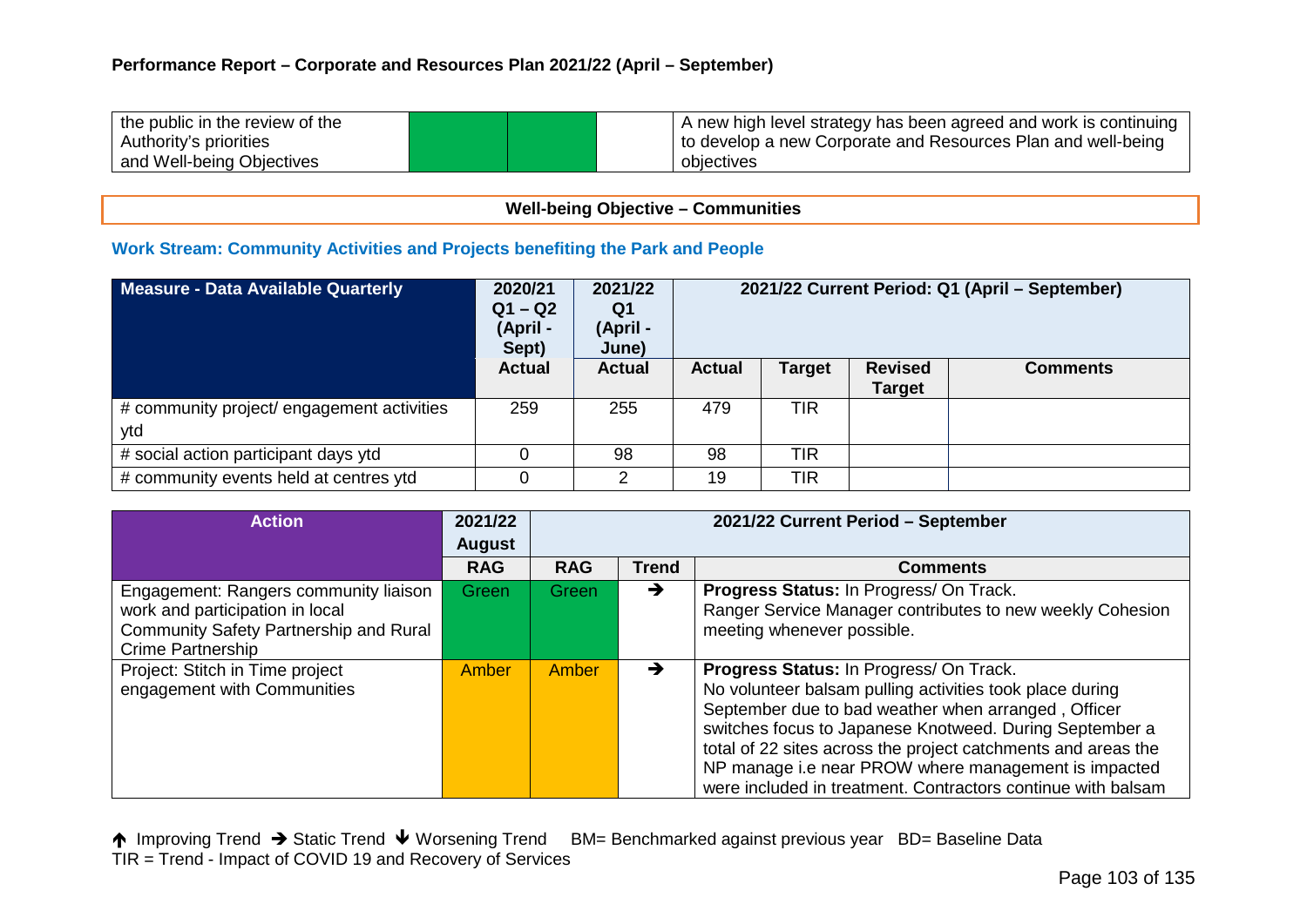| the public in the review of the Authority's priorities and Well-being Objectives | Green | Green | | A new high level strategy has been agreed and work is continuing to develop a new Corporate and Resources Plan and well-being objectives |
|---|---|---|---|---|

**Well-being Objective – Communities**

### Work Stream: Community Activities and Projects benefiting the Park and People

| Measure - Data Available Quarterly | 2020/21 Q1 – Q2 (April - Sept) | 2021/22 Q1 (April - June) | 2021/22 Current Period: Q1 (April – September) | | | |
|---|---|---|---|---|---|---|
| | Actual | Actual | Actual | Target | Revised Target | Comments |
| # community project/ engagement activities ytd | 259 | 255 | 479 | TIR | | |
| # social action participant days ytd | 0 | 98 | 98 | TIR | | |
| # community events held at centres ytd | 0 | 2 | 19 | TIR | | |

| Action | 2021/22 August | 2021/22 Current Period – September | | |
|---|---|---|---|---|
| | RAG | RAG | Trend | Comments |
| Engagement: Rangers community liaison work and participation in local Community Safety Partnership and Rural Crime Partnership | Green | Green | ➔ | **Progress Status:** In Progress/ On Track. Ranger Service Manager contributes to new weekly Cohesion meeting whenever possible. |
| Project: Stitch in Time project engagement with Communities | Amber | Amber | ➔ | **Progress Status:** In Progress/ On Track. No volunteer balsam pulling activities took place during September due to bad weather when arranged , Officer switches focus to Japanese Knotweed. During September a total of 22 sites across the project catchments and areas the NP manage i.e near PROW where management is impacted were included in treatment. Contractors continue with balsam |

↑ Improving Trend ➔ Static Trend ↓ Worsening Trend BM= Benchmarked against previous year BD= Baseline Data
TIR = Trend - Impact of COVID 19 and Recovery of Services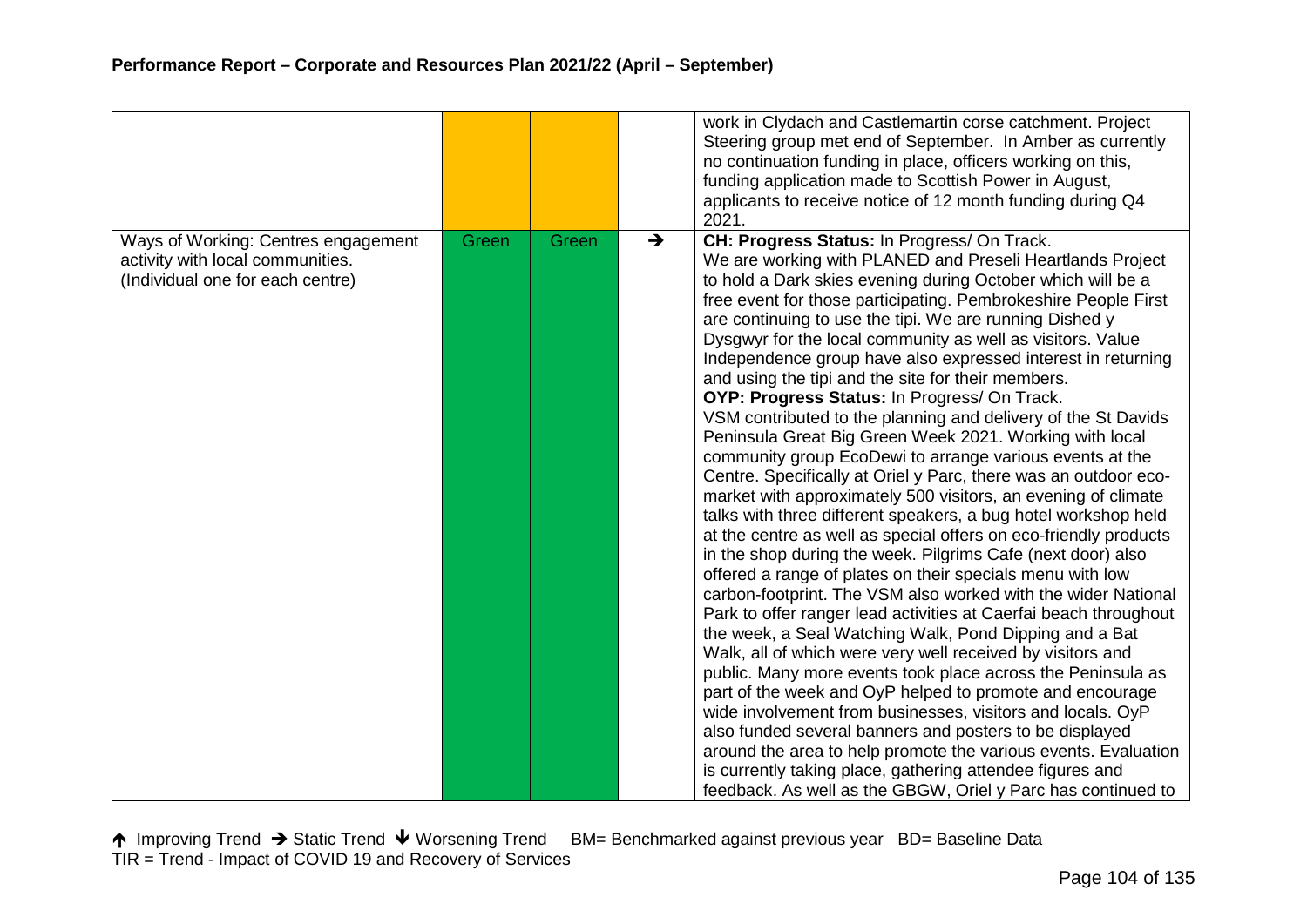## Performance Report – Corporate and Resources Plan 2021/22 (April – September)

| | | | | |
|---|---|---|---|---|
| | | | | work in Clydach and Castlemartin corse catchment. Project Steering group met end of September. In Amber as currently no continuation funding in place, officers working on this, funding application made to Scottish Power in August, applicants to receive notice of 12 month funding during Q4 2021. |
| Ways of Working: Centres engagement activity with local communities. (Individual one for each centre) | Green | Green | → | **CH: Progress Status:** In Progress/ On Track. We are working with PLANED and Preseli Heartlands Project to hold a Dark skies evening during October which will be a free event for those participating. Pembrokeshire People First are continuing to use the tipi. We are running Dished y Dysgwyr for the local community as well as visitors. Value Independence group have also expressed interest in returning and using the tipi and the site for their members. **OYP: Progress Status:** In Progress/ On Track. VSM contributed to the planning and delivery of the St Davids Peninsula Great Big Green Week 2021. Working with local community group EcoDewi to arrange various events at the Centre. Specifically at Oriel y Parc, there was an outdoor eco-market with approximately 500 visitors, an evening of climate talks with three different speakers, a bug hotel workshop held at the centre as well as special offers on eco-friendly products in the shop during the week. Pilgrims Cafe (next door) also offered a range of plates on their specials menu with low carbon-footprint. The VSM also worked with the wider National Park to offer ranger lead activities at Caerfai beach throughout the week, a Seal Watching Walk, Pond Dipping and a Bat Walk, all of which were very well received by visitors and public. Many more events took place across the Peninsula as part of the week and OyP helped to promote and encourage wide involvement from businesses, visitors and locals. OyP also funded several banners and posters to be displayed around the area to help promote the various events. Evaluation is currently taking place, gathering attendee figures and feedback. As well as the GBGW, Oriel y Parc has continued to |

↑ Improving Trend → Static Trend ↓ Worsening Trend BM= Benchmarked against previous year BD= Baseline Data
TIR = Trend - Impact of COVID 19 and Recovery of Services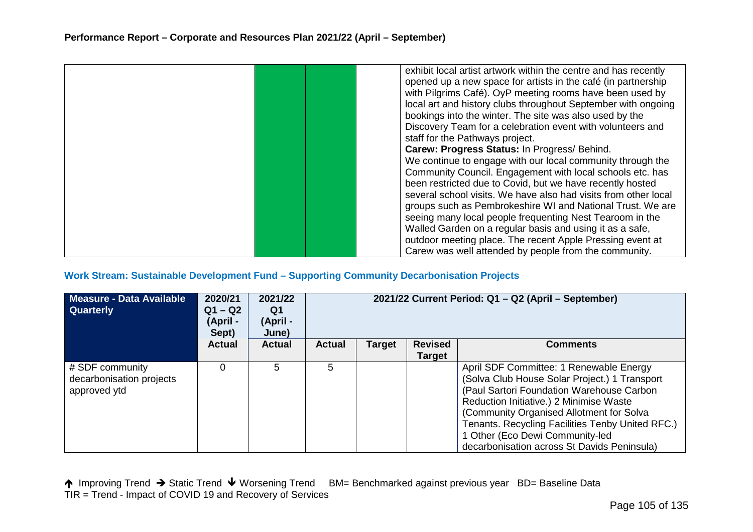| | | | | exhibit local artist artwork within the centre and has recently opened up a new space for artists in the café (in partnership with Pilgrims Café). OyP meeting rooms have been used by local art and history clubs throughout September with ongoing bookings into the winter. The site was also used by the Discovery Team for a celebration event with volunteers and staff for the Pathways project.<br>**Carew: Progress Status:** In Progress/ Behind.<br>We continue to engage with our local community through the Community Council. Engagement with local schools etc. has been restricted due to Covid, but we have recently hosted several school visits. We have also had visits from other local groups such as Pembrokeshire WI and National Trust. We are seeing many local people frequenting Nest Tearoom in the Walled Garden on a regular basis and using it as a safe, outdoor meeting place. The recent Apple Pressing event at Carew was well attended by people from the community. |
|---|---|---|---|---|

### Work Stream: Sustainable Development Fund – Supporting Community Decarbonisation Projects

| Measure - Data Available Quarterly | 2020/21 Q1 – Q2 (April - Sept) | 2021/22 Q1 (April - June) | 2021/22 Current Period: Q1 – Q2 (April – September) | | | |
|---|---|---|---|---|---|---|
| | **Actual** | **Actual** | **Actual** | **Target** | **Revised Target** | **Comments** |
| # SDF community decarbonisation projects approved ytd | 0 | 5 | 5 | | | April SDF Committee: 1 Renewable Energy (Solva Club House Solar Project.) 1 Transport (Paul Sartori Foundation Warehouse Carbon Reduction Initiative.) 2 Minimise Waste (Community Organised Allotment for Solva Tenants. Recycling Facilities Tenby United RFC.) 1 Other (Eco Dewi Community-led decarbonisation across St Davids Peninsula) |

↑ Improving Trend → Static Trend ↓ Worsening Trend BM= Benchmarked against previous year BD= Baseline Data
TIR = Trend - Impact of COVID 19 and Recovery of Services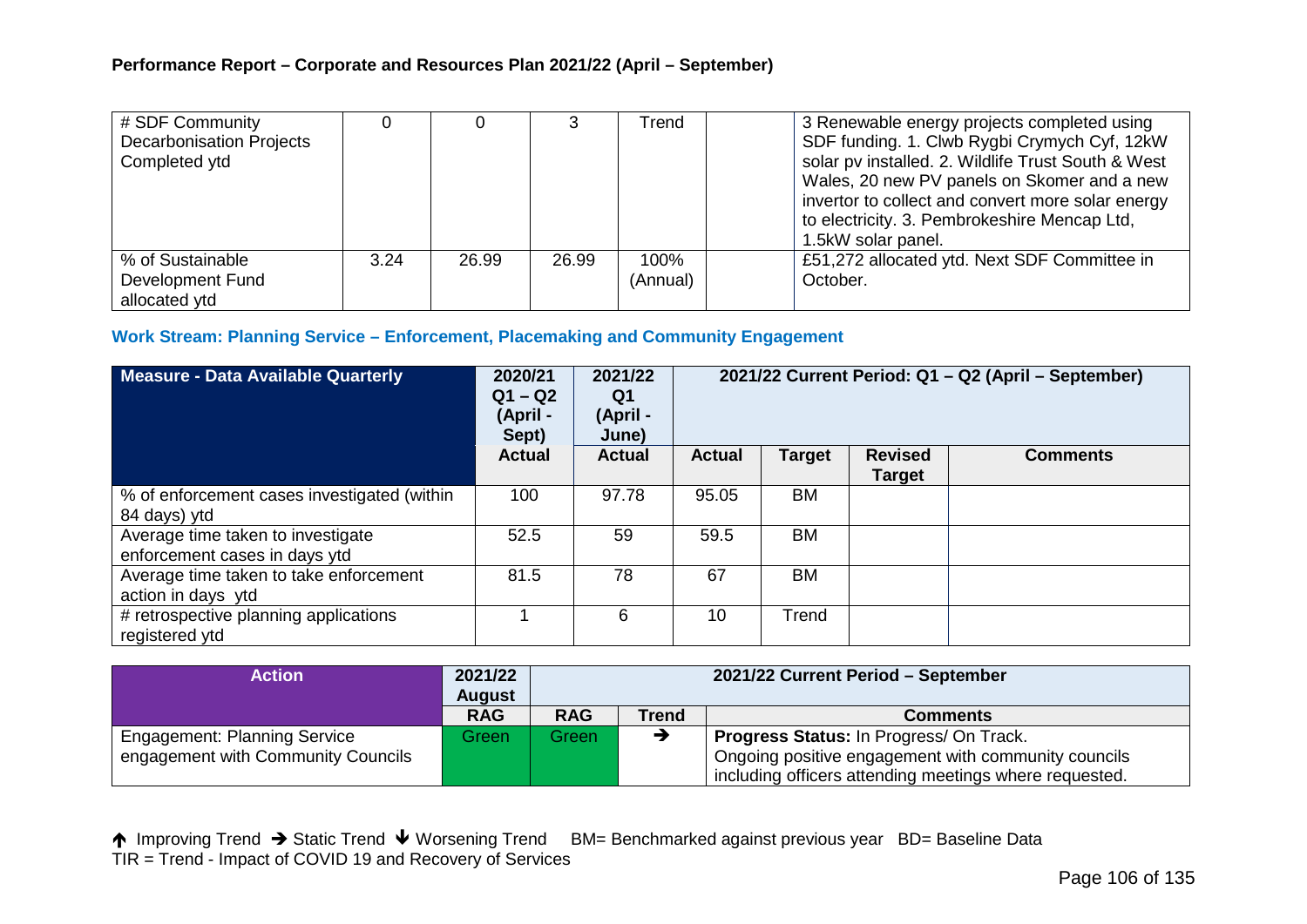**Performance Report – Corporate and Resources Plan 2021/22 (April – September)**

| | | | | | | |
|---|---|---|---|---|---|---|
| # SDF Community Decarbonisation Projects Completed ytd | 0 | 0 | 3 | Trend | | 3 Renewable energy projects completed using SDF funding. 1. Clwb Rygbi Crymych Cyf, 12kW solar pv installed. 2. Wildlife Trust South & West Wales, 20 new PV panels on Skomer and a new invertor to collect and convert more solar energy to electricity. 3. Pembrokeshire Mencap Ltd, 1.5kW solar panel. |
| % of Sustainable Development Fund allocated ytd | 3.24 | 26.99 | 26.99 | 100% (Annual) | | £51,272 allocated ytd. Next SDF Committee in October. |

### Work Stream: Planning Service – Enforcement, Placemaking and Community Engagement

| Measure - Data Available Quarterly | 2020/21 Q1 – Q2 (April - Sept) | 2021/22 Q1 (April - June) | 2021/22 Current Period: Q1 – Q2 (April – September) | | | |
|---|---|---|---|---|---|---|
| | Actual | Actual | Actual | Target | Revised Target | Comments |
| % of enforcement cases investigated (within 84 days) ytd | 100 | 97.78 | 95.05 | BM | | |
| Average time taken to investigate enforcement cases in days ytd | 52.5 | 59 | 59.5 | BM | | |
| Average time taken to take enforcement action in days ytd | 81.5 | 78 | 67 | BM | | |
| # retrospective planning applications registered ytd | 1 | 6 | 10 | Trend | | |

| Action | 2021/22 August | 2021/22 Current Period – September | | |
|---|---|---|---|---|
| | RAG | RAG | Trend | Comments |
| Engagement: Planning Service engagement with Community Councils | Green | Green | ➔ | **Progress Status:** In Progress/ On Track. Ongoing positive engagement with community councils including officers attending meetings where requested. |

🡑 Improving Trend ➔ Static Trend 🡓 Worsening Trend BM= Benchmarked against previous year BD= Baseline Data
TIR = Trend - Impact of COVID 19 and Recovery of Services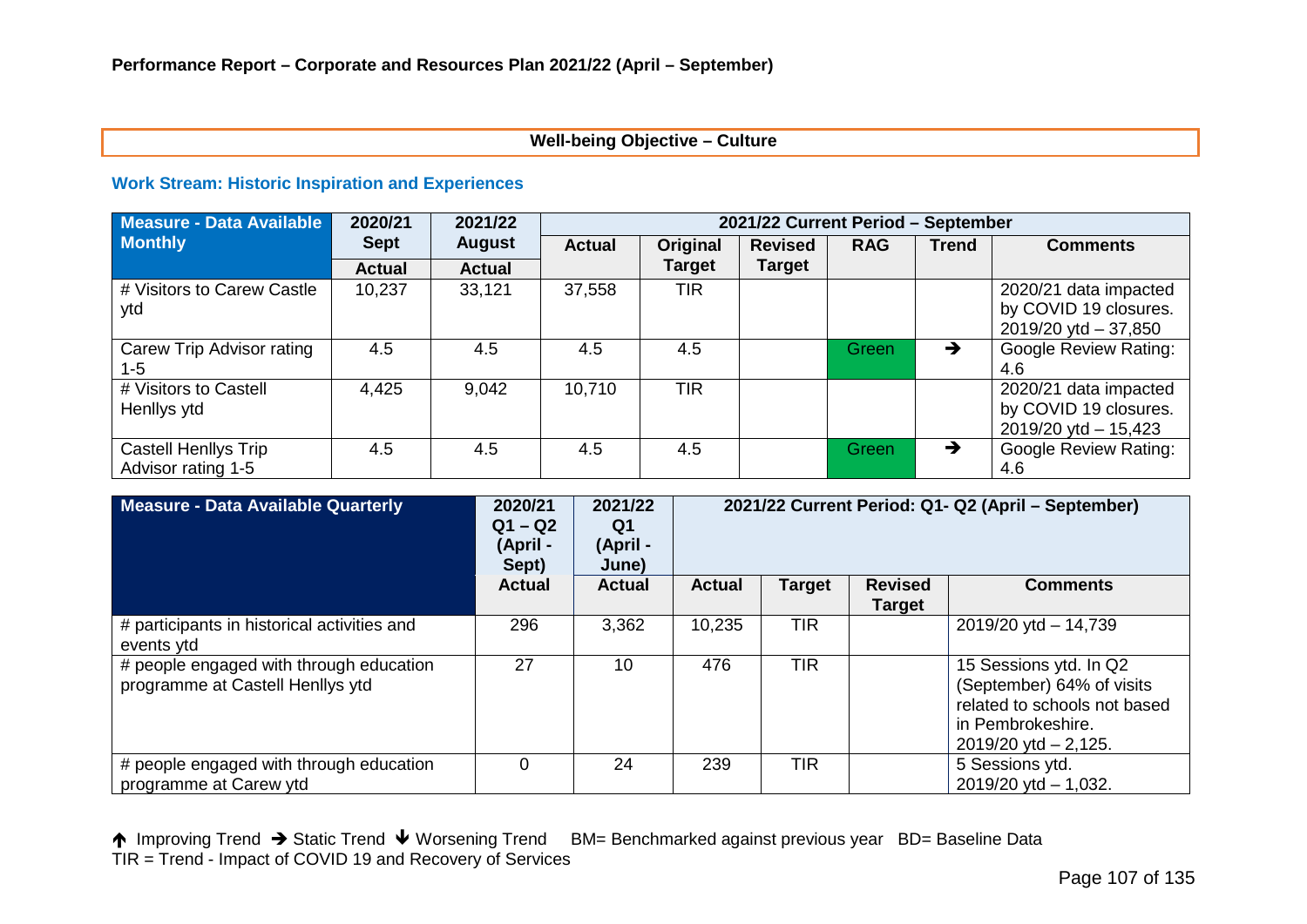**Performance Report – Corporate and Resources Plan 2021/22 (April – September)**

**Well-being Objective – Culture**

### Work Stream: Historic Inspiration and Experiences

| Measure - Data Available Monthly | 2020/21 Sept | 2021/22 August | 2021/22 Current Period – September | | | | | |
|---|---|---|---|---|---|---|---|---|
| | Actual | Actual | Actual | Original Target | Revised Target | RAG | Trend | Comments |
| # Visitors to Carew Castle ytd | 10,237 | 33,121 | 37,558 | TIR | | | | 2020/21 data impacted by COVID 19 closures. 2019/20 ytd – 37,850 |
| Carew Trip Advisor rating 1-5 | 4.5 | 4.5 | 4.5 | 4.5 | | Green | ➔ | Google Review Rating: 4.6 |
| # Visitors to Castell Henllys ytd | 4,425 | 9,042 | 10,710 | TIR | | | | 2020/21 data impacted by COVID 19 closures. 2019/20 ytd – 15,423 |
| Castell Henllys Trip Advisor rating 1-5 | 4.5 | 4.5 | 4.5 | 4.5 | | Green | ➔ | Google Review Rating: 4.6 |

| Measure - Data Available Quarterly | 2020/21 Q1 – Q2 (April - Sept) | 2021/22 Q1 (April - June) | 2021/22 Current Period: Q1- Q2 (April – September) | | | |
|---|---|---|---|---|---|---|
| | Actual | Actual | Actual | Target | Revised Target | Comments |
| # participants in historical activities and events ytd | 296 | 3,362 | 10,235 | TIR | | 2019/20 ytd – 14,739 |
| # people engaged with through education programme at Castell Henllys ytd | 27 | 10 | 476 | TIR | | 15 Sessions ytd. In Q2 (September) 64% of visits related to schools not based in Pembrokeshire. 2019/20 ytd – 2,125. |
| # people engaged with through education programme at Carew ytd | 0 | 24 | 239 | TIR | | 5 Sessions ytd. 2019/20 ytd – 1,032. |

🡑 Improving Trend ➔ Static Trend 🡓 Worsening Trend BM= Benchmarked against previous year BD= Baseline Data
TIR = Trend - Impact of COVID 19 and Recovery of Services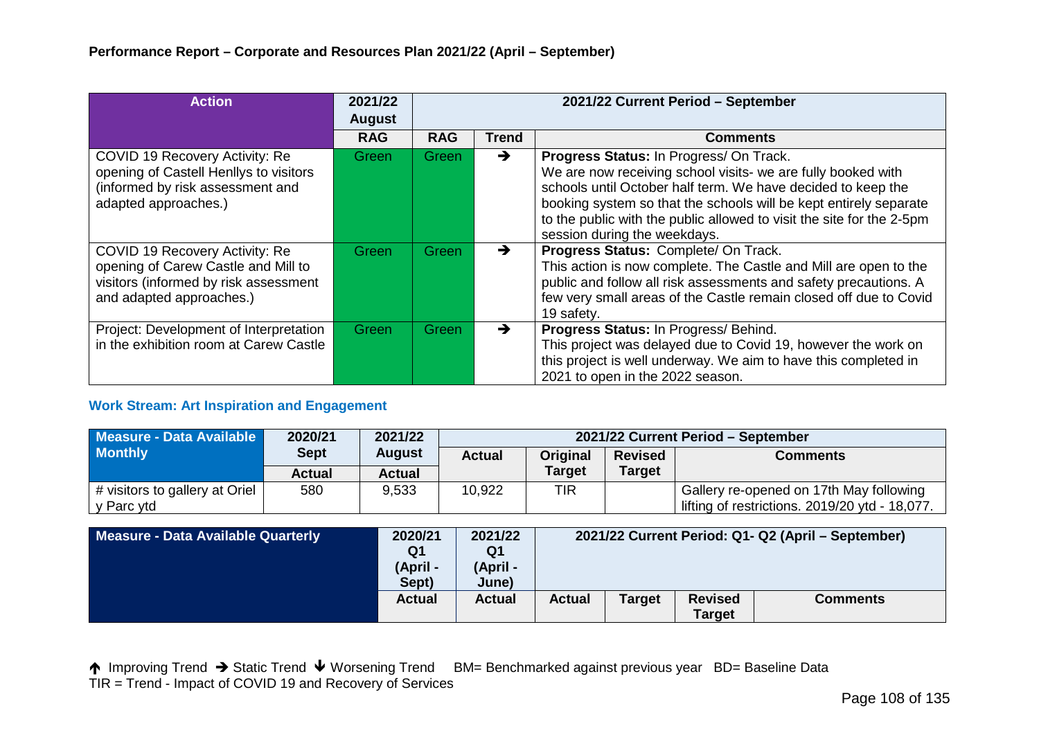**Performance Report – Corporate and Resources Plan 2021/22 (April – September)**

| Action | 2021/22 August | 2021/22 Current Period – September | | |
|---|---|---|---|---|
| | RAG | RAG | Trend | Comments |
| COVID 19 Recovery Activity: Re opening of Castell Henllys to visitors (informed by risk assessment and adapted approaches.) | Green | Green | → | **Progress Status:** In Progress/ On Track. We are now receiving school visits- we are fully booked with schools until October half term. We have decided to keep the booking system so that the schools will be kept entirely separate to the public with the public allowed to visit the site for the 2-5pm session during the weekdays. |
| COVID 19 Recovery Activity: Re opening of Carew Castle and Mill to visitors (informed by risk assessment and adapted approaches.) | Green | Green | → | **Progress Status:** Complete/ On Track. This action is now complete. The Castle and Mill are open to the public and follow all risk assessments and safety precautions. A few very small areas of the Castle remain closed off due to Covid 19 safety. |
| Project: Development of Interpretation in the exhibition room at Carew Castle | Green | Green | → | **Progress Status:** In Progress/ Behind. This project was delayed due to Covid 19, however the work on this project is well underway. We aim to have this completed in 2021 to open in the 2022 season. |

### Work Stream: Art Inspiration and Engagement

| Measure - Data Available Monthly | 2020/21 Sept | 2021/22 August | 2021/22 Current Period – September | | | |
|---|---|---|---|---|---|---|
| | Actual | Actual | Actual | Original Target | Revised Target | Comments |
| # visitors to gallery at Oriel y Parc ytd | 580 | 9,533 | 10,922 | TIR | | Gallery re-opened on 17th May following lifting of restrictions. 2019/20 ytd - 18,077. |

| Measure - Data Available Quarterly | 2020/21 Q1 (April - Sept) | 2021/22 Q1 (April - June) | 2021/22 Current Period: Q1- Q2 (April – September) | | | |
|---|---|---|---|---|---|---|
| | Actual | Actual | Actual | Target | Revised Target | Comments |

↑ Improving Trend → Static Trend ↓ Worsening Trend BM= Benchmarked against previous year BD= Baseline Data
TIR = Trend - Impact of COVID 19 and Recovery of Services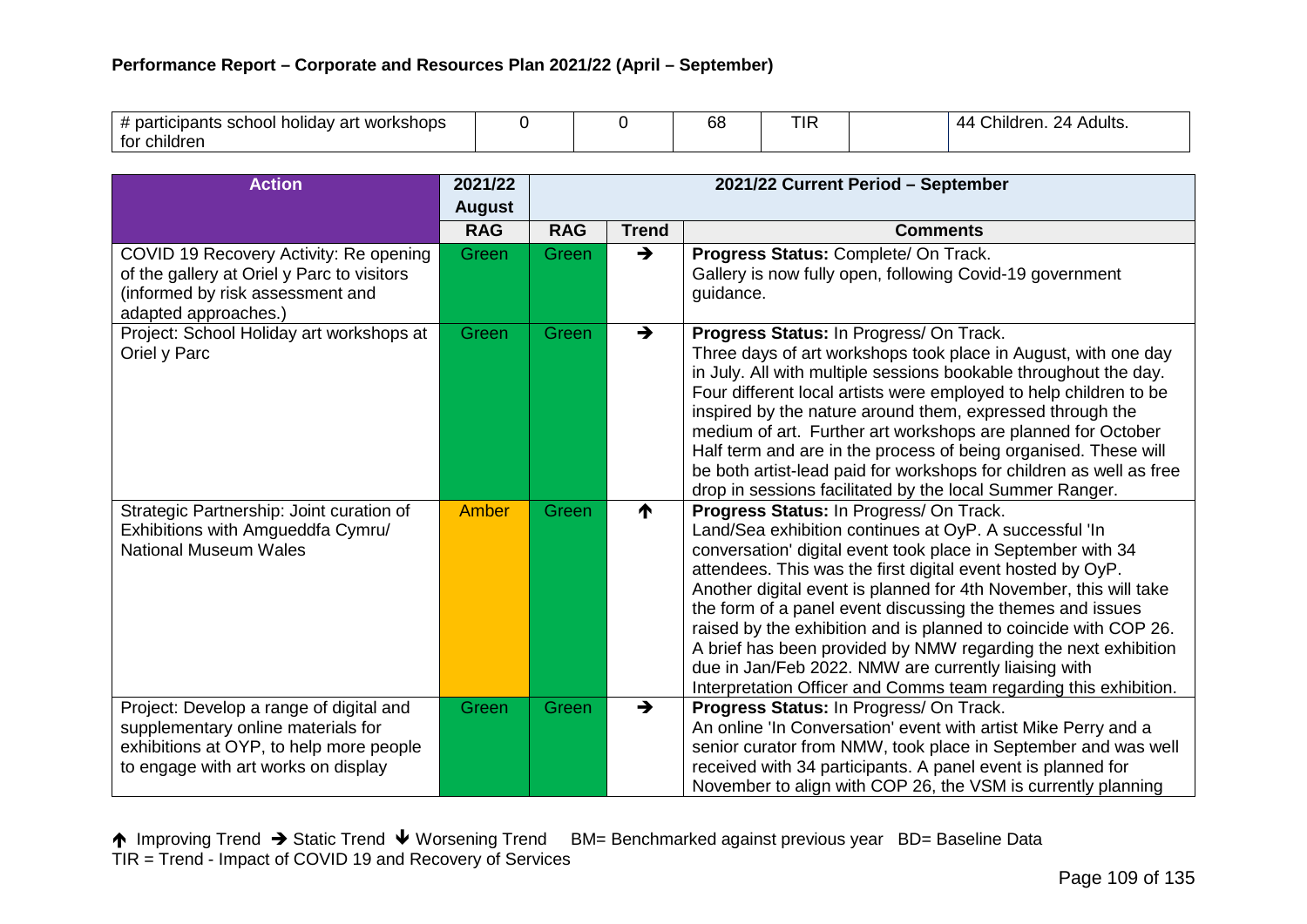## Performance Report – Corporate and Resources Plan 2021/22 (April – September)

| # participants school holiday art workshops for children | 0 | 0 | 68 | TIR | | 44 Children. 24 Adults. |
|---|---|---|---|---|---|---|

| Action | 2021/22 August | 2021/22 Current Period – September | | |
|---|---|---|---|---|
| | RAG | RAG | Trend | Comments |
| COVID 19 Recovery Activity: Re opening of the gallery at Oriel y Parc to visitors (informed by risk assessment and adapted approaches.) | Green | Green | ➔ | **Progress Status:** Complete/ On Track. Gallery is now fully open, following Covid-19 government guidance. |
| Project: School Holiday art workshops at Oriel y Parc | Green | Green | ➔ | **Progress Status:** In Progress/ On Track. Three days of art workshops took place in August, with one day in July. All with multiple sessions bookable throughout the day. Four different local artists were employed to help children to be inspired by the nature around them, expressed through the medium of art. Further art workshops are planned for October Half term and are in the process of being organised. These will be both artist-lead paid for workshops for children as well as free drop in sessions facilitated by the local Summer Ranger. |
| Strategic Partnership: Joint curation of Exhibitions with Amgueddfa Cymru/ National Museum Wales | Amber | Green | 🡅 | **Progress Status:** In Progress/ On Track. Land/Sea exhibition continues at OyP. A successful 'In conversation' digital event took place in September with 34 attendees. This was the first digital event hosted by OyP. Another digital event is planned for 4th November, this will take the form of a panel event discussing the themes and issues raised by the exhibition and is planned to coincide with COP 26. A brief has been provided by NMW regarding the next exhibition due in Jan/Feb 2022. NMW are currently liaising with Interpretation Officer and Comms team regarding this exhibition. |
| Project: Develop a range of digital and supplementary online materials for exhibitions at OYP, to help more people to engage with art works on display | Green | Green | ➔ | **Progress Status:** In Progress/ On Track. An online 'In Conversation' event with artist Mike Perry and a senior curator from NMW, took place in September and was well received with 34 participants. A panel event is planned for November to align with COP 26, the VSM is currently planning |

🡅 Improving Trend ➔ Static Trend 🡇 Worsening Trend BM= Benchmarked against previous year BD= Baseline Data
TIR = Trend - Impact of COVID 19 and Recovery of Services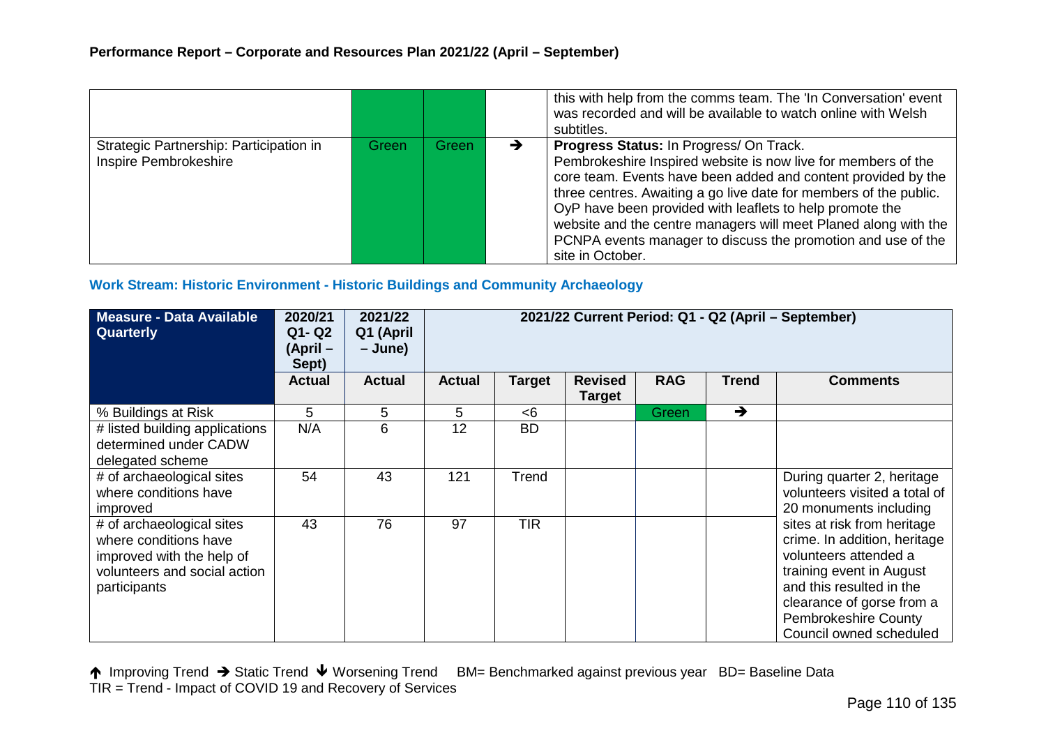| | | | | |
|---|---|---|---|---|
| | | | | this with help from the comms team. The 'In Conversation' event was recorded and will be available to watch online with Welsh subtitles. |
| Strategic Partnership: Participation in Inspire Pembrokeshire | Green | Green | → | **Progress Status:** In Progress/ On Track. Pembrokeshire Inspired website is now live for members of the core team. Events have been added and content provided by the three centres. Awaiting a go live date for members of the public. OyP have been provided with leaflets to help promote the website and the centre managers will meet Planed along with the PCNPA events manager to discuss the promotion and use of the site in October. |

### Work Stream: Historic Environment - Historic Buildings and Community Archaeology

| Measure - Data Available Quarterly | 2020/21 Q1- Q2 (April – Sept) | 2021/22 Q1 (April – June) | 2021/22 Current Period: Q1 - Q2 (April – September) | | | | | |
|---|---|---|---|---|---|---|---|---|
| | Actual | Actual | Actual | Target | Revised Target | RAG | Trend | Comments |
| % Buildings at Risk | 5 | 5 | 5 | <6 | | Green | → | |
| # listed building applications determined under CADW delegated scheme | N/A | 6 | 12 | BD | | | | |
| # of archaeological sites where conditions have improved | 54 | 43 | 121 | Trend | | | | During quarter 2, heritage volunteers visited a total of 20 monuments including sites at risk from heritage crime. In addition, heritage volunteers attended a training event in August and this resulted in the clearance of gorse from a Pembrokeshire County Council owned scheduled |
| # of archaeological sites where conditions have improved with the help of volunteers and social action participants | 43 | 76 | 97 | TIR | | | | |

↑ Improving Trend → Static Trend ↓ Worsening Trend BM= Benchmarked against previous year BD= Baseline Data
TIR = Trend - Impact of COVID 19 and Recovery of Services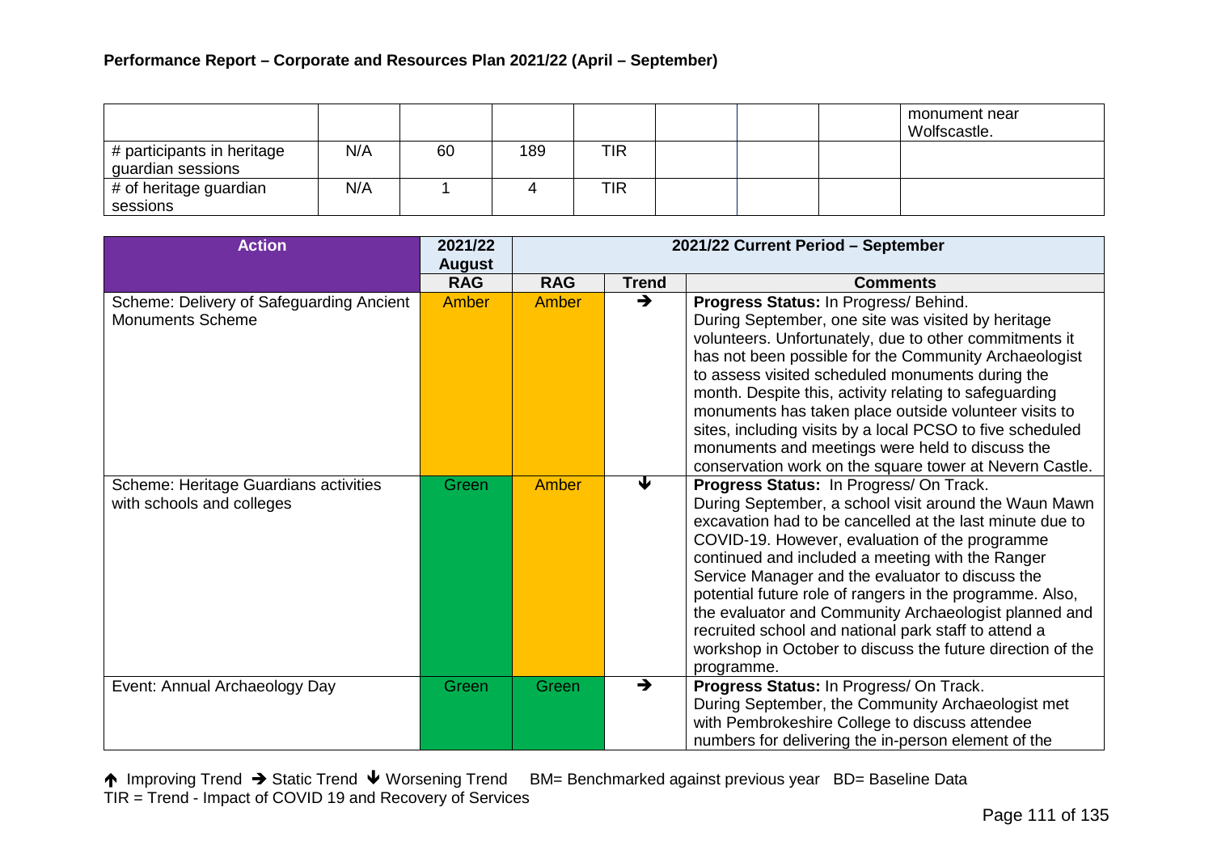**Performance Report – Corporate and Resources Plan 2021/22 (April – September)**

| | | | | | | | | |
|---|---|---|---|---|---|---|---|---|
| | | | | | | | | monument near Wolfscastle. |
| # participants in heritage guardian sessions | N/A | 60 | 189 | TIR | | | | |
| # of heritage guardian sessions | N/A | 1 | 4 | TIR | | | | |

| Action | 2021/22 August | 2021/22 Current Period – September | | |
|---|---|---|---|---|
| | RAG | RAG | Trend | Comments |
| Scheme: Delivery of Safeguarding Ancient Monuments Scheme | Amber | Amber | ➔ | **Progress Status:** In Progress/ Behind. During September, one site was visited by heritage volunteers. Unfortunately, due to other commitments it has not been possible for the Community Archaeologist to assess visited scheduled monuments during the month. Despite this, activity relating to safeguarding monuments has taken place outside volunteer visits to sites, including visits by a local PCSO to five scheduled monuments and meetings were held to discuss the conservation work on the square tower at Nevern Castle. |
| Scheme: Heritage Guardians activities with schools and colleges | Green | Amber | ↓ | **Progress Status:** In Progress/ On Track. During September, a school visit around the Waun Mawn excavation had to be cancelled at the last minute due to COVID-19. However, evaluation of the programme continued and included a meeting with the Ranger Service Manager and the evaluator to discuss the potential future role of rangers in the programme. Also, the evaluator and Community Archaeologist planned and recruited school and national park staff to attend a workshop in October to discuss the future direction of the programme. |
| Event: Annual Archaeology Day | Green | Green | ➔ | **Progress Status:** In Progress/ On Track. During September, the Community Archaeologist met with Pembrokeshire College to discuss attendee numbers for delivering the in-person element of the |

↑ Improving Trend ➔ Static Trend ↓ Worsening Trend BM= Benchmarked against previous year BD= Baseline Data
TIR = Trend - Impact of COVID 19 and Recovery of Services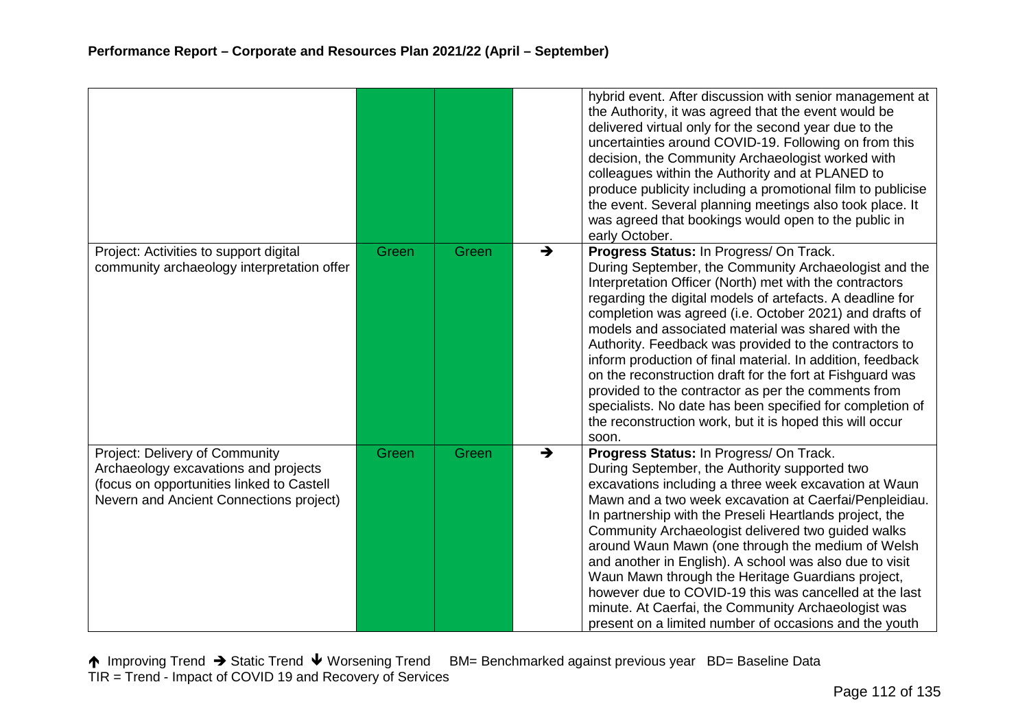| | | | | |
|---|---|---|---|---|
| | Green | Green | | hybrid event. After discussion with senior management at the Authority, it was agreed that the event would be delivered virtual only for the second year due to the uncertainties around COVID-19. Following on from this decision, the Community Archaeologist worked with colleagues within the Authority and at PLANED to produce publicity including a promotional film to publicise the event. Several planning meetings also took place. It was agreed that bookings would open to the public in early October. |
| Project: Activities to support digital community archaeology interpretation offer | Green | Green | → | **Progress Status:** In Progress/ On Track. During September, the Community Archaeologist and the Interpretation Officer (North) met with the contractors regarding the digital models of artefacts. A deadline for completion was agreed (i.e. October 2021) and drafts of models and associated material was shared with the Authority. Feedback was provided to the contractors to inform production of final material. In addition, feedback on the reconstruction draft for the fort at Fishguard was provided to the contractor as per the comments from specialists. No date has been specified for completion of the reconstruction work, but it is hoped this will occur soon. |
| Project: Delivery of Community Archaeology excavations and projects (focus on opportunities linked to Castell Nevern and Ancient Connections project) | Green | Green | → | **Progress Status:** In Progress/ On Track. During September, the Authority supported two excavations including a three week excavation at Waun Mawn and a two week excavation at Caerfai/Penpleidiau. In partnership with the Preseli Heartlands project, the Community Archaeologist delivered two guided walks around Waun Mawn (one through the medium of Welsh and another in English). A school was also due to visit Waun Mawn through the Heritage Guardians project, however due to COVID-19 this was cancelled at the last minute. At Caerfai, the Community Archaeologist was present on a limited number of occasions and the youth |

↑ Improving Trend → Static Trend ↓ Worsening Trend BM= Benchmarked against previous year BD= Baseline Data
TIR = Trend - Impact of COVID 19 and Recovery of Services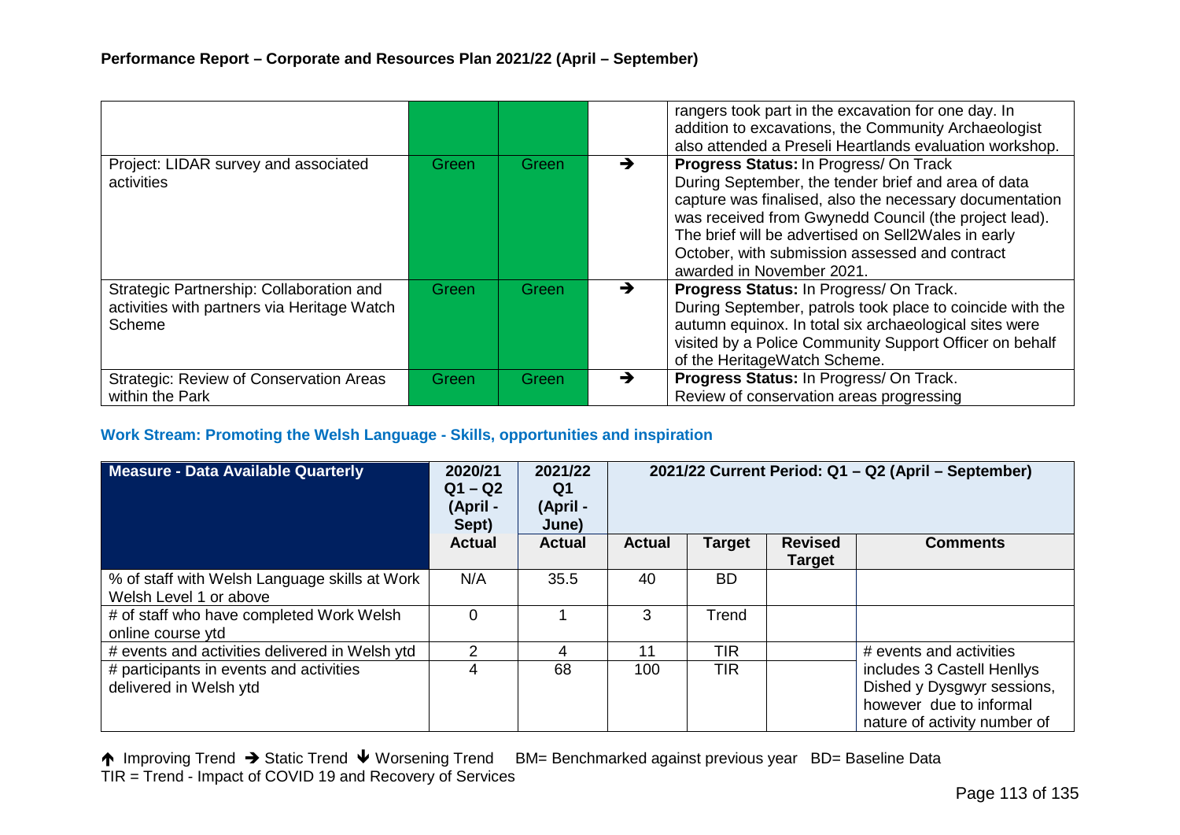| | | | | |
|---|---|---|---|---|
| | Green | Green | | rangers took part in the excavation for one day. In addition to excavations, the Community Archaeologist also attended a Preseli Heartlands evaluation workshop. |
| Project: LIDAR survey and associated activities | Green | Green | → | **Progress Status:** In Progress/ On Track<br>During September, the tender brief and area of data capture was finalised, also the necessary documentation was received from Gwynedd Council (the project lead). The brief will be advertised on Sell2Wales in early October, with submission assessed and contract awarded in November 2021. |
| Strategic Partnership: Collaboration and activities with partners via Heritage Watch Scheme | Green | Green | → | **Progress Status:** In Progress/ On Track.<br>During September, patrols took place to coincide with the autumn equinox. In total six archaeological sites were visited by a Police Community Support Officer on behalf of the HeritageWatch Scheme. |
| Strategic: Review of Conservation Areas within the Park | Green | Green | → | **Progress Status:** In Progress/ On Track.<br>Review of conservation areas progressing |

### Work Stream: Promoting the Welsh Language - Skills, opportunities and inspiration

| Measure - Data Available Quarterly | 2020/21 Q1 – Q2 (April - Sept) | 2021/22 Q1 (April - June) | 2021/22 Current Period: Q1 – Q2 (April – September) | | | |
|---|---|---|---|---|---|---|
| | **Actual** | **Actual** | **Actual** | **Target** | **Revised Target** | **Comments** |
| % of staff with Welsh Language skills at Work Welsh Level 1 or above | N/A | 35.5 | 40 | BD | | |
| # of staff who have completed Work Welsh online course ytd | 0 | 1 | 3 | Trend | | |
| # events and activities delivered in Welsh ytd | 2 | 4 | 11 | TIR | | # events and activities includes 3 Castell Henllys Dished y Dysgwyr sessions, however due to informal nature of activity number of |
| # participants in events and activities delivered in Welsh ytd | 4 | 68 | 100 | TIR | | |

↑ Improving Trend → Static Trend ↓ Worsening Trend BM= Benchmarked against previous year BD= Baseline Data
TIR = Trend - Impact of COVID 19 and Recovery of Services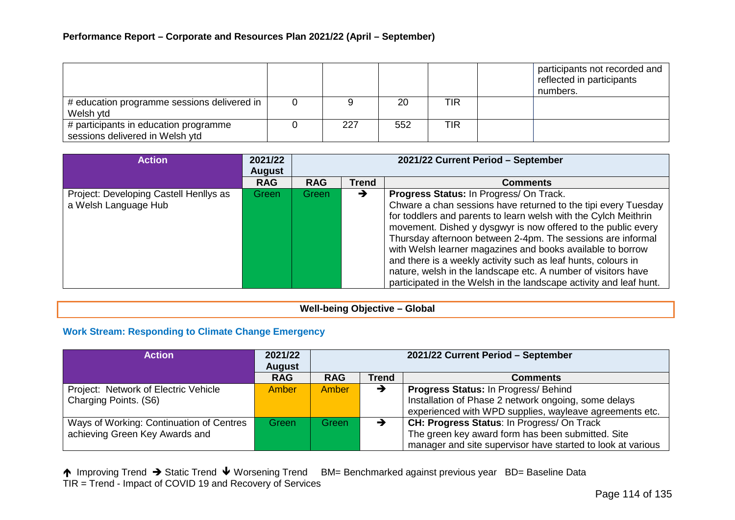**Performance Report – Corporate and Resources Plan 2021/22 (April – September)**

| | | | | | | |
|---|---|---|---|---|---|---|
| | | | | | | participants not recorded and reflected in participants numbers. |
| # education programme sessions delivered in Welsh ytd | 0 | 9 | 20 | TIR | | |
| # participants in education programme sessions delivered in Welsh ytd | 0 | 227 | 552 | TIR | | |

| Action | 2021/22 August | 2021/22 Current Period – September | | |
|---|---|---|---|---|
| | RAG | RAG | Trend | Comments |
| Project: Developing Castell Henllys as a Welsh Language Hub | Green | Green | → | **Progress Status:** In Progress/ On Track. Chware a chan sessions have returned to the tipi every Tuesday for toddlers and parents to learn welsh with the Cylch Meithrin movement. Dished y dysgwyr is now offered to the public every Thursday afternoon between 2-4pm. The sessions are informal with Welsh learner magazines and books available to borrow and there is a weekly activity such as leaf hunts, colours in nature, welsh in the landscape etc. A number of visitors have participated in the Welsh in the landscape activity and leaf hunt. |

**Well-being Objective – Global**

### Work Stream: Responding to Climate Change Emergency

| Action | 2021/22 August | 2021/22 Current Period – September | | |
|---|---|---|---|---|
| | RAG | RAG | Trend | Comments |
| Project: Network of Electric Vehicle Charging Points. (S6) | Amber | Amber | → | **Progress Status:** In Progress/ Behind<br>Installation of Phase 2 network ongoing, some delays experienced with WPD supplies, wayleave agreements etc. |
| Ways of Working: Continuation of Centres achieving Green Key Awards and | Green | Green | → | **CH: Progress Status**: In Progress/ On Track<br>The green key award form has been submitted. Site manager and site supervisor have started to look at various |

↑ Improving Trend → Static Trend ↓ Worsening Trend BM= Benchmarked against previous year BD= Baseline Data
TIR = Trend - Impact of COVID 19 and Recovery of Services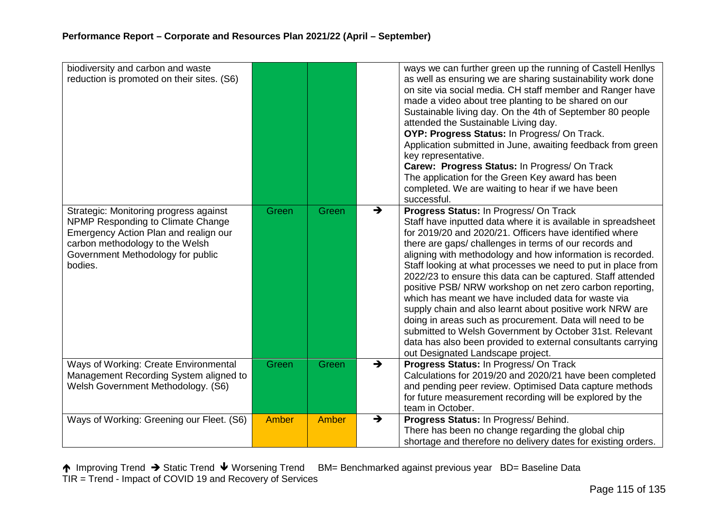| | | | | |
|---|---|---|---|---|
| biodiversity and carbon and waste reduction is promoted on their sites. (S6) | | | | ways we can further green up the running of Castell Henllys as well as ensuring we are sharing sustainability work done on site via social media. CH staff member and Ranger have made a video about tree planting to be shared on our Sustainable living day. On the 4th of September 80 people attended the Sustainable Living day. **OYP: Progress Status:** In Progress/ On Track. Application submitted in June, awaiting feedback from green key representative. **Carew: Progress Status:** In Progress/ On Track The application for the Green Key award has been completed. We are waiting to hear if we have been successful. |
| Strategic: Monitoring progress against NPMP Responding to Climate Change Emergency Action Plan and realign our carbon methodology to the Welsh Government Methodology for public bodies. | Green | Green | ➔ | **Progress Status:** In Progress/ On Track Staff have inputted data where it is available in spreadsheet for 2019/20 and 2020/21. Officers have identified where there are gaps/ challenges in terms of our records and aligning with methodology and how information is recorded. Staff looking at what processes we need to put in place from 2022/23 to ensure this data can be captured. Staff attended positive PSB/ NRW workshop on net zero carbon reporting, which has meant we have included data for waste via supply chain and also learnt about positive work NRW are doing in areas such as procurement. Data will need to be submitted to Welsh Government by October 31st. Relevant data has also been provided to external consultants carrying out Designated Landscape project. |
| Ways of Working: Create Environmental Management Recording System aligned to Welsh Government Methodology. (S6) | Green | Green | ➔ | **Progress Status:** In Progress/ On Track Calculations for 2019/20 and 2020/21 have been completed and pending peer review. Optimised Data capture methods for future measurement recording will be explored by the team in October. |
| Ways of Working: Greening our Fleet. (S6) | Amber | Amber | ➔ | **Progress Status:** In Progress/ Behind. There has been no change regarding the global chip shortage and therefore no delivery dates for existing orders. |

↑ Improving Trend ➔ Static Trend ↓ Worsening Trend  BM= Benchmarked against previous year  BD= Baseline Data
TIR = Trend - Impact of COVID 19 and Recovery of Services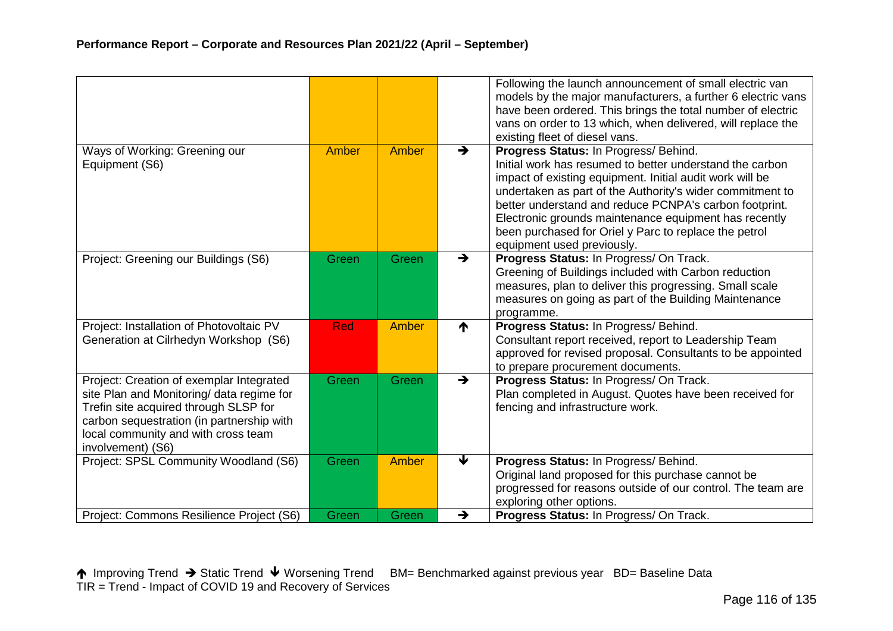## Performance Report – Corporate and Resources Plan 2021/22 (April – September)

| | | | | |
|---|---|---|---|---|
| | | | | Following the launch announcement of small electric van models by the major manufacturers, a further 6 electric vans have been ordered. This brings the total number of electric vans on order to 13 which, when delivered, will replace the existing fleet of diesel vans. |
| Ways of Working: Greening our Equipment (S6) | Amber | Amber | ➔ | **Progress Status:** In Progress/ Behind. Initial work has resumed to better understand the carbon impact of existing equipment. Initial audit work will be undertaken as part of the Authority's wider commitment to better understand and reduce PCNPA's carbon footprint. Electronic grounds maintenance equipment has recently been purchased for Oriel y Parc to replace the petrol equipment used previously. |
| Project: Greening our Buildings (S6) | Green | Green | ➔ | **Progress Status:** In Progress/ On Track. Greening of Buildings included with Carbon reduction measures, plan to deliver this progressing. Small scale measures on going as part of the Building Maintenance programme. |
| Project: Installation of Photovoltaic PV Generation at Cilrhedyn Workshop (S6) | Red | Amber | ↑ | **Progress Status:** In Progress/ Behind. Consultant report received, report to Leadership Team approved for revised proposal. Consultants to be appointed to prepare procurement documents. |
| Project: Creation of exemplar Integrated site Plan and Monitoring/ data regime for Trefin site acquired through SLSP for carbon sequestration (in partnership with local community and with cross team involvement) (S6) | Green | Green | ➔ | **Progress Status:** In Progress/ On Track. Plan completed in August. Quotes have been received for fencing and infrastructure work. |
| Project: SPSL Community Woodland (S6) | Green | Amber | ↓ | **Progress Status:** In Progress/ Behind. Original land proposed for this purchase cannot be progressed for reasons outside of our control. The team are exploring other options. |
| Project: Commons Resilience Project (S6) | Green | Green | ➔ | **Progress Status:** In Progress/ On Track. |

↑ Improving Trend ➔ Static Trend ↓ Worsening Trend BM= Benchmarked against previous year BD= Baseline Data
TIR = Trend - Impact of COVID 19 and Recovery of Services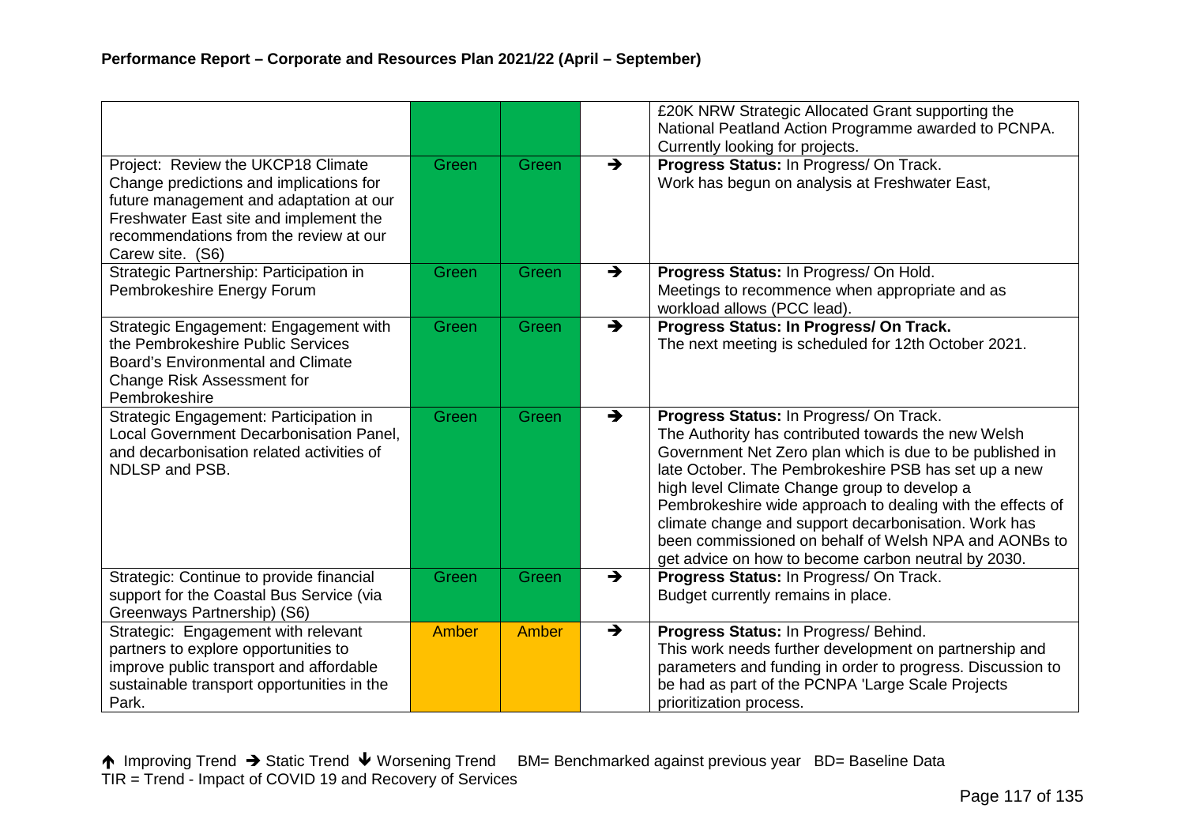**Performance Report – Corporate and Resources Plan 2021/22 (April – September)**

| | | | | |
|---|---|---|---|---|
| | | | | £20K NRW Strategic Allocated Grant supporting the National Peatland Action Programme awarded to PCNPA. Currently looking for projects. |
| Project: Review the UKCP18 Climate Change predictions and implications for future management and adaptation at our Freshwater East site and implement the recommendations from the review at our Carew site. (S6) | Green | Green | ➔ | **Progress Status:** In Progress/ On Track. Work has begun on analysis at Freshwater East, |
| Strategic Partnership: Participation in Pembrokeshire Energy Forum | Green | Green | ➔ | **Progress Status:** In Progress/ On Hold. Meetings to recommence when appropriate and as workload allows (PCC lead). |
| Strategic Engagement: Engagement with the Pembrokeshire Public Services Board's Environmental and Climate Change Risk Assessment for Pembrokeshire | Green | Green | ➔ | **Progress Status: In Progress/ On Track.** The next meeting is scheduled for 12th October 2021. |
| Strategic Engagement: Participation in Local Government Decarbonisation Panel, and decarbonisation related activities of NDLSP and PSB. | Green | Green | ➔ | **Progress Status:** In Progress/ On Track. The Authority has contributed towards the new Welsh Government Net Zero plan which is due to be published in late October. The Pembrokeshire PSB has set up a new high level Climate Change group to develop a Pembrokeshire wide approach to dealing with the effects of climate change and support decarbonisation. Work has been commissioned on behalf of Welsh NPA and AONBs to get advice on how to become carbon neutral by 2030. |
| Strategic: Continue to provide financial support for the Coastal Bus Service (via Greenways Partnership) (S6) | Green | Green | ➔ | **Progress Status:** In Progress/ On Track. Budget currently remains in place. |
| Strategic: Engagement with relevant partners to explore opportunities to improve public transport and affordable sustainable transport opportunities in the Park. | Amber | Amber | ➔ | **Progress Status:** In Progress/ Behind. This work needs further development on partnership and parameters and funding in order to progress. Discussion to be had as part of the PCNPA 'Large Scale Projects prioritization process. |

🡅 Improving Trend ➔ Static Trend 🡇 Worsening Trend BM= Benchmarked against previous year BD= Baseline Data
TIR = Trend - Impact of COVID 19 and Recovery of Services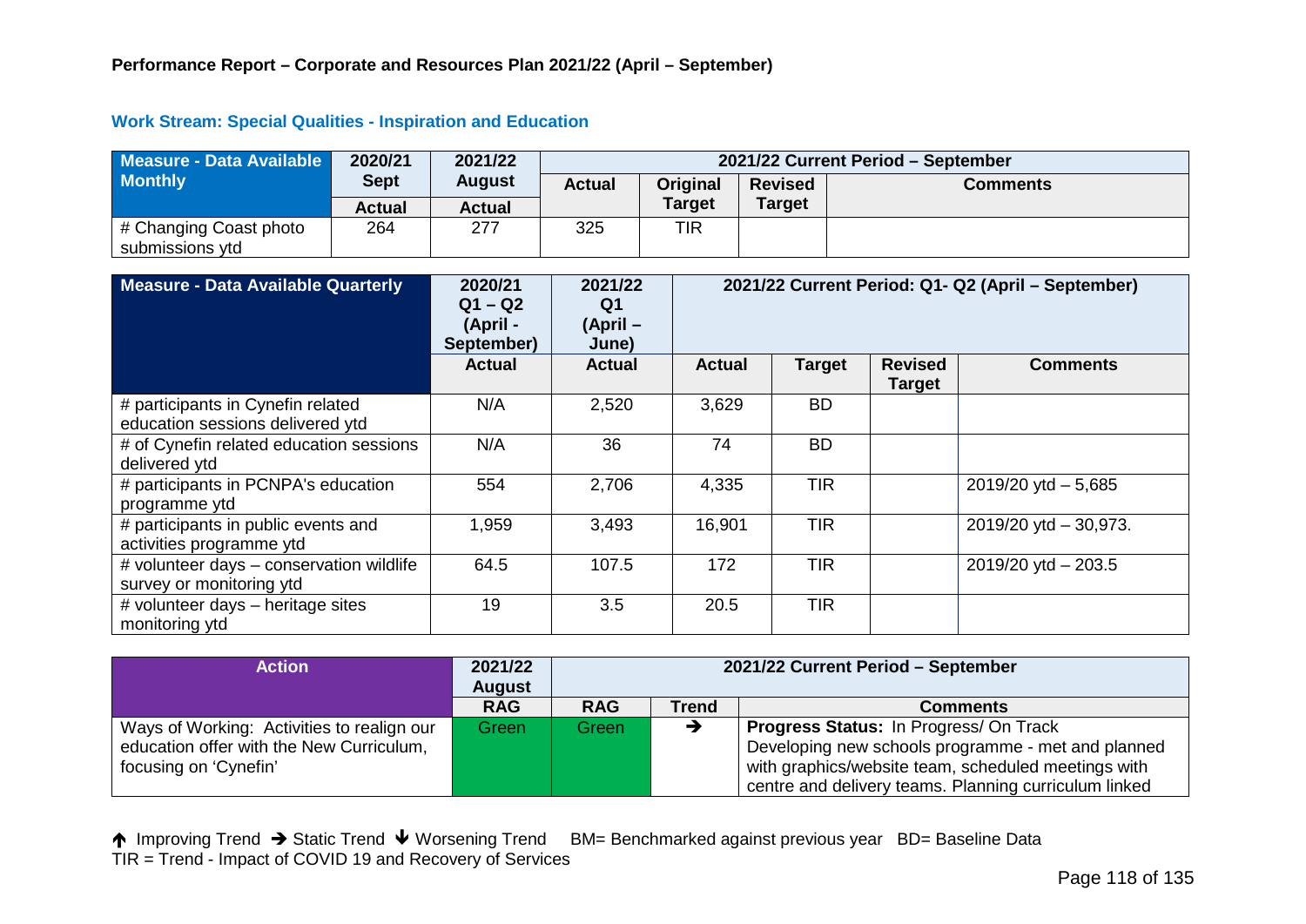**Performance Report – Corporate and Resources Plan 2021/22 (April – September)**

### Work Stream: Special Qualities - Inspiration and Education

| Measure - Data Available Monthly | 2020/21 Sept | 2021/22 August | 2021/22 Current Period – September | | | |
|---|---|---|---|---|---|---|
| | Actual | Actual | Actual | Original Target | Revised Target | Comments |
| # Changing Coast photo submissions ytd | 264 | 277 | 325 | TIR | | |

| Measure - Data Available Quarterly | 2020/21 Q1 – Q2 (April - September) | 2021/22 Q1 (April – June) | 2021/22 Current Period: Q1- Q2 (April – September) | | | |
|---|---|---|---|---|---|---|
| | Actual | Actual | Actual | Target | Revised Target | Comments |
| # participants in Cynefin related education sessions delivered ytd | N/A | 2,520 | 3,629 | BD | | |
| # of Cynefin related education sessions delivered ytd | N/A | 36 | 74 | BD | | |
| # participants in PCNPA's education programme ytd | 554 | 2,706 | 4,335 | TIR | | 2019/20 ytd – 5,685 |
| # participants in public events and activities programme ytd | 1,959 | 3,493 | 16,901 | TIR | | 2019/20 ytd – 30,973. |
| # volunteer days – conservation wildlife survey or monitoring ytd | 64.5 | 107.5 | 172 | TIR | | 2019/20 ytd – 203.5 |
| # volunteer days – heritage sites monitoring ytd | 19 | 3.5 | 20.5 | TIR | | |

| Action | 2021/22 August | 2021/22 Current Period – September | | |
|---|---|---|---|---|
| | RAG | RAG | Trend | Comments |
| Ways of Working: Activities to realign our education offer with the New Curriculum, focusing on 'Cynefin' | Green | Green | → | **Progress Status:** In Progress/ On Track<br>Developing new schools programme - met and planned with graphics/website team, scheduled meetings with centre and delivery teams. Planning curriculum linked |

↑ Improving Trend → Static Trend ↓ Worsening Trend BM= Benchmarked against previous year BD= Baseline Data
TIR = Trend - Impact of COVID 19 and Recovery of Services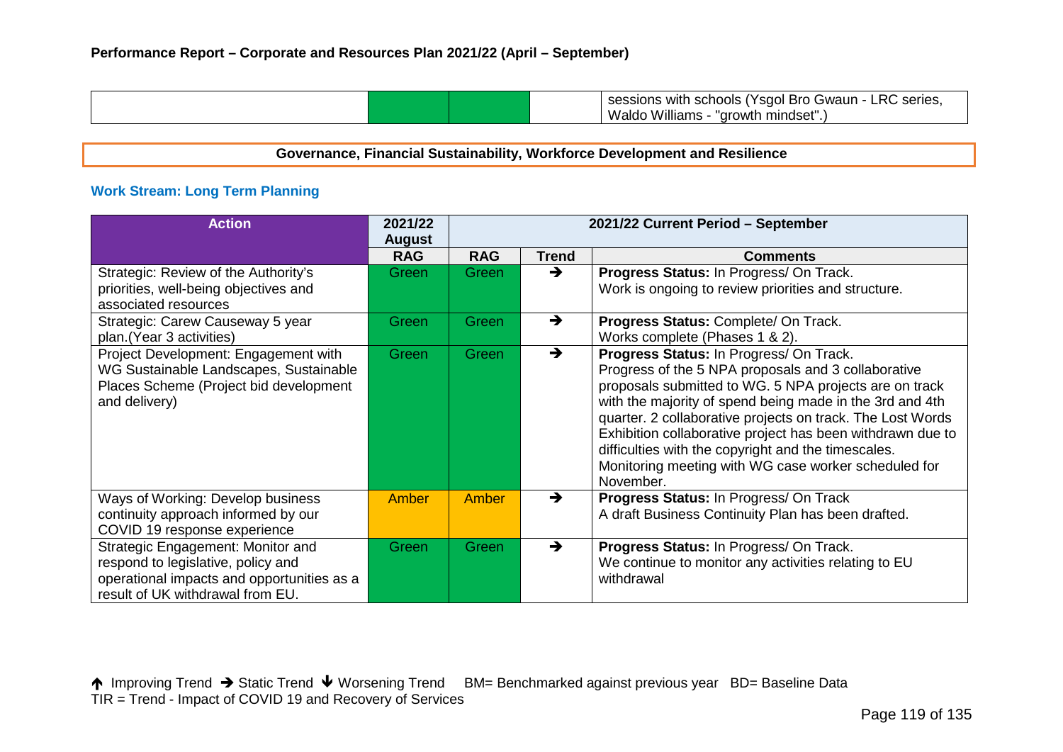| | | | | sessions with schools (Ysgol Bro Gwaun - LRC series, Waldo Williams - "growth mindset".) |
|---|---|---|---|---|

**Governance, Financial Sustainability, Workforce Development and Resilience**

### Work Stream: Long Term Planning

| Action | 2021/22 August | 2021/22 Current Period – September | | |
|---|---|---|---|---|
| | RAG | RAG | Trend | Comments |
| Strategic: Review of the Authority's priorities, well-being objectives and associated resources | Green | Green | ➔ | **Progress Status:** In Progress/ On Track. Work is ongoing to review priorities and structure. |
| Strategic: Carew Causeway 5 year plan.(Year 3 activities) | Green | Green | ➔ | **Progress Status:** Complete/ On Track. Works complete (Phases 1 & 2). |
| Project Development: Engagement with WG Sustainable Landscapes, Sustainable Places Scheme (Project bid development and delivery) | Green | Green | ➔ | **Progress Status:** In Progress/ On Track. Progress of the 5 NPA proposals and 3 collaborative proposals submitted to WG. 5 NPA projects are on track with the majority of spend being made in the 3rd and 4th quarter. 2 collaborative projects on track. The Lost Words Exhibition collaborative project has been withdrawn due to difficulties with the copyright and the timescales. Monitoring meeting with WG case worker scheduled for November. |
| Ways of Working: Develop business continuity approach informed by our COVID 19 response experience | Amber | Amber | ➔ | **Progress Status:** In Progress/ On Track A draft Business Continuity Plan has been drafted. |
| Strategic Engagement: Monitor and respond to legislative, policy and operational impacts and opportunities as a result of UK withdrawal from EU. | Green | Green | ➔ | **Progress Status:** In Progress/ On Track. We continue to monitor any activities relating to EU withdrawal |

🡑 Improving Trend ➔ Static Trend 🡓 Worsening Trend BM= Benchmarked against previous year BD= Baseline Data
TIR = Trend - Impact of COVID 19 and Recovery of Services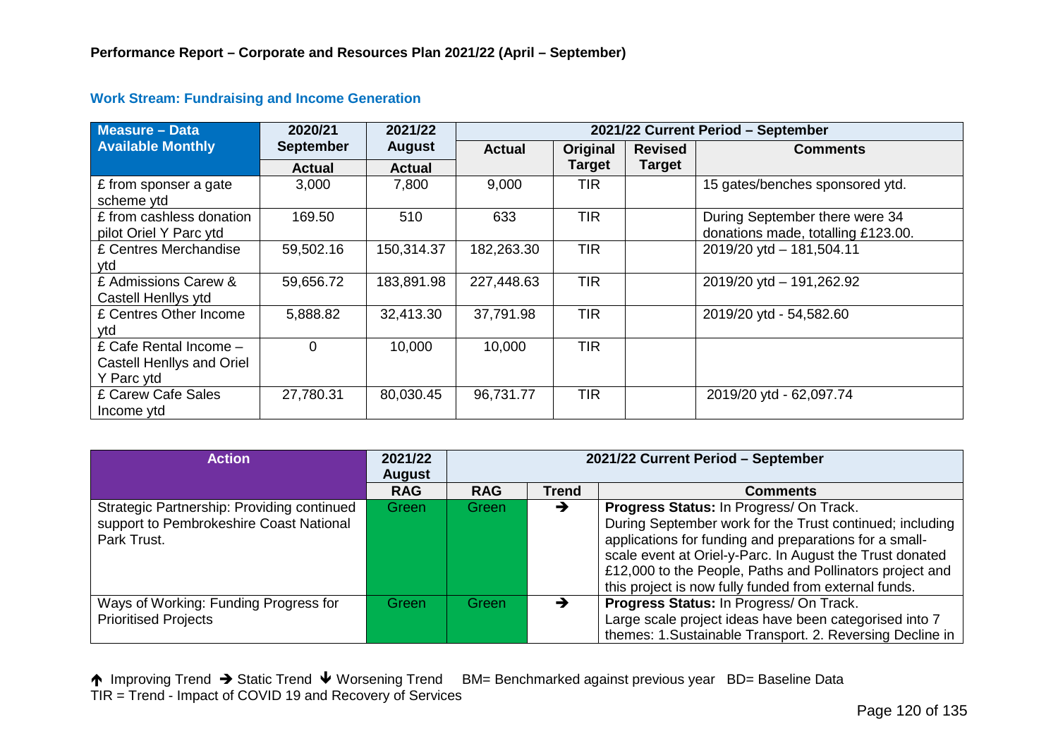**Performance Report – Corporate and Resources Plan 2021/22 (April – September)**

### Work Stream: Fundraising and Income Generation

| Measure – Data Available Monthly | 2020/21 September | 2021/22 August | 2021/22 Current Period – September | | | |
|---|---|---|---|---|---|---|
| | Actual | Actual | Actual | Original Target | Revised Target | Comments |
| £ from sponser a gate scheme ytd | 3,000 | 7,800 | 9,000 | TIR | | 15 gates/benches sponsored ytd. |
| £ from cashless donation pilot Oriel Y Parc ytd | 169.50 | 510 | 633 | TIR | | During September there were 34 donations made, totalling £123.00. |
| £ Centres Merchandise ytd | 59,502.16 | 150,314.37 | 182,263.30 | TIR | | 2019/20 ytd – 181,504.11 |
| £ Admissions Carew & Castell Henllys ytd | 59,656.72 | 183,891.98 | 227,448.63 | TIR | | 2019/20 ytd – 191,262.92 |
| £ Centres Other Income ytd | 5,888.82 | 32,413.30 | 37,791.98 | TIR | | 2019/20 ytd - 54,582.60 |
| £ Cafe Rental Income – Castell Henllys and Oriel Y Parc ytd | 0 | 10,000 | 10,000 | TIR | | |
| £ Carew Cafe Sales Income ytd | 27,780.31 | 80,030.45 | 96,731.77 | TIR | | 2019/20 ytd - 62,097.74 |

| Action | 2021/22 August | 2021/22 Current Period – September | | |
|---|---|---|---|---|
| | RAG | RAG | Trend | Comments |
| Strategic Partnership: Providing continued support to Pembrokeshire Coast National Park Trust. | Green | Green | → | **Progress Status:** In Progress/ On Track. During September work for the Trust continued; including applications for funding and preparations for a small-scale event at Oriel-y-Parc. In August the Trust donated £12,000 to the People, Paths and Pollinators project and this project is now fully funded from external funds. |
| Ways of Working: Funding Progress for Prioritised Projects | Green | Green | → | **Progress Status:** In Progress/ On Track. Large scale project ideas have been categorised into 7 themes: 1.Sustainable Transport. 2. Reversing Decline in |

↑ Improving Trend → Static Trend ↓ Worsening Trend BM= Benchmarked against previous year BD= Baseline Data
TIR = Trend - Impact of COVID 19 and Recovery of Services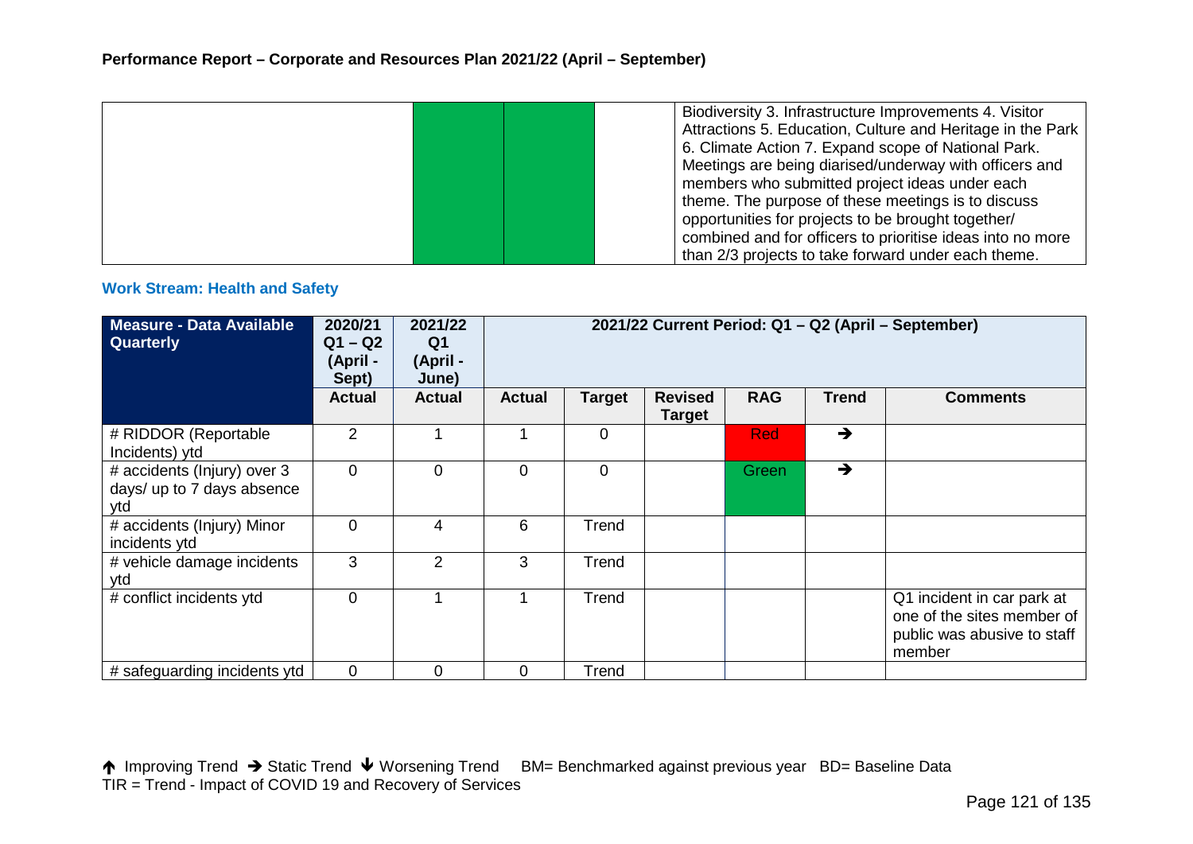**Performance Report – Corporate and Resources Plan 2021/22 (April – September)**

| | | | | |
|---|---|---|---|---|
| | | | | Biodiversity 3. Infrastructure Improvements 4. Visitor Attractions 5. Education, Culture and Heritage in the Park 6. Climate Action 7. Expand scope of National Park. Meetings are being diarised/underway with officers and members who submitted project ideas under each theme. The purpose of these meetings is to discuss opportunities for projects to be brought together/ combined and for officers to prioritise ideas into no more than 2/3 projects to take forward under each theme. |

### Work Stream: Health and Safety

| Measure - Data Available Quarterly | 2020/21 Q1 – Q2 (April - Sept) | 2021/22 Q1 (April - June) | 2021/22 Current Period: Q1 – Q2 (April – September) | | | | | |
|---|---|---|---|---|---|---|---|---|
| | Actual | Actual | Actual | Target | Revised Target | RAG | Trend | Comments |
| # RIDDOR (Reportable Incidents) ytd | 2 | 1 | 1 | 0 | | Red | → | |
| # accidents (Injury) over 3 days/ up to 7 days absence ytd | 0 | 0 | 0 | 0 | | Green | → | |
| # accidents (Injury) Minor incidents ytd | 0 | 4 | 6 | Trend | | | | |
| # vehicle damage incidents ytd | 3 | 2 | 3 | Trend | | | | |
| # conflict incidents ytd | 0 | 1 | 1 | Trend | | | | Q1 incident in car park at one of the sites member of public was abusive to staff member |
| # safeguarding incidents ytd | 0 | 0 | 0 | Trend | | | | |

↑ Improving Trend → Static Trend ↓ Worsening Trend BM= Benchmarked against previous year BD= Baseline Data
TIR = Trend - Impact of COVID 19 and Recovery of Services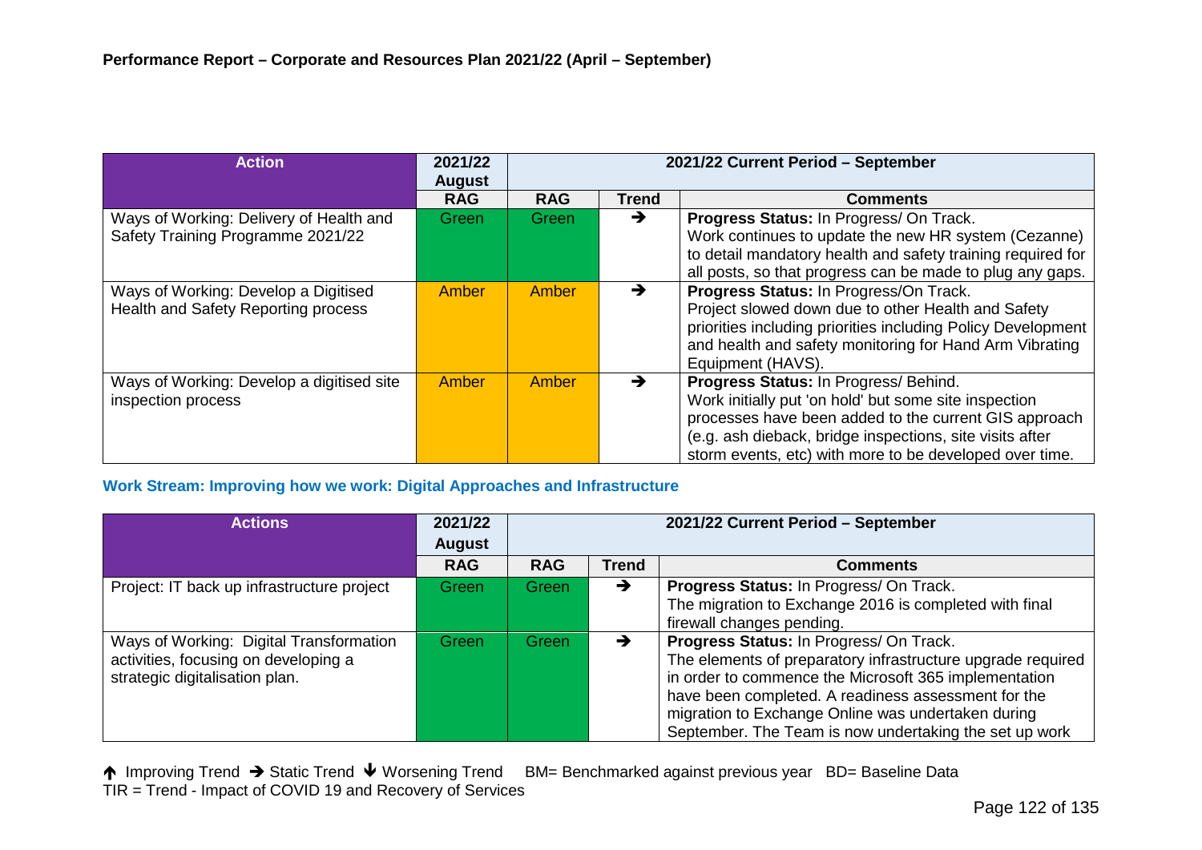**Performance Report – Corporate and Resources Plan 2021/22 (April – September)**

| Action | 2021/22 August | 2021/22 Current Period – September | | |
|---|---|---|---|---|
| | RAG | RAG | Trend | Comments |
| Ways of Working: Delivery of Health and Safety Training Programme 2021/22 | Green | Green | ➔ | **Progress Status:** In Progress/ On Track. Work continues to update the new HR system (Cezanne) to detail mandatory health and safety training required for all posts, so that progress can be made to plug any gaps. |
| Ways of Working: Develop a Digitised Health and Safety Reporting process | Amber | Amber | ➔ | **Progress Status:** In Progress/On Track. Project slowed down due to other Health and Safety priorities including priorities including Policy Development and health and safety monitoring for Hand Arm Vibrating Equipment (HAVS). |
| Ways of Working: Develop a digitised site inspection process | Amber | Amber | ➔ | **Progress Status:** In Progress/ Behind. Work initially put 'on hold' but some site inspection processes have been added to the current GIS approach (e.g. ash dieback, bridge inspections, site visits after storm events, etc) with more to be developed over time. |

**Work Stream: Improving how we work: Digital Approaches and Infrastructure**

| Actions | 2021/22 August | 2021/22 Current Period – September | | |
|---|---|---|---|---|
| | RAG | RAG | Trend | Comments |
| Project: IT back up infrastructure project | Green | Green | ➔ | **Progress Status:** In Progress/ On Track. The migration to Exchange 2016 is completed with final firewall changes pending. |
| Ways of Working: Digital Transformation activities, focusing on developing a strategic digitalisation plan. | Green | Green | ➔ | **Progress Status:** In Progress/ On Track. The elements of preparatory infrastructure upgrade required in order to commence the Microsoft 365 implementation have been completed. A readiness assessment for the migration to Exchange Online was undertaken during September. The Team is now undertaking the set up work |

🡅 Improving Trend ➔ Static Trend 🡇 Worsening Trend BM= Benchmarked against previous year BD= Baseline Data
TIR = Trend - Impact of COVID 19 and Recovery of Services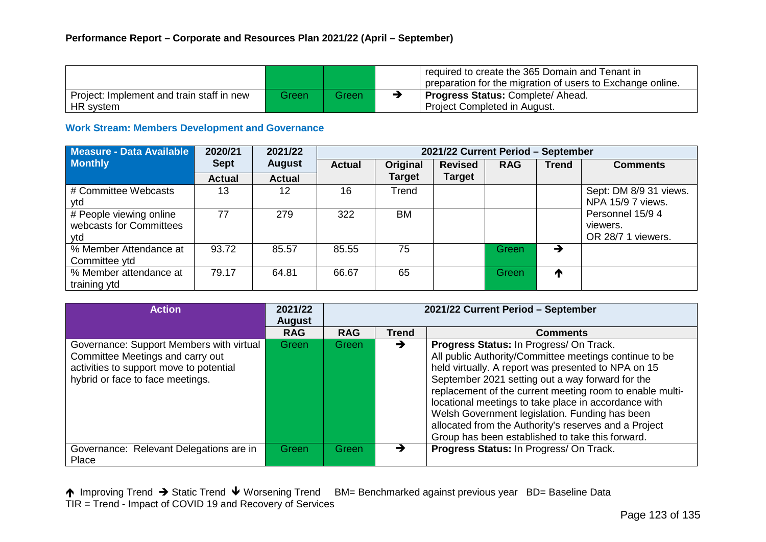## Performance Report – Corporate and Resources Plan 2021/22 (April – September)

| | | | | |
|---|---|---|---|---|
| | | | | required to create the 365 Domain and Tenant in preparation for the migration of users to Exchange online. |
| Project: Implement and train staff in new HR system | Green | Green | → | **Progress Status:** Complete/ Ahead. Project Completed in August. |

### Work Stream: Members Development and Governance

| Measure - Data Available Monthly | 2020/21 Sept Actual | 2021/22 August Actual | 2021/22 Current Period – September | | | | | |
|---|---|---|---|---|---|---|---|---|
| | | | Actual | Original Target | Revised Target | RAG | Trend | Comments |
| # Committee Webcasts ytd | 13 | 12 | 16 | Trend | | | | Sept: DM 8/9 31 views. NPA 15/9 7 views. Personnel 15/9 4 viewers. OR 28/7 1 viewers. |
| # People viewing online webcasts for Committees ytd | 77 | 279 | 322 | BM | | | | |
| % Member Attendance at Committee ytd | 93.72 | 85.57 | 85.55 | 75 | | Green | → | |
| % Member attendance at training ytd | 79.17 | 64.81 | 66.67 | 65 | | Green | ↑ | |

| Action | 2021/22 August | 2021/22 Current Period – September | | |
|---|---|---|---|---|
| | RAG | RAG | Trend | Comments |
| Governance: Support Members with virtual Committee Meetings and carry out activities to support move to potential hybrid or face to face meetings. | Green | Green | → | **Progress Status:** In Progress/ On Track. All public Authority/Committee meetings continue to be held virtually. A report was presented to NPA on 15 September 2021 setting out a way forward for the replacement of the current meeting room to enable multi-locational meetings to take place in accordance with Welsh Government legislation. Funding has been allocated from the Authority's reserves and a Project Group has been established to take this forward. |
| Governance: Relevant Delegations are in Place | Green | Green | → | **Progress Status:** In Progress/ On Track. |

↑ Improving Trend → Static Trend ↓ Worsening Trend BM= Benchmarked against previous year BD= Baseline Data
TIR = Trend - Impact of COVID 19 and Recovery of Services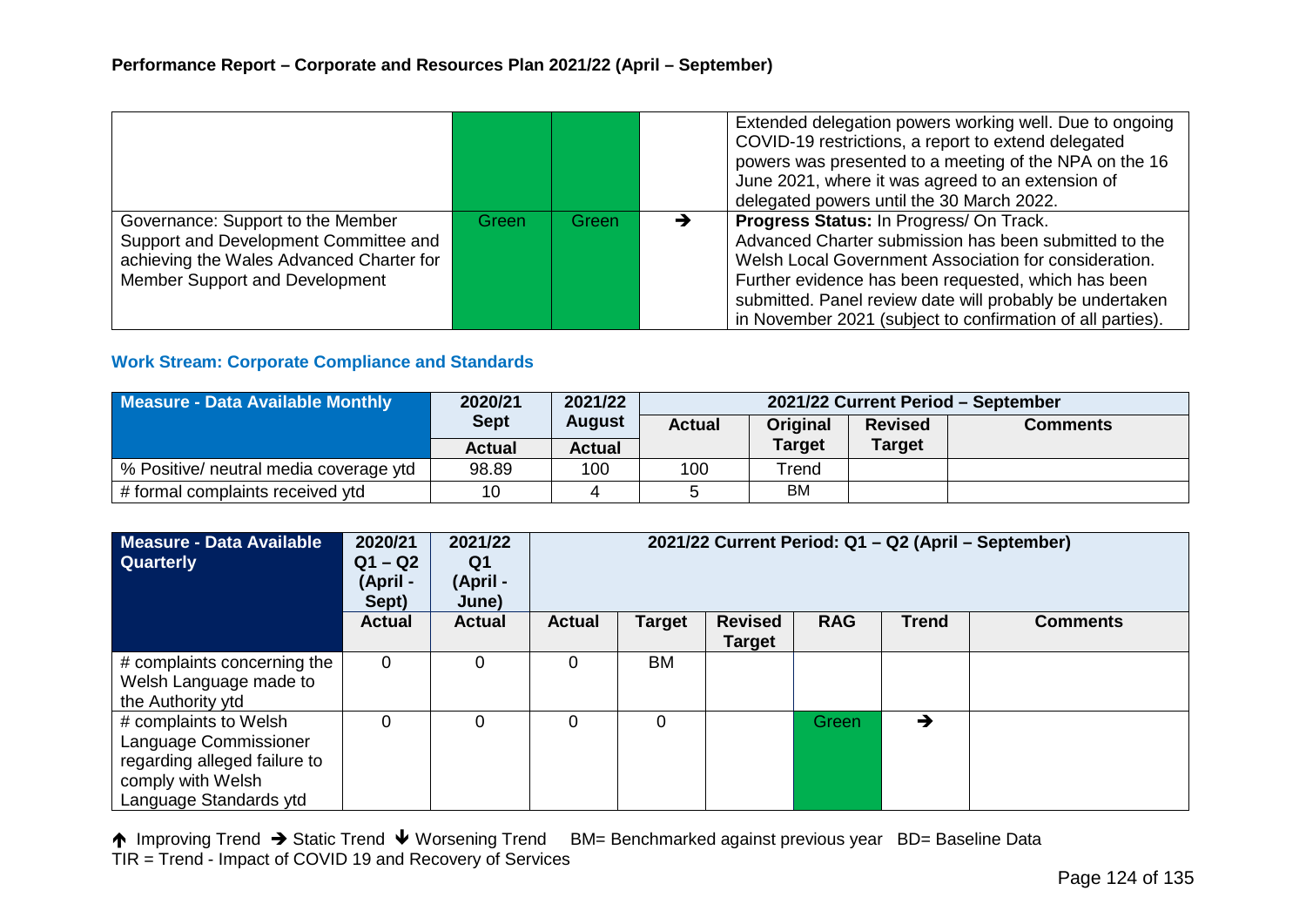**Performance Report – Corporate and Resources Plan 2021/22 (April – September)**

| | | | | |
|---|---|---|---|---|
| | | | | Extended delegation powers working well. Due to ongoing COVID-19 restrictions, a report to extend delegated powers was presented to a meeting of the NPA on the 16 June 2021, where it was agreed to an extension of delegated powers until the 30 March 2022. |
| Governance: Support to the Member Support and Development Committee and achieving the Wales Advanced Charter for Member Support and Development | Green | Green | ➔ | **Progress Status:** In Progress/ On Track. Advanced Charter submission has been submitted to the Welsh Local Government Association for consideration. Further evidence has been requested, which has been submitted. Panel review date will probably be undertaken in November 2021 (subject to confirmation of all parties). |

### Work Stream: Corporate Compliance and Standards

| Measure - Data Available Monthly | 2020/21 Sept | 2021/22 August | 2021/22 Current Period – September | | | |
|---|---|---|---|---|---|---|
| | Actual | Actual | Actual | Original Target | Revised Target | Comments |
| % Positive/ neutral media coverage ytd | 98.89 | 100 | 100 | Trend | | |
| # formal complaints received ytd | 10 | 4 | 5 | BM | | |

| Measure - Data Available Quarterly | 2020/21 Q1 – Q2 (April - Sept) | 2021/22 Q1 (April - June) | 2021/22 Current Period: Q1 – Q2 (April – September) | | | | | |
|---|---|---|---|---|---|---|---|---|
| | Actual | Actual | Actual | Target | Revised Target | RAG | Trend | Comments |
| # complaints concerning the Welsh Language made to the Authority ytd | 0 | 0 | 0 | BM | | | | |
| # complaints to Welsh Language Commissioner regarding alleged failure to comply with Welsh Language Standards ytd | 0 | 0 | 0 | 0 | | Green | ➔ | |

🡅 Improving Trend ➔ Static Trend 🡇 Worsening Trend BM= Benchmarked against previous year BD= Baseline Data
TIR = Trend - Impact of COVID 19 and Recovery of Services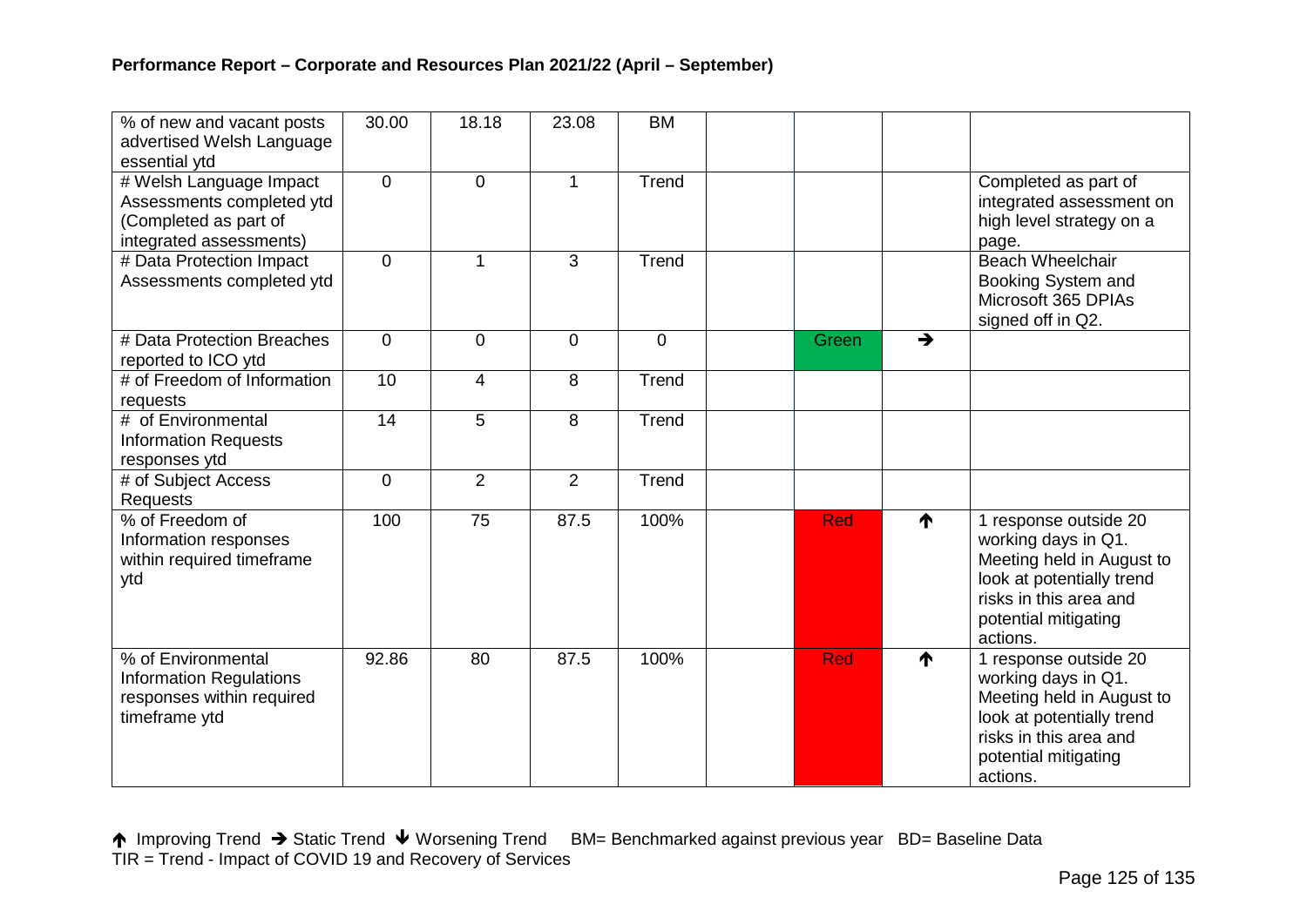## Performance Report – Corporate and Resources Plan 2021/22 (April – September)

| | | | | | | | | |
|---|---|---|---|---|---|---|---|---|
| % of new and vacant posts advertised Welsh Language essential ytd | 30.00 | 18.18 | 23.08 | BM | | | | |
| # Welsh Language Impact Assessments completed ytd (Completed as part of integrated assessments) | 0 | 0 | 1 | Trend | | | | Completed as part of integrated assessment on high level strategy on a page. |
| # Data Protection Impact Assessments completed ytd | 0 | 1 | 3 | Trend | | | | Beach Wheelchair Booking System and Microsoft 365 DPIAs signed off in Q2. |
| # Data Protection Breaches reported to ICO ytd | 0 | 0 | 0 | 0 | | Green | → | |
| # of Freedom of Information requests | 10 | 4 | 8 | Trend | | | | |
| # of Environmental Information Requests responses ytd | 14 | 5 | 8 | Trend | | | | |
| # of Subject Access Requests | 0 | 2 | 2 | Trend | | | | |
| % of Freedom of Information responses within required timeframe ytd | 100 | 75 | 87.5 | 100% | | Red | ↑ | 1 response outside 20 working days in Q1. Meeting held in August to look at potentially trend risks in this area and potential mitigating actions. |
| % of Environmental Information Regulations responses within required timeframe ytd | 92.86 | 80 | 87.5 | 100% | | Red | ↑ | 1 response outside 20 working days in Q1. Meeting held in August to look at potentially trend risks in this area and potential mitigating actions. |

↑ Improving Trend → Static Trend ↓ Worsening Trend BM= Benchmarked against previous year BD= Baseline Data
TIR = Trend - Impact of COVID 19 and Recovery of Services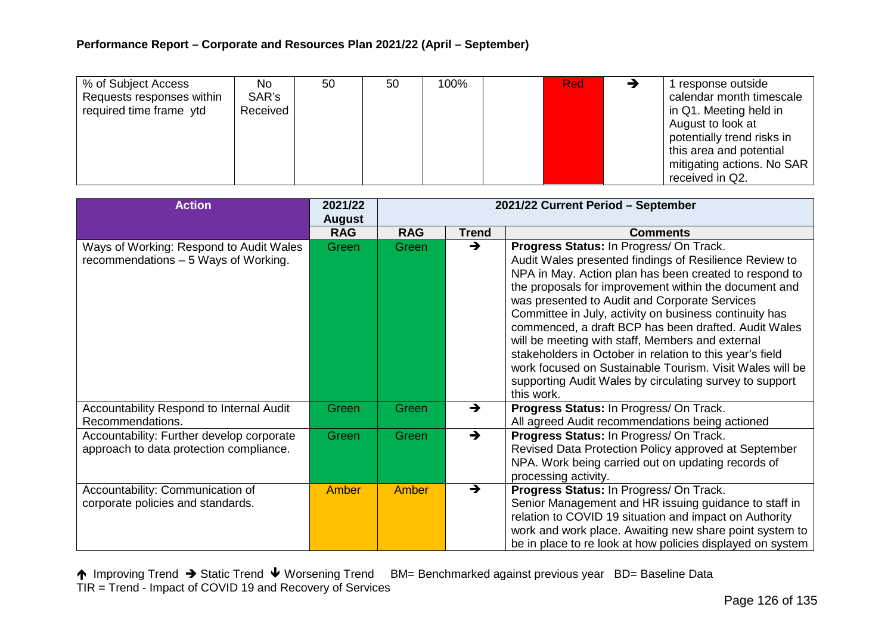**Performance Report – Corporate and Resources Plan 2021/22 (April – September)**

| % of Subject Access Requests responses within required time frame ytd | No SAR's Received | 50 | 50 | 100% | | Red | → | 1 response outside calendar month timescale in Q1. Meeting held in August to look at potentially trend risks in this area and potential mitigating actions. No SAR received in Q2. |
|---|---|---|---|---|---|---|---|---|

| Action | 2021/22 August | 2021/22 Current Period – September | | |
|---|---|---|---|---|
| | RAG | RAG | Trend | Comments |
| Ways of Working: Respond to Audit Wales recommendations – 5 Ways of Working. | Green | Green | → | **Progress Status:** In Progress/ On Track. Audit Wales presented findings of Resilience Review to NPA in May. Action plan has been created to respond to the proposals for improvement within the document and was presented to Audit and Corporate Services Committee in July, activity on business continuity has commenced, a draft BCP has been drafted. Audit Wales will be meeting with staff, Members and external stakeholders in October in relation to this year's field work focused on Sustainable Tourism. Visit Wales will be supporting Audit Wales by circulating survey to support this work. |
| Accountability Respond to Internal Audit Recommendations. | Green | Green | → | **Progress Status:** In Progress/ On Track. All agreed Audit recommendations being actioned |
| Accountability: Further develop corporate approach to data protection compliance. | Green | Green | → | **Progress Status:** In Progress/ On Track. Revised Data Protection Policy approved at September NPA. Work being carried out on updating records of processing activity. |
| Accountability: Communication of corporate policies and standards. | Amber | Amber | → | **Progress Status:** In Progress/ On Track. Senior Management and HR issuing guidance to staff in relation to COVID 19 situation and impact on Authority work and work place. Awaiting new share point system to be in place to re look at how policies displayed on system |

↑ Improving Trend → Static Trend ↓ Worsening Trend BM= Benchmarked against previous year BD= Baseline Data
TIR = Trend - Impact of COVID 19 and Recovery of Services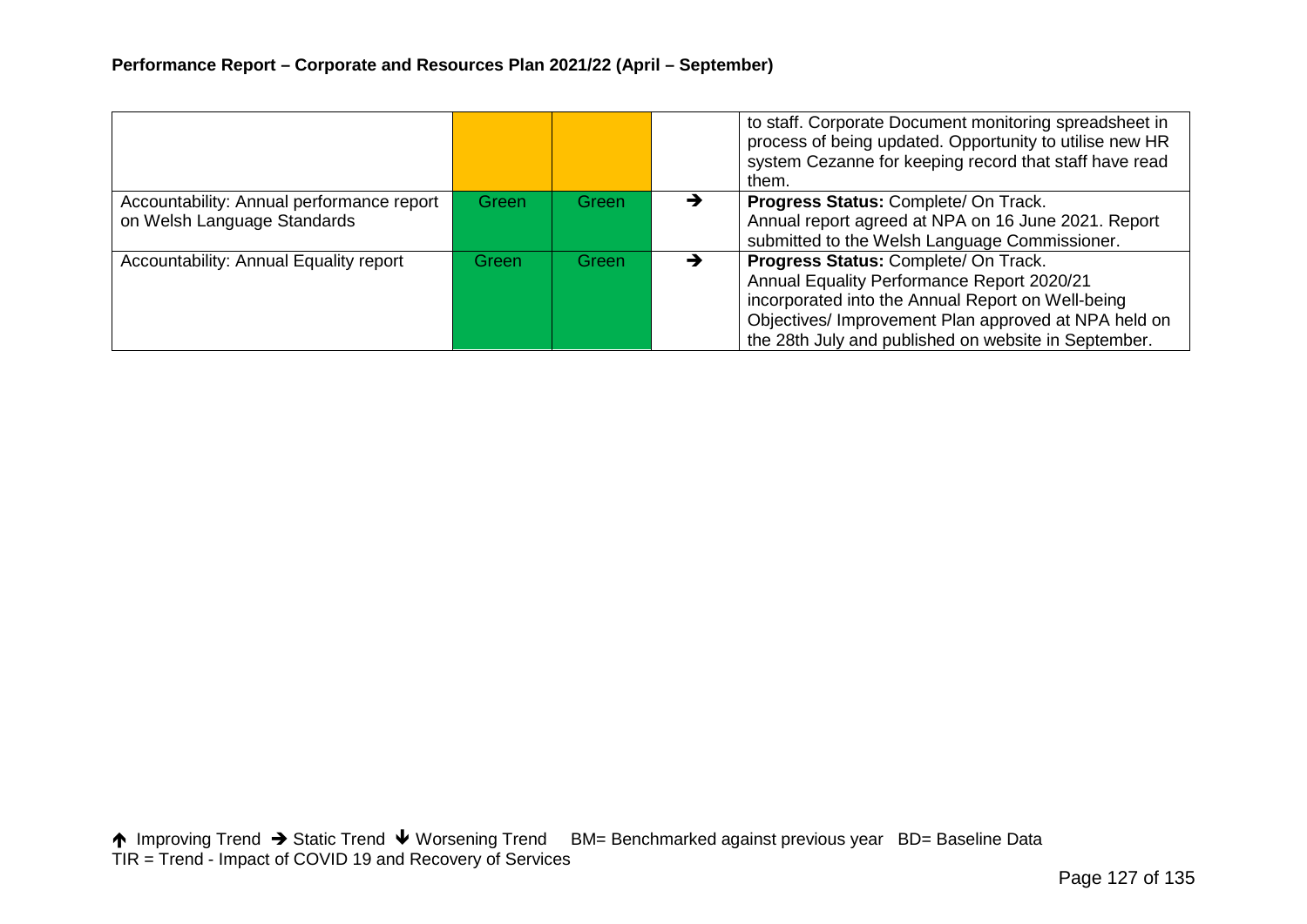| | | | | |
|---|---|---|---|---|
| | | | | to staff. Corporate Document monitoring spreadsheet in process of being updated. Opportunity to utilise new HR system Cezanne for keeping record that staff have read them. |
| Accountability: Annual performance report on Welsh Language Standards | Green | Green | ➔ | **Progress Status:** Complete/ On Track.<br>Annual report agreed at NPA on 16 June 2021. Report submitted to the Welsh Language Commissioner. |
| Accountability: Annual Equality report | Green | Green | ➔ | **Progress Status:** Complete/ On Track.<br>Annual Equality Performance Report 2020/21 incorporated into the Annual Report on Well-being Objectives/ Improvement Plan approved at NPA held on the 28th July and published on website in September. |

🡹 Improving Trend ➔ Static Trend 🡻 Worsening Trend BM= Benchmarked against previous year BD= Baseline Data
TIR = Trend - Impact of COVID 19 and Recovery of Services